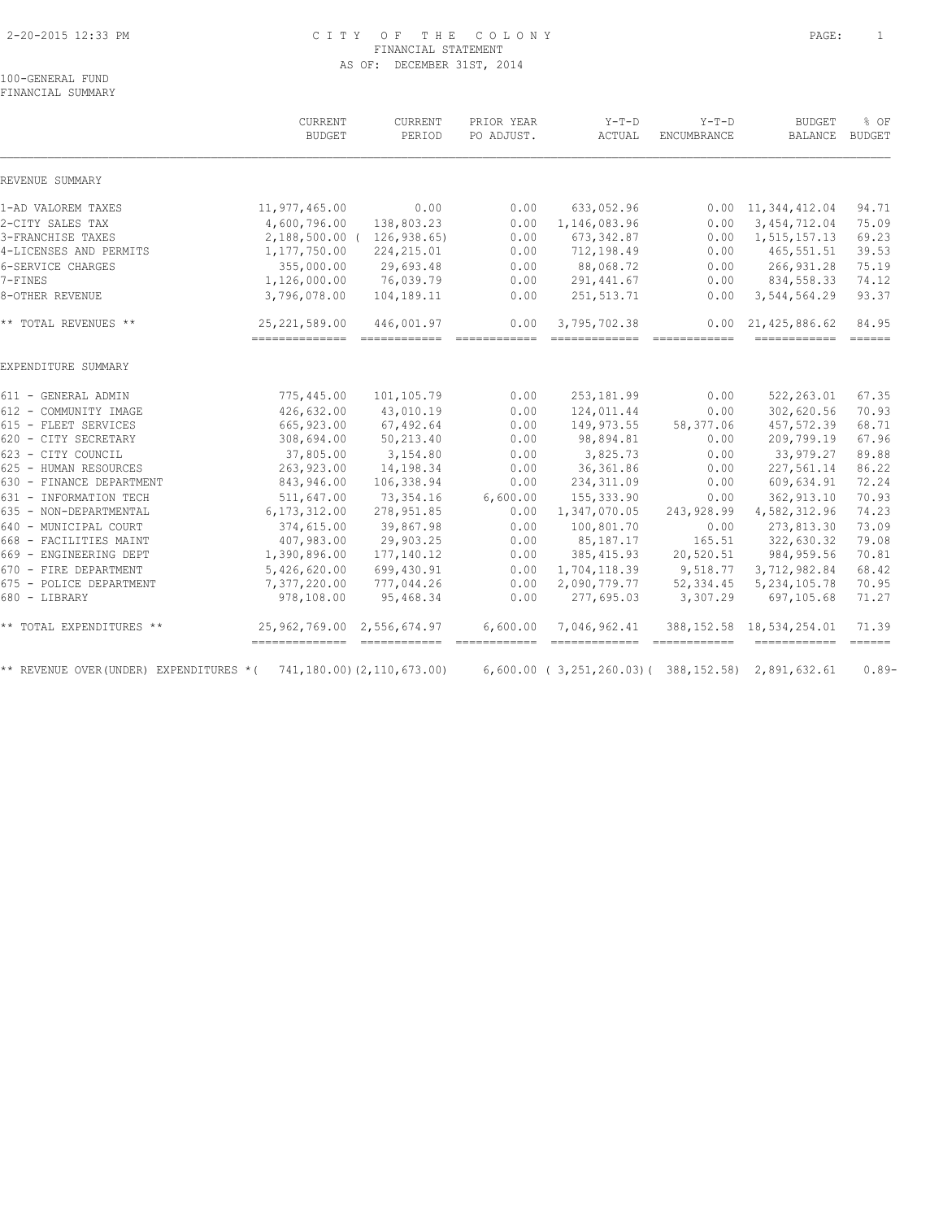# CITY OF THE COLONY
## FINANCIAL STATEMENT
### AS OF: DECEMBER 31ST, 2014

100-GENERAL FUND
FINANCIAL SUMMARY

| | CURRENT BUDGET | CURRENT PERIOD | PRIOR YEAR PO ADJUST. | Y-T-D ACTUAL | Y-T-D ENCUMBRANCE | BUDGET BALANCE | % OF BUDGET |
|---|---|---|---|---|---|---|---|
| **REVENUE SUMMARY** | | | | | | | |
| 1-AD VALOREM TAXES | 11,977,465.00 | 0.00 | 0.00 | 633,052.96 | 0.00 | 11,344,412.04 | 94.71 |
| 2-CITY SALES TAX | 4,600,796.00 | 138,803.23 | 0.00 | 1,146,083.96 | 0.00 | 3,454,712.04 | 75.09 |
| 3-FRANCHISE TAXES | 2,188,500.00 | ( 126,938.65) | 0.00 | 673,342.87 | 0.00 | 1,515,157.13 | 69.23 |
| 4-LICENSES AND PERMITS | 1,177,750.00 | 224,215.01 | 0.00 | 712,198.49 | 0.00 | 465,551.51 | 39.53 |
| 6-SERVICE CHARGES | 355,000.00 | 29,693.48 | 0.00 | 88,068.72 | 0.00 | 266,931.28 | 75.19 |
| 7-FINES | 1,126,000.00 | 76,039.79 | 0.00 | 291,441.67 | 0.00 | 834,558.33 | 74.12 |
| 8-OTHER REVENUE | 3,796,078.00 | 104,189.11 | 0.00 | 251,513.71 | 0.00 | 3,544,564.29 | 93.37 |
| ** TOTAL REVENUES ** | 25,221,589.00 | 446,001.97 | 0.00 | 3,795,702.38 | 0.00 | 21,425,886.62 | 84.95 |
| **EXPENDITURE SUMMARY** | | | | | | | |
| 611 - GENERAL ADMIN | 775,445.00 | 101,105.79 | 0.00 | 253,181.99 | 0.00 | 522,263.01 | 67.35 |
| 612 - COMMUNITY IMAGE | 426,632.00 | 43,010.19 | 0.00 | 124,011.44 | 0.00 | 302,620.56 | 70.93 |
| 615 - FLEET SERVICES | 665,923.00 | 67,492.64 | 0.00 | 149,973.55 | 58,377.06 | 457,572.39 | 68.71 |
| 620 - CITY SECRETARY | 308,694.00 | 50,213.40 | 0.00 | 98,894.81 | 0.00 | 209,799.19 | 67.96 |
| 623 - CITY COUNCIL | 37,805.00 | 3,154.80 | 0.00 | 3,825.73 | 0.00 | 33,979.27 | 89.88 |
| 625 - HUMAN RESOURCES | 263,923.00 | 14,198.34 | 0.00 | 36,361.86 | 0.00 | 227,561.14 | 86.22 |
| 630 - FINANCE DEPARTMENT | 843,946.00 | 106,338.94 | 0.00 | 234,311.09 | 0.00 | 609,634.91 | 72.24 |
| 631 - INFORMATION TECH | 511,647.00 | 73,354.16 | 6,600.00 | 155,333.90 | 0.00 | 362,913.10 | 70.93 |
| 635 - NON-DEPARTMENTAL | 6,173,312.00 | 278,951.85 | 0.00 | 1,347,070.05 | 243,928.99 | 4,582,312.96 | 74.23 |
| 640 - MUNICIPAL COURT | 374,615.00 | 39,867.98 | 0.00 | 100,801.70 | 0.00 | 273,813.30 | 73.09 |
| 668 - FACILITIES MAINT | 407,983.00 | 29,903.25 | 0.00 | 85,187.17 | 165.51 | 322,630.32 | 79.08 |
| 669 - ENGINEERING DEPT | 1,390,896.00 | 177,140.12 | 0.00 | 385,415.93 | 20,520.51 | 984,959.56 | 70.81 |
| 670 - FIRE DEPARTMENT | 5,426,620.00 | 699,430.91 | 0.00 | 1,704,118.39 | 9,518.77 | 3,712,982.84 | 68.42 |
| 675 - POLICE DEPARTMENT | 7,377,220.00 | 777,044.26 | 0.00 | 2,090,779.77 | 52,334.45 | 5,234,105.78 | 70.95 |
| 680 - LIBRARY | 978,108.00 | 95,468.34 | 0.00 | 277,695.03 | 3,307.29 | 697,105.68 | 71.27 |
| ** TOTAL EXPENDITURES ** | 25,962,769.00 | 2,556,674.97 | 6,600.00 | 7,046,962.41 | 388,152.58 | 18,534,254.01 | 71.39 |
| ** REVENUE OVER(UNDER) EXPENDITURES * | ( 741,180.00) | (2,110,673.00) | 6,600.00 | ( 3,251,260.03) | ( 388,152.58) | 2,891,632.61 | 0.89- |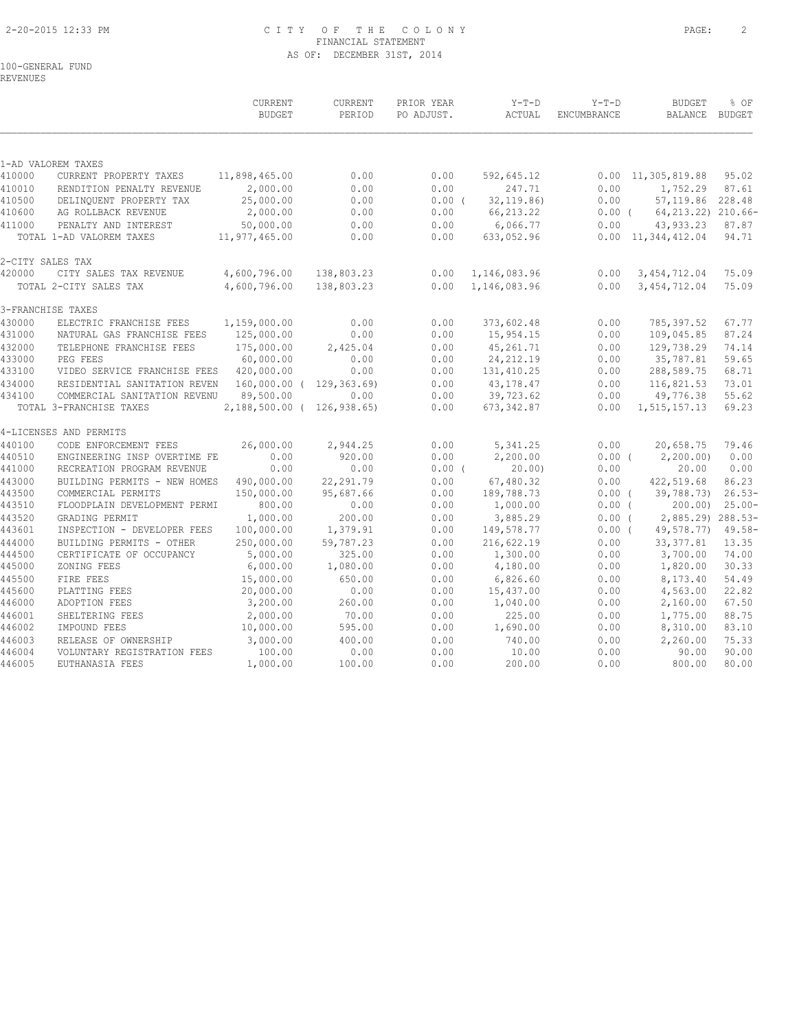CITY OF THE COLONY
FINANCIAL STATEMENT
AS OF: DECEMBER 31ST, 2014

100-GENERAL FUND
REVENUES

| | | CURRENT BUDGET | CURRENT PERIOD | PRIOR YEAR PO ADJUST. | Y-T-D ACTUAL | Y-T-D ENCUMBRANCE | BUDGET BALANCE | % OF BUDGET |
|---|---|---|---|---|---|---|---|---|
| 1-AD VALOREM TAXES | | | | | | | | |
| 410000 | CURRENT PROPERTY TAXES | 11,898,465.00 | 0.00 | 0.00 | 592,645.12 | 0.00 | 11,305,819.88 | 95.02 |
| 410010 | RENDITION PENALTY REVENUE | 2,000.00 | 0.00 | 0.00 | 247.71 | 0.00 | 1,752.29 | 87.61 |
| 410500 | DELINQUENT PROPERTY TAX | 25,000.00 | 0.00 | 0.00 ( | 32,119.86) | 0.00 | 57,119.86 | 228.48 |
| 410600 | AG ROLLBACK REVENUE | 2,000.00 | 0.00 | 0.00 | 66,213.22 | 0.00 ( | 64,213.22) | 210.66- |
| 411000 | PENALTY AND INTEREST | 50,000.00 | 0.00 | 0.00 | 6,066.77 | 0.00 | 43,933.23 | 87.87 |
| | TOTAL 1-AD VALOREM TAXES | 11,977,465.00 | 0.00 | 0.00 | 633,052.96 | 0.00 | 11,344,412.04 | 94.71 |
| 2-CITY SALES TAX | | | | | | | | |
| 420000 | CITY SALES TAX REVENUE | 4,600,796.00 | 138,803.23 | 0.00 | 1,146,083.96 | 0.00 | 3,454,712.04 | 75.09 |
| | TOTAL 2-CITY SALES TAX | 4,600,796.00 | 138,803.23 | 0.00 | 1,146,083.96 | 0.00 | 3,454,712.04 | 75.09 |
| 3-FRANCHISE TAXES | | | | | | | | |
| 430000 | ELECTRIC FRANCHISE FEES | 1,159,000.00 | 0.00 | 0.00 | 373,602.48 | 0.00 | 785,397.52 | 67.77 |
| 431000 | NATURAL GAS FRANCHISE FEES | 125,000.00 | 0.00 | 0.00 | 15,954.15 | 0.00 | 109,045.85 | 87.24 |
| 432000 | TELEPHONE FRANCHISE FEES | 175,000.00 | 2,425.04 | 0.00 | 45,261.71 | 0.00 | 129,738.29 | 74.14 |
| 433000 | PEG FEES | 60,000.00 | 0.00 | 0.00 | 24,212.19 | 0.00 | 35,787.81 | 59.65 |
| 433100 | VIDEO SERVICE FRANCHISE FEES | 420,000.00 | 0.00 | 0.00 | 131,410.25 | 0.00 | 288,589.75 | 68.71 |
| 434000 | RESIDENTIAL SANITATION REVEN | 160,000.00 ( | 129,363.69) | 0.00 | 43,178.47 | 0.00 | 116,821.53 | 73.01 |
| 434100 | COMMERCIAL SANITATION REVENU | 89,500.00 | 0.00 | 0.00 | 39,723.62 | 0.00 | 49,776.38 | 55.62 |
| | TOTAL 3-FRANCHISE TAXES | 2,188,500.00 ( | 126,938.65) | 0.00 | 673,342.87 | 0.00 | 1,515,157.13 | 69.23 |
| 4-LICENSES AND PERMITS | | | | | | | | |
| 440100 | CODE ENFORCEMENT FEES | 26,000.00 | 2,944.25 | 0.00 | 5,341.25 | 0.00 | 20,658.75 | 79.46 |
| 440510 | ENGINEERING INSP OVERTIME FE | 0.00 | 920.00 | 0.00 | 2,200.00 | 0.00 ( | 2,200.00) | 0.00 |
| 441000 | RECREATION PROGRAM REVENUE | 0.00 | 0.00 | 0.00 ( | 20.00) | 0.00 | 20.00 | 0.00 |
| 443000 | BUILDING PERMITS - NEW HOMES | 490,000.00 | 22,291.79 | 0.00 | 67,480.32 | 0.00 | 422,519.68 | 86.23 |
| 443500 | COMMERCIAL PERMITS | 150,000.00 | 95,687.66 | 0.00 | 189,788.73 | 0.00 ( | 39,788.73) | 26.53- |
| 443510 | FLOODPLAIN DEVELOPMENT PERMI | 800.00 | 0.00 | 0.00 | 1,000.00 | 0.00 ( | 200.00) | 25.00- |
| 443520 | GRADING PERMIT | 1,000.00 | 200.00 | 0.00 | 3,885.29 | 0.00 ( | 2,885.29) | 288.53- |
| 443601 | INSPECTION - DEVELOPER FEES | 100,000.00 | 1,379.91 | 0.00 | 149,578.77 | 0.00 ( | 49,578.77) | 49.58- |
| 444000 | BUILDING PERMITS - OTHER | 250,000.00 | 59,787.23 | 0.00 | 216,622.19 | 0.00 | 33,377.81 | 13.35 |
| 444500 | CERTIFICATE OF OCCUPANCY | 5,000.00 | 325.00 | 0.00 | 1,300.00 | 0.00 | 3,700.00 | 74.00 |
| 445000 | ZONING FEES | 6,000.00 | 1,080.00 | 0.00 | 4,180.00 | 0.00 | 1,820.00 | 30.33 |
| 445500 | FIRE FEES | 15,000.00 | 650.00 | 0.00 | 6,826.60 | 0.00 | 8,173.40 | 54.49 |
| 445600 | PLATTING FEES | 20,000.00 | 0.00 | 0.00 | 15,437.00 | 0.00 | 4,563.00 | 22.82 |
| 446000 | ADOPTION FEES | 3,200.00 | 260.00 | 0.00 | 1,040.00 | 0.00 | 2,160.00 | 67.50 |
| 446001 | SHELTERING FEES | 2,000.00 | 70.00 | 0.00 | 225.00 | 0.00 | 1,775.00 | 88.75 |
| 446002 | IMPOUND FEES | 10,000.00 | 595.00 | 0.00 | 1,690.00 | 0.00 | 8,310.00 | 83.10 |
| 446003 | RELEASE OF OWNERSHIP | 3,000.00 | 400.00 | 0.00 | 740.00 | 0.00 | 2,260.00 | 75.33 |
| 446004 | VOLUNTARY REGISTRATION FEES | 100.00 | 0.00 | 0.00 | 10.00 | 0.00 | 90.00 | 90.00 |
| 446005 | EUTHANASIA FEES | 1,000.00 | 100.00 | 0.00 | 200.00 | 0.00 | 800.00 | 80.00 |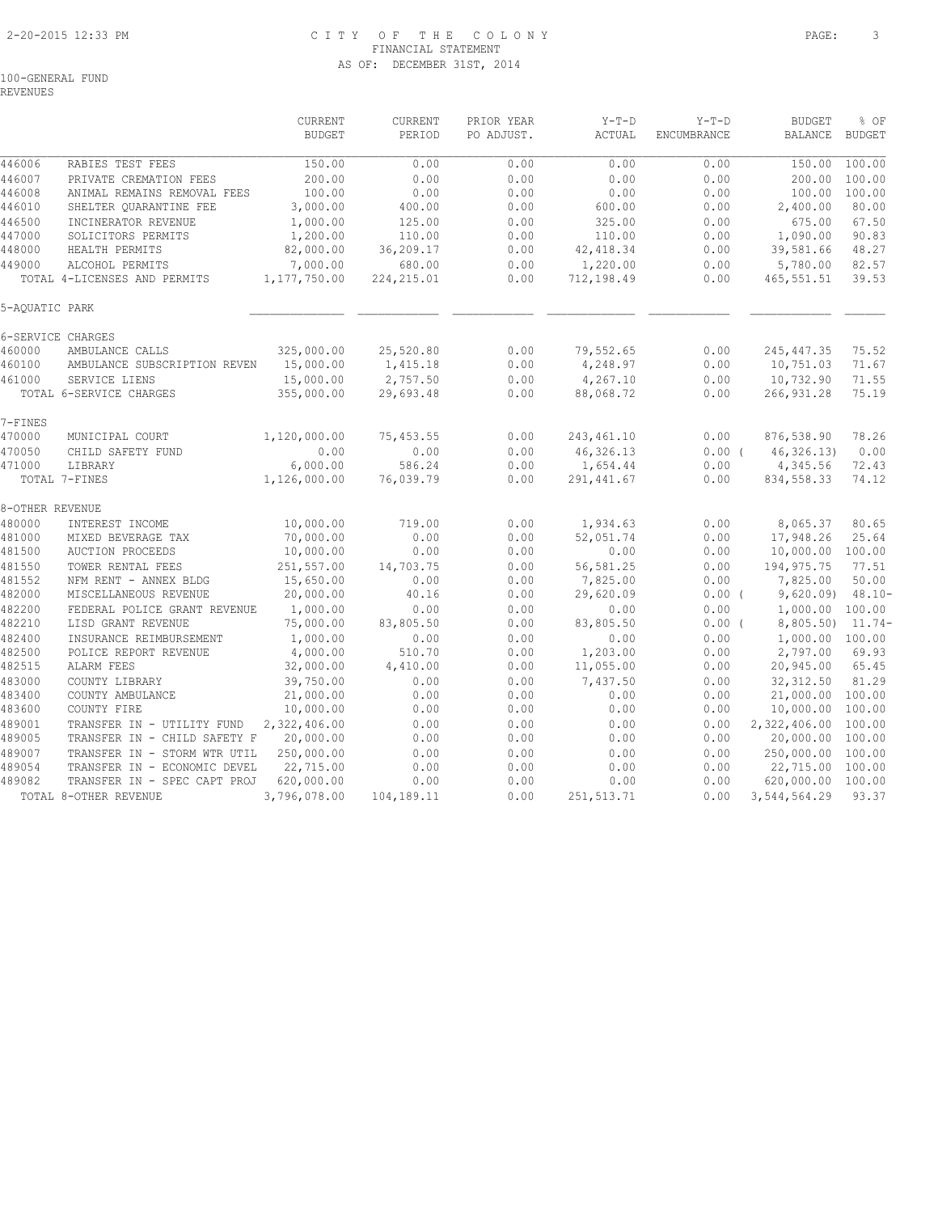CITY OF THE COLONY
FINANCIAL STATEMENT
AS OF: DECEMBER 31ST, 2014

100-GENERAL FUND
REVENUES

| | | CURRENT BUDGET | CURRENT PERIOD | PRIOR YEAR PO ADJUST. | Y-T-D ACTUAL | Y-T-D ENCUMBRANCE | BUDGET BALANCE | % OF BUDGET |
|---|---|---|---|---|---|---|---|---|
| 446006 | RABIES TEST FEES | 150.00 | 0.00 | 0.00 | 0.00 | 0.00 | 150.00 | 100.00 |
| 446007 | PRIVATE CREMATION FEES | 200.00 | 0.00 | 0.00 | 0.00 | 0.00 | 200.00 | 100.00 |
| 446008 | ANIMAL REMAINS REMOVAL FEES | 100.00 | 0.00 | 0.00 | 0.00 | 0.00 | 100.00 | 100.00 |
| 446010 | SHELTER QUARANTINE FEE | 3,000.00 | 400.00 | 0.00 | 600.00 | 0.00 | 2,400.00 | 80.00 |
| 446500 | INCINERATOR REVENUE | 1,000.00 | 125.00 | 0.00 | 325.00 | 0.00 | 675.00 | 67.50 |
| 447000 | SOLICITORS PERMITS | 1,200.00 | 110.00 | 0.00 | 110.00 | 0.00 | 1,090.00 | 90.83 |
| 448000 | HEALTH PERMITS | 82,000.00 | 36,209.17 | 0.00 | 42,418.34 | 0.00 | 39,581.66 | 48.27 |
| 449000 | ALCOHOL PERMITS | 7,000.00 | 680.00 | 0.00 | 1,220.00 | 0.00 | 5,780.00 | 82.57 |
| | TOTAL 4-LICENSES AND PERMITS | 1,177,750.00 | 224,215.01 | 0.00 | 712,198.49 | 0.00 | 465,551.51 | 39.53 |
| 5-AQUATIC PARK | | | | | | | | |
| 6-SERVICE CHARGES | | | | | | | | |
| 460000 | AMBULANCE CALLS | 325,000.00 | 25,520.80 | 0.00 | 79,552.65 | 0.00 | 245,447.35 | 75.52 |
| 460100 | AMBULANCE SUBSCRIPTION REVEN | 15,000.00 | 1,415.18 | 0.00 | 4,248.97 | 0.00 | 10,751.03 | 71.67 |
| 461000 | SERVICE LIENS | 15,000.00 | 2,757.50 | 0.00 | 4,267.10 | 0.00 | 10,732.90 | 71.55 |
| | TOTAL 6-SERVICE CHARGES | 355,000.00 | 29,693.48 | 0.00 | 88,068.72 | 0.00 | 266,931.28 | 75.19 |
| 7-FINES | | | | | | | | |
| 470000 | MUNICIPAL COURT | 1,120,000.00 | 75,453.55 | 0.00 | 243,461.10 | 0.00 | 876,538.90 | 78.26 |
| 470050 | CHILD SAFETY FUND | 0.00 | 0.00 | 0.00 | 46,326.13 | 0.00 ( | 46,326.13) | 0.00 |
| 471000 | LIBRARY | 6,000.00 | 586.24 | 0.00 | 1,654.44 | 0.00 | 4,345.56 | 72.43 |
| | TOTAL 7-FINES | 1,126,000.00 | 76,039.79 | 0.00 | 291,441.67 | 0.00 | 834,558.33 | 74.12 |
| 8-OTHER REVENUE | | | | | | | | |
| 480000 | INTEREST INCOME | 10,000.00 | 719.00 | 0.00 | 1,934.63 | 0.00 | 8,065.37 | 80.65 |
| 481000 | MIXED BEVERAGE TAX | 70,000.00 | 0.00 | 0.00 | 52,051.74 | 0.00 | 17,948.26 | 25.64 |
| 481500 | AUCTION PROCEEDS | 10,000.00 | 0.00 | 0.00 | 0.00 | 0.00 | 10,000.00 | 100.00 |
| 481550 | TOWER RENTAL FEES | 251,557.00 | 14,703.75 | 0.00 | 56,581.25 | 0.00 | 194,975.75 | 77.51 |
| 481552 | NFM RENT - ANNEX BLDG | 15,650.00 | 0.00 | 0.00 | 7,825.00 | 0.00 | 7,825.00 | 50.00 |
| 482000 | MISCELLANEOUS REVENUE | 20,000.00 | 40.16 | 0.00 | 29,620.09 | 0.00 ( | 9,620.09) | 48.10- |
| 482200 | FEDERAL POLICE GRANT REVENUE | 1,000.00 | 0.00 | 0.00 | 0.00 | 0.00 | 1,000.00 | 100.00 |
| 482210 | LISD GRANT REVENUE | 75,000.00 | 83,805.50 | 0.00 | 83,805.50 | 0.00 ( | 8,805.50) | 11.74- |
| 482400 | INSURANCE REIMBURSEMENT | 1,000.00 | 0.00 | 0.00 | 0.00 | 0.00 | 1,000.00 | 100.00 |
| 482500 | POLICE REPORT REVENUE | 4,000.00 | 510.70 | 0.00 | 1,203.00 | 0.00 | 2,797.00 | 69.93 |
| 482515 | ALARM FEES | 32,000.00 | 4,410.00 | 0.00 | 11,055.00 | 0.00 | 20,945.00 | 65.45 |
| 483000 | COUNTY LIBRARY | 39,750.00 | 0.00 | 0.00 | 7,437.50 | 0.00 | 32,312.50 | 81.29 |
| 483400 | COUNTY AMBULANCE | 21,000.00 | 0.00 | 0.00 | 0.00 | 0.00 | 21,000.00 | 100.00 |
| 483600 | COUNTY FIRE | 10,000.00 | 0.00 | 0.00 | 0.00 | 0.00 | 10,000.00 | 100.00 |
| 489001 | TRANSFER IN - UTILITY FUND | 2,322,406.00 | 0.00 | 0.00 | 0.00 | 0.00 | 2,322,406.00 | 100.00 |
| 489005 | TRANSFER IN - CHILD SAFETY F | 20,000.00 | 0.00 | 0.00 | 0.00 | 0.00 | 20,000.00 | 100.00 |
| 489007 | TRANSFER IN - STORM WTR UTIL | 250,000.00 | 0.00 | 0.00 | 0.00 | 0.00 | 250,000.00 | 100.00 |
| 489054 | TRANSFER IN - ECONOMIC DEVEL | 22,715.00 | 0.00 | 0.00 | 0.00 | 0.00 | 22,715.00 | 100.00 |
| 489082 | TRANSFER IN - SPEC CAPT PROJ | 620,000.00 | 0.00 | 0.00 | 0.00 | 0.00 | 620,000.00 | 100.00 |
| | TOTAL 8-OTHER REVENUE | 3,796,078.00 | 104,189.11 | 0.00 | 251,513.71 | 0.00 | 3,544,564.29 | 93.37 |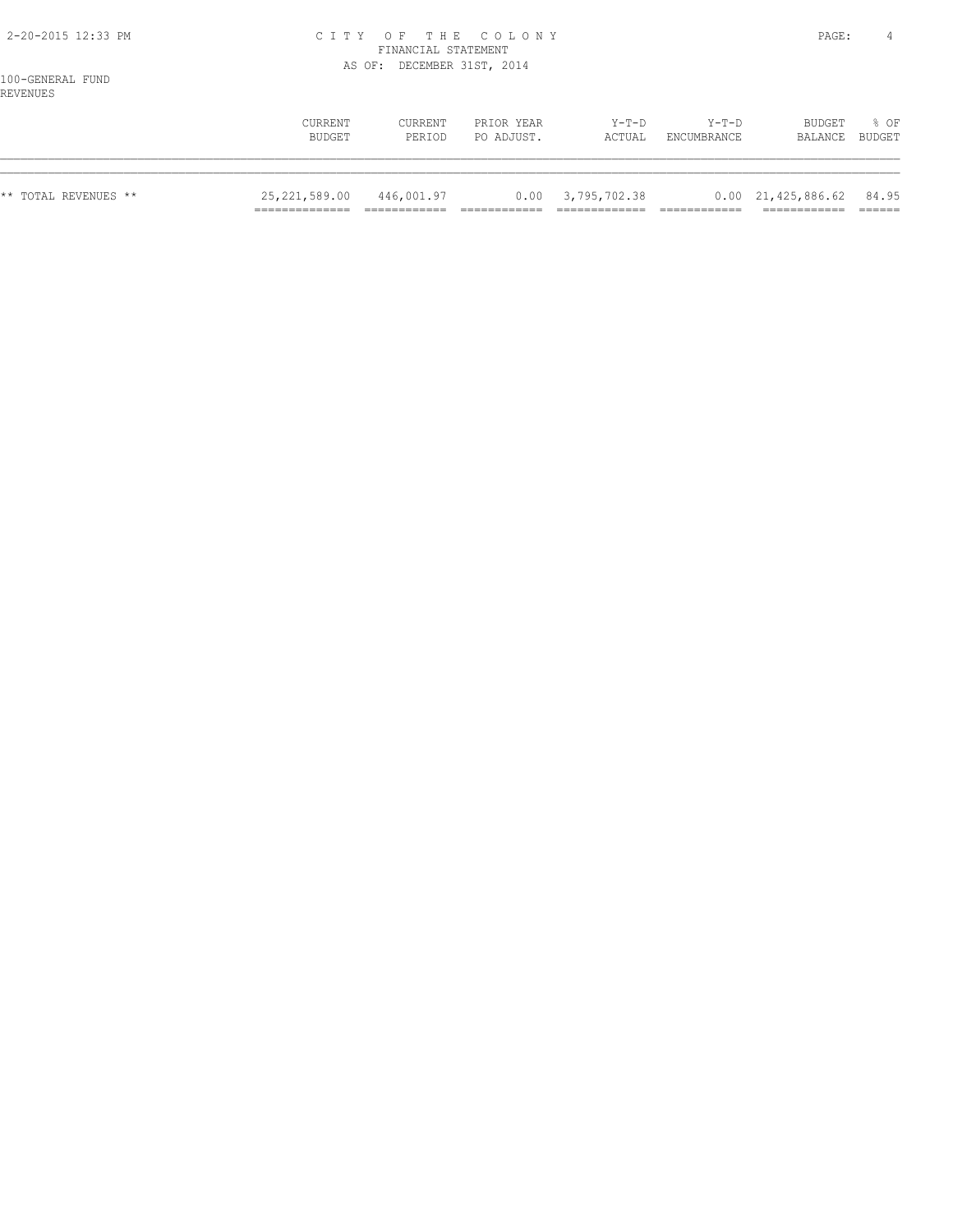CITY OF THE COLONY
FINANCIAL STATEMENT
AS OF: DECEMBER 31ST, 2014

100-GENERAL FUND
REVENUES

| | CURRENT BUDGET | CURRENT PERIOD | PRIOR YEAR PO ADJUST. | Y-T-D ACTUAL | Y-T-D ENCUMBRANCE | BUDGET BALANCE | % OF BUDGET |
|---|---|---|---|---|---|---|---|
| ** TOTAL REVENUES ** | 25,221,589.00 | 446,001.97 | 0.00 | 3,795,702.38 | 0.00 | 21,425,886.62 | 84.95 |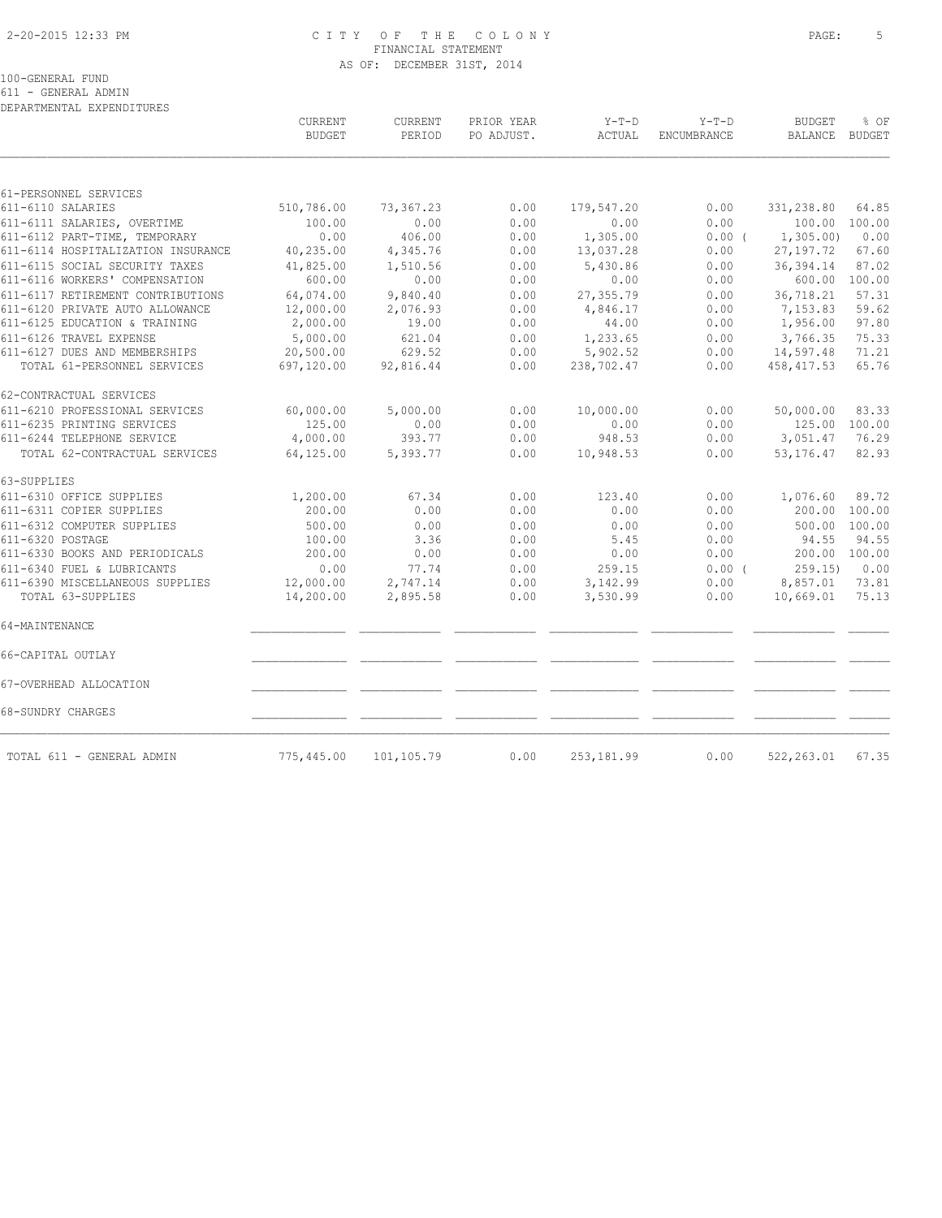# CITY OF THE COLONY
## FINANCIAL STATEMENT
### AS OF: DECEMBER 31ST, 2014

100-GENERAL FUND
611 - GENERAL ADMIN
DEPARTMENTAL EXPENDITURES

| | CURRENT BUDGET | CURRENT PERIOD | PRIOR YEAR PO ADJUST. | Y-T-D ACTUAL | Y-T-D ENCUMBRANCE | BUDGET BALANCE | % OF BUDGET |
|---|---|---|---|---|---|---|---|
| 61-PERSONNEL SERVICES | | | | | | | |
| 611-6110 SALARIES | 510,786.00 | 73,367.23 | 0.00 | 179,547.20 | 0.00 | 331,238.80 | 64.85 |
| 611-6111 SALARIES, OVERTIME | 100.00 | 0.00 | 0.00 | 0.00 | 0.00 | 100.00 | 100.00 |
| 611-6112 PART-TIME, TEMPORARY | 0.00 | 406.00 | 0.00 | 1,305.00 | 0.00 ( | 1,305.00) | 0.00 |
| 611-6114 HOSPITALIZATION INSURANCE | 40,235.00 | 4,345.76 | 0.00 | 13,037.28 | 0.00 | 27,197.72 | 67.60 |
| 611-6115 SOCIAL SECURITY TAXES | 41,825.00 | 1,510.56 | 0.00 | 5,430.86 | 0.00 | 36,394.14 | 87.02 |
| 611-6116 WORKERS' COMPENSATION | 600.00 | 0.00 | 0.00 | 0.00 | 0.00 | 600.00 | 100.00 |
| 611-6117 RETIREMENT CONTRIBUTIONS | 64,074.00 | 9,840.40 | 0.00 | 27,355.79 | 0.00 | 36,718.21 | 57.31 |
| 611-6120 PRIVATE AUTO ALLOWANCE | 12,000.00 | 2,076.93 | 0.00 | 4,846.17 | 0.00 | 7,153.83 | 59.62 |
| 611-6125 EDUCATION & TRAINING | 2,000.00 | 19.00 | 0.00 | 44.00 | 0.00 | 1,956.00 | 97.80 |
| 611-6126 TRAVEL EXPENSE | 5,000.00 | 621.04 | 0.00 | 1,233.65 | 0.00 | 3,766.35 | 75.33 |
| 611-6127 DUES AND MEMBERSHIPS | 20,500.00 | 629.52 | 0.00 | 5,902.52 | 0.00 | 14,597.48 | 71.21 |
| TOTAL 61-PERSONNEL SERVICES | 697,120.00 | 92,816.44 | 0.00 | 238,702.47 | 0.00 | 458,417.53 | 65.76 |
| 62-CONTRACTUAL SERVICES | | | | | | | |
| 611-6210 PROFESSIONAL SERVICES | 60,000.00 | 5,000.00 | 0.00 | 10,000.00 | 0.00 | 50,000.00 | 83.33 |
| 611-6235 PRINTING SERVICES | 125.00 | 0.00 | 0.00 | 0.00 | 0.00 | 125.00 | 100.00 |
| 611-6244 TELEPHONE SERVICE | 4,000.00 | 393.77 | 0.00 | 948.53 | 0.00 | 3,051.47 | 76.29 |
| TOTAL 62-CONTRACTUAL SERVICES | 64,125.00 | 5,393.77 | 0.00 | 10,948.53 | 0.00 | 53,176.47 | 82.93 |
| 63-SUPPLIES | | | | | | | |
| 611-6310 OFFICE SUPPLIES | 1,200.00 | 67.34 | 0.00 | 123.40 | 0.00 | 1,076.60 | 89.72 |
| 611-6311 COPIER SUPPLIES | 200.00 | 0.00 | 0.00 | 0.00 | 0.00 | 200.00 | 100.00 |
| 611-6312 COMPUTER SUPPLIES | 500.00 | 0.00 | 0.00 | 0.00 | 0.00 | 500.00 | 100.00 |
| 611-6320 POSTAGE | 100.00 | 3.36 | 0.00 | 5.45 | 0.00 | 94.55 | 94.55 |
| 611-6330 BOOKS AND PERIODICALS | 200.00 | 0.00 | 0.00 | 0.00 | 0.00 | 200.00 | 100.00 |
| 611-6340 FUEL & LUBRICANTS | 0.00 | 77.74 | 0.00 | 259.15 | 0.00 ( | 259.15) | 0.00 |
| 611-6390 MISCELLANEOUS SUPPLIES | 12,000.00 | 2,747.14 | 0.00 | 3,142.99 | 0.00 | 8,857.01 | 73.81 |
| TOTAL 63-SUPPLIES | 14,200.00 | 2,895.58 | 0.00 | 3,530.99 | 0.00 | 10,669.01 | 75.13 |
| 64-MAINTENANCE | | | | | | | |
| 66-CAPITAL OUTLAY | | | | | | | |
| 67-OVERHEAD ALLOCATION | | | | | | | |
| 68-SUNDRY CHARGES | | | | | | | |
| TOTAL 611 - GENERAL ADMIN | 775,445.00 | 101,105.79 | 0.00 | 253,181.99 | 0.00 | 522,263.01 | 67.35 |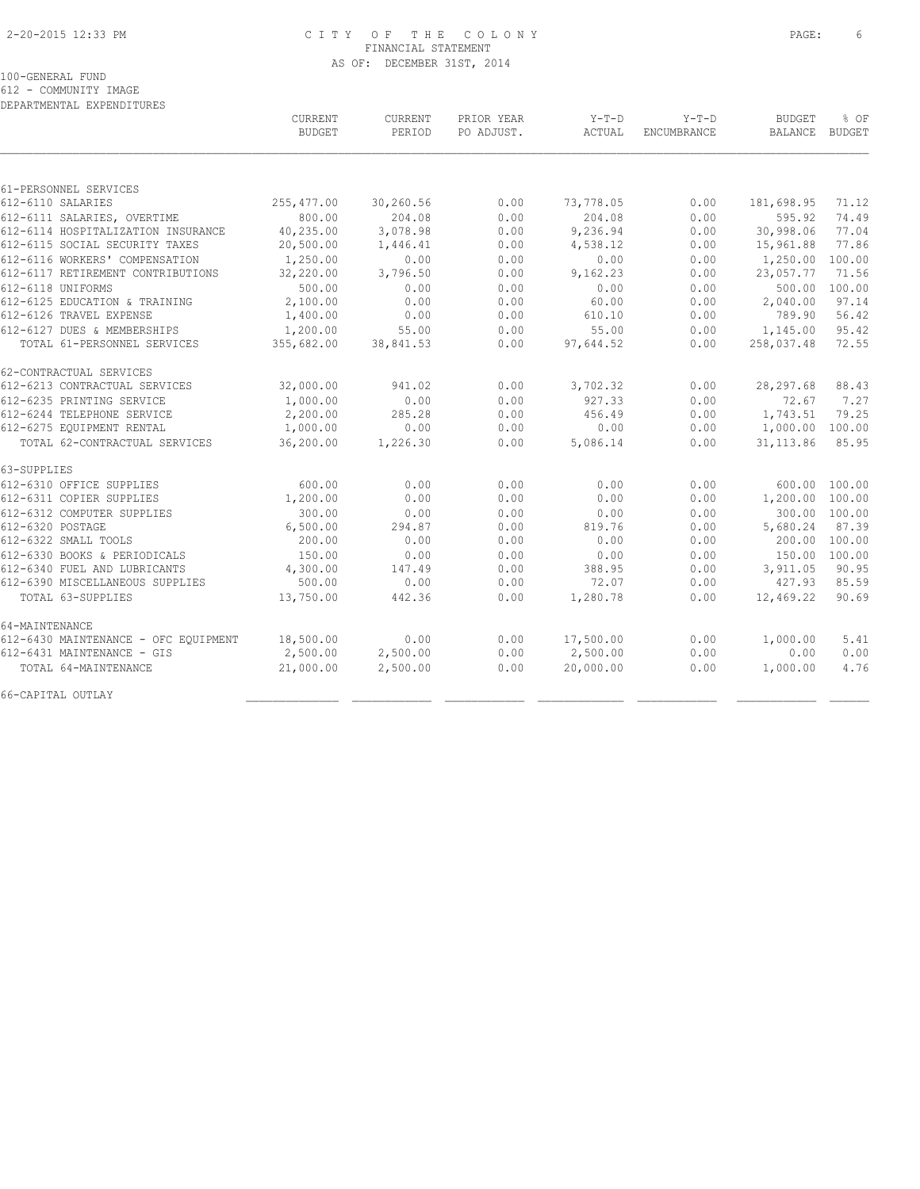CITY OF THE COLONY
FINANCIAL STATEMENT
AS OF: DECEMBER 31ST, 2014

100-GENERAL FUND
612 - COMMUNITY IMAGE
DEPARTMENTAL EXPENDITURES

| | CURRENT BUDGET | CURRENT PERIOD | PRIOR YEAR PO ADJUST. | Y-T-D ACTUAL | Y-T-D ENCUMBRANCE | BUDGET BALANCE | % OF BUDGET |
|---|---|---|---|---|---|---|---|
| 61-PERSONNEL SERVICES | | | | | | | |
| 612-6110 SALARIES | 255,477.00 | 30,260.56 | 0.00 | 73,778.05 | 0.00 | 181,698.95 | 71.12 |
| 612-6111 SALARIES, OVERTIME | 800.00 | 204.08 | 0.00 | 204.08 | 0.00 | 595.92 | 74.49 |
| 612-6114 HOSPITALIZATION INSURANCE | 40,235.00 | 3,078.98 | 0.00 | 9,236.94 | 0.00 | 30,998.06 | 77.04 |
| 612-6115 SOCIAL SECURITY TAXES | 20,500.00 | 1,446.41 | 0.00 | 4,538.12 | 0.00 | 15,961.88 | 77.86 |
| 612-6116 WORKERS' COMPENSATION | 1,250.00 | 0.00 | 0.00 | 0.00 | 0.00 | 1,250.00 | 100.00 |
| 612-6117 RETIREMENT CONTRIBUTIONS | 32,220.00 | 3,796.50 | 0.00 | 9,162.23 | 0.00 | 23,057.77 | 71.56 |
| 612-6118 UNIFORMS | 500.00 | 0.00 | 0.00 | 0.00 | 0.00 | 500.00 | 100.00 |
| 612-6125 EDUCATION & TRAINING | 2,100.00 | 0.00 | 0.00 | 60.00 | 0.00 | 2,040.00 | 97.14 |
| 612-6126 TRAVEL EXPENSE | 1,400.00 | 0.00 | 0.00 | 610.10 | 0.00 | 789.90 | 56.42 |
| 612-6127 DUES & MEMBERSHIPS | 1,200.00 | 55.00 | 0.00 | 55.00 | 0.00 | 1,145.00 | 95.42 |
| TOTAL 61-PERSONNEL SERVICES | 355,682.00 | 38,841.53 | 0.00 | 97,644.52 | 0.00 | 258,037.48 | 72.55 |
| 62-CONTRACTUAL SERVICES | | | | | | | |
| 612-6213 CONTRACTUAL SERVICES | 32,000.00 | 941.02 | 0.00 | 3,702.32 | 0.00 | 28,297.68 | 88.43 |
| 612-6235 PRINTING SERVICE | 1,000.00 | 0.00 | 0.00 | 927.33 | 0.00 | 72.67 | 7.27 |
| 612-6244 TELEPHONE SERVICE | 2,200.00 | 285.28 | 0.00 | 456.49 | 0.00 | 1,743.51 | 79.25 |
| 612-6275 EQUIPMENT RENTAL | 1,000.00 | 0.00 | 0.00 | 0.00 | 0.00 | 1,000.00 | 100.00 |
| TOTAL 62-CONTRACTUAL SERVICES | 36,200.00 | 1,226.30 | 0.00 | 5,086.14 | 0.00 | 31,113.86 | 85.95 |
| 63-SUPPLIES | | | | | | | |
| 612-6310 OFFICE SUPPLIES | 600.00 | 0.00 | 0.00 | 0.00 | 0.00 | 600.00 | 100.00 |
| 612-6311 COPIER SUPPLIES | 1,200.00 | 0.00 | 0.00 | 0.00 | 0.00 | 1,200.00 | 100.00 |
| 612-6312 COMPUTER SUPPLIES | 300.00 | 0.00 | 0.00 | 0.00 | 0.00 | 300.00 | 100.00 |
| 612-6320 POSTAGE | 6,500.00 | 294.87 | 0.00 | 819.76 | 0.00 | 5,680.24 | 87.39 |
| 612-6322 SMALL TOOLS | 200.00 | 0.00 | 0.00 | 0.00 | 0.00 | 200.00 | 100.00 |
| 612-6330 BOOKS & PERIODICALS | 150.00 | 0.00 | 0.00 | 0.00 | 0.00 | 150.00 | 100.00 |
| 612-6340 FUEL AND LUBRICANTS | 4,300.00 | 147.49 | 0.00 | 388.95 | 0.00 | 3,911.05 | 90.95 |
| 612-6390 MISCELLANEOUS SUPPLIES | 500.00 | 0.00 | 0.00 | 72.07 | 0.00 | 427.93 | 85.59 |
| TOTAL 63-SUPPLIES | 13,750.00 | 442.36 | 0.00 | 1,280.78 | 0.00 | 12,469.22 | 90.69 |
| 64-MAINTENANCE | | | | | | | |
| 612-6430 MAINTENANCE - OFC EQUIPMENT | 18,500.00 | 0.00 | 0.00 | 17,500.00 | 0.00 | 1,000.00 | 5.41 |
| 612-6431 MAINTENANCE - GIS | 2,500.00 | 2,500.00 | 0.00 | 2,500.00 | 0.00 | 0.00 | 0.00 |
| TOTAL 64-MAINTENANCE | 21,000.00 | 2,500.00 | 0.00 | 20,000.00 | 0.00 | 1,000.00 | 4.76 |
| 66-CAPITAL OUTLAY | | | | | | | |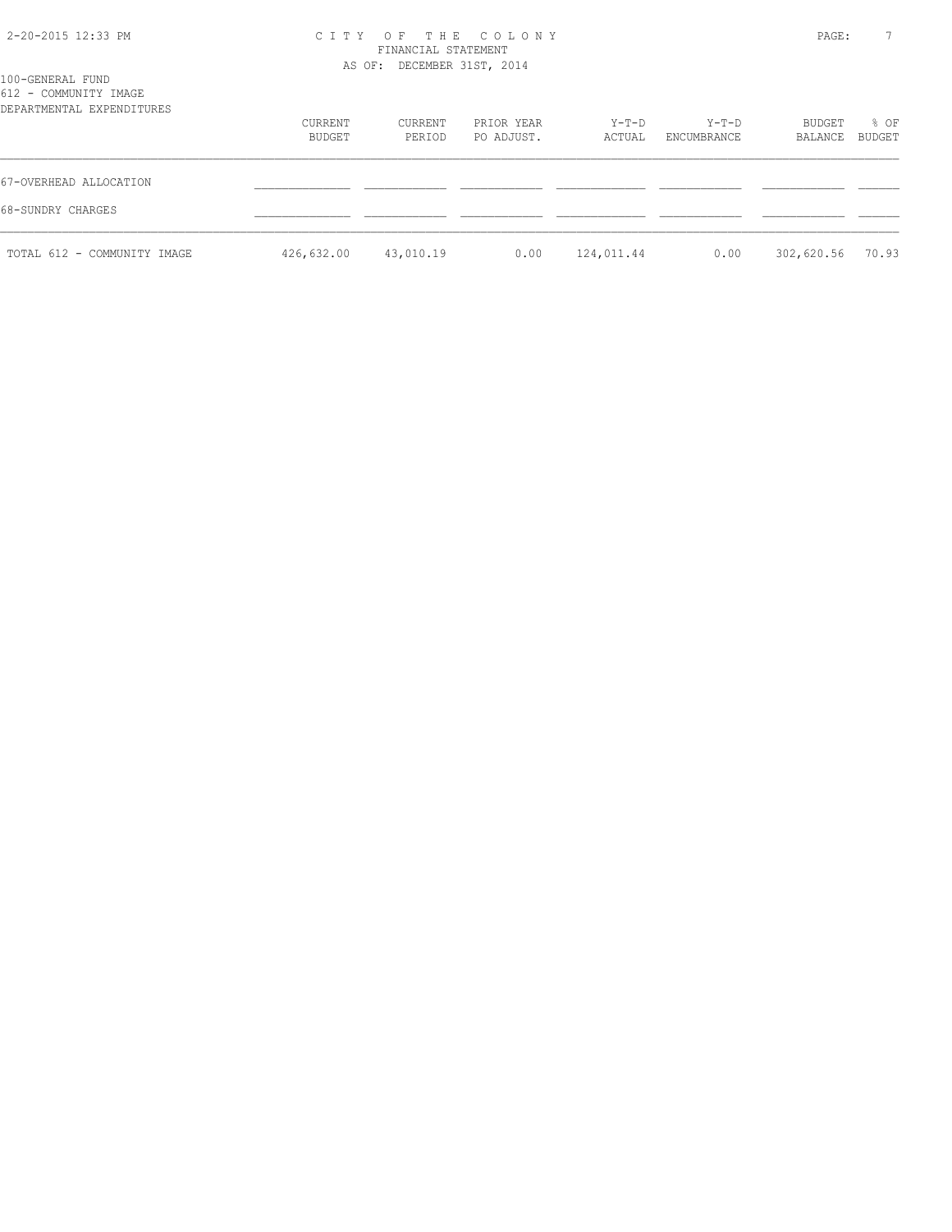100-GENERAL FUND
612 - COMMUNITY IMAGE
DEPARTMENTAL EXPENDITURES

| | CURRENT BUDGET | CURRENT PERIOD | PRIOR YEAR PO ADJUST. | Y-T-D ACTUAL | Y-T-D ENCUMBRANCE | BUDGET BALANCE | % OF BUDGET |
|---|---|---|---|---|---|---|---|
| 67-OVERHEAD ALLOCATION | | | | | | | |
| 68-SUNDRY CHARGES | | | | | | | |
| TOTAL 612 - COMMUNITY IMAGE | 426,632.00 | 43,010.19 | 0.00 | 124,011.44 | 0.00 | 302,620.56 | 70.93 |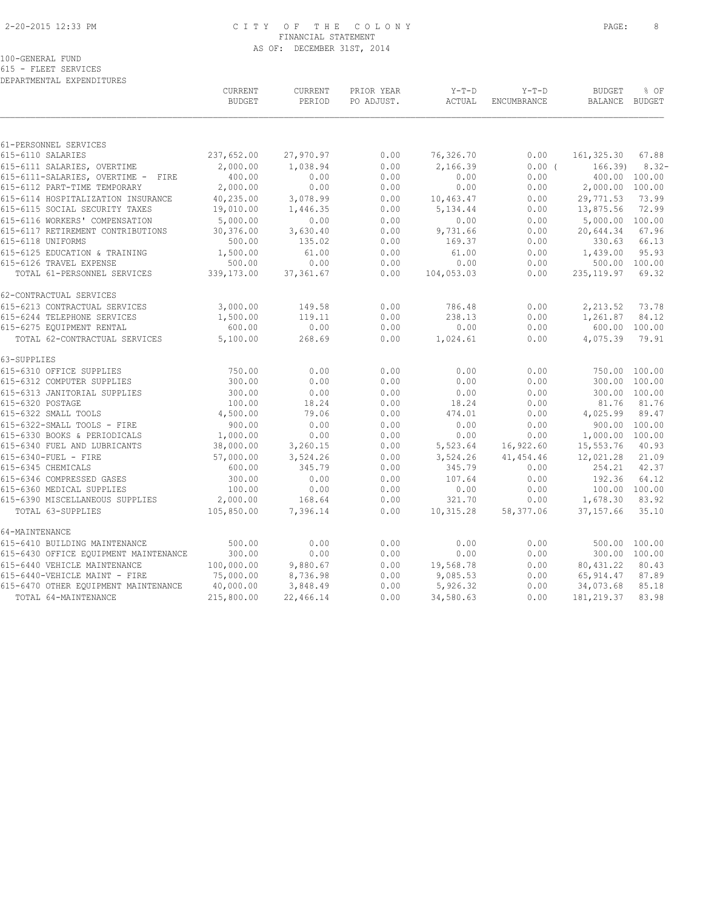CITY OF THE COLONY
FINANCIAL STATEMENT
AS OF: DECEMBER 31ST, 2014

100-GENERAL FUND
615 - FLEET SERVICES
DEPARTMENTAL EXPENDITURES

| | CURRENT BUDGET | CURRENT PERIOD | PRIOR YEAR PO ADJUST. | Y-T-D ACTUAL | Y-T-D ENCUMBRANCE | BUDGET BALANCE | % OF BUDGET |
|---|---|---|---|---|---|---|---|
| 61-PERSONNEL SERVICES | | | | | | | |
| 615-6110 SALARIES | 237,652.00 | 27,970.97 | 0.00 | 76,326.70 | 0.00 | 161,325.30 | 67.88 |
| 615-6111 SALARIES, OVERTIME | 2,000.00 | 1,038.94 | 0.00 | 2,166.39 | 0.00 | ( 166.39) | 8.32- |
| 615-6111-SALARIES, OVERTIME - FIRE | 400.00 | 0.00 | 0.00 | 0.00 | 0.00 | 400.00 | 100.00 |
| 615-6112 PART-TIME TEMPORARY | 2,000.00 | 0.00 | 0.00 | 0.00 | 0.00 | 2,000.00 | 100.00 |
| 615-6114 HOSPITALIZATION INSURANCE | 40,235.00 | 3,078.99 | 0.00 | 10,463.47 | 0.00 | 29,771.53 | 73.99 |
| 615-6115 SOCIAL SECURITY TAXES | 19,010.00 | 1,446.35 | 0.00 | 5,134.44 | 0.00 | 13,875.56 | 72.99 |
| 615-6116 WORKERS' COMPENSATION | 5,000.00 | 0.00 | 0.00 | 0.00 | 0.00 | 5,000.00 | 100.00 |
| 615-6117 RETIREMENT CONTRIBUTIONS | 30,376.00 | 3,630.40 | 0.00 | 9,731.66 | 0.00 | 20,644.34 | 67.96 |
| 615-6118 UNIFORMS | 500.00 | 135.02 | 0.00 | 169.37 | 0.00 | 330.63 | 66.13 |
| 615-6125 EDUCATION & TRAINING | 1,500.00 | 61.00 | 0.00 | 61.00 | 0.00 | 1,439.00 | 95.93 |
| 615-6126 TRAVEL EXPENSE | 500.00 | 0.00 | 0.00 | 0.00 | 0.00 | 500.00 | 100.00 |
| TOTAL 61-PERSONNEL SERVICES | 339,173.00 | 37,361.67 | 0.00 | 104,053.03 | 0.00 | 235,119.97 | 69.32 |
| 62-CONTRACTUAL SERVICES | | | | | | | |
| 615-6213 CONTRACTUAL SERVICES | 3,000.00 | 149.58 | 0.00 | 786.48 | 0.00 | 2,213.52 | 73.78 |
| 615-6244 TELEPHONE SERVICES | 1,500.00 | 119.11 | 0.00 | 238.13 | 0.00 | 1,261.87 | 84.12 |
| 615-6275 EQUIPMENT RENTAL | 600.00 | 0.00 | 0.00 | 0.00 | 0.00 | 600.00 | 100.00 |
| TOTAL 62-CONTRACTUAL SERVICES | 5,100.00 | 268.69 | 0.00 | 1,024.61 | 0.00 | 4,075.39 | 79.91 |
| 63-SUPPLIES | | | | | | | |
| 615-6310 OFFICE SUPPLIES | 750.00 | 0.00 | 0.00 | 0.00 | 0.00 | 750.00 | 100.00 |
| 615-6312 COMPUTER SUPPLIES | 300.00 | 0.00 | 0.00 | 0.00 | 0.00 | 300.00 | 100.00 |
| 615-6313 JANITORIAL SUPPLIES | 300.00 | 0.00 | 0.00 | 0.00 | 0.00 | 300.00 | 100.00 |
| 615-6320 POSTAGE | 100.00 | 18.24 | 0.00 | 18.24 | 0.00 | 81.76 | 81.76 |
| 615-6322 SMALL TOOLS | 4,500.00 | 79.06 | 0.00 | 474.01 | 0.00 | 4,025.99 | 89.47 |
| 615-6322-SMALL TOOLS - FIRE | 900.00 | 0.00 | 0.00 | 0.00 | 0.00 | 900.00 | 100.00 |
| 615-6330 BOOKS & PERIODICALS | 1,000.00 | 0.00 | 0.00 | 0.00 | 0.00 | 1,000.00 | 100.00 |
| 615-6340 FUEL AND LUBRICANTS | 38,000.00 | 3,260.15 | 0.00 | 5,523.64 | 16,922.60 | 15,553.76 | 40.93 |
| 615-6340-FUEL - FIRE | 57,000.00 | 3,524.26 | 0.00 | 3,524.26 | 41,454.46 | 12,021.28 | 21.09 |
| 615-6345 CHEMICALS | 600.00 | 345.79 | 0.00 | 345.79 | 0.00 | 254.21 | 42.37 |
| 615-6346 COMPRESSED GASES | 300.00 | 0.00 | 0.00 | 107.64 | 0.00 | 192.36 | 64.12 |
| 615-6360 MEDICAL SUPPLIES | 100.00 | 0.00 | 0.00 | 0.00 | 0.00 | 100.00 | 100.00 |
| 615-6390 MISCELLANEOUS SUPPLIES | 2,000.00 | 168.64 | 0.00 | 321.70 | 0.00 | 1,678.30 | 83.92 |
| TOTAL 63-SUPPLIES | 105,850.00 | 7,396.14 | 0.00 | 10,315.28 | 58,377.06 | 37,157.66 | 35.10 |
| 64-MAINTENANCE | | | | | | | |
| 615-6410 BUILDING MAINTENANCE | 500.00 | 0.00 | 0.00 | 0.00 | 0.00 | 500.00 | 100.00 |
| 615-6430 OFFICE EQUIPMENT MAINTENANCE | 300.00 | 0.00 | 0.00 | 0.00 | 0.00 | 300.00 | 100.00 |
| 615-6440 VEHICLE MAINTENANCE | 100,000.00 | 9,880.67 | 0.00 | 19,568.78 | 0.00 | 80,431.22 | 80.43 |
| 615-6440-VEHICLE MAINT - FIRE | 75,000.00 | 8,736.98 | 0.00 | 9,085.53 | 0.00 | 65,914.47 | 87.89 |
| 615-6470 OTHER EQUIPMENT MAINTENANCE | 40,000.00 | 3,848.49 | 0.00 | 5,926.32 | 0.00 | 34,073.68 | 85.18 |
| TOTAL 64-MAINTENANCE | 215,800.00 | 22,466.14 | 0.00 | 34,580.63 | 0.00 | 181,219.37 | 83.98 |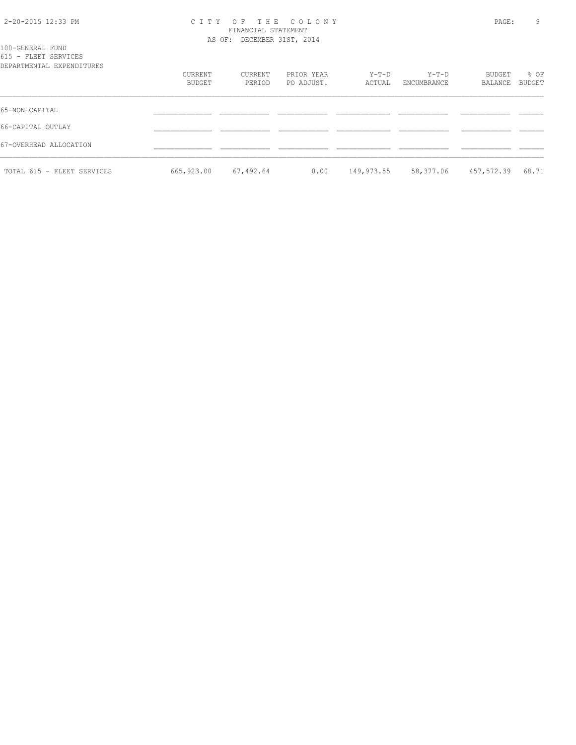100-GENERAL FUND
615 - FLEET SERVICES
DEPARTMENTAL EXPENDITURES

| | CURRENT BUDGET | CURRENT PERIOD | PRIOR YEAR PO ADJUST. | Y-T-D ACTUAL | Y-T-D ENCUMBRANCE | BUDGET BALANCE | % OF BUDGET |
|---|---|---|---|---|---|---|---|
| 65-NON-CAPITAL | | | | | | | |
| 66-CAPITAL OUTLAY | | | | | | | |
| 67-OVERHEAD ALLOCATION | | | | | | | |
| TOTAL 615 - FLEET SERVICES | 665,923.00 | 67,492.64 | 0.00 | 149,973.55 | 58,377.06 | 457,572.39 | 68.71 |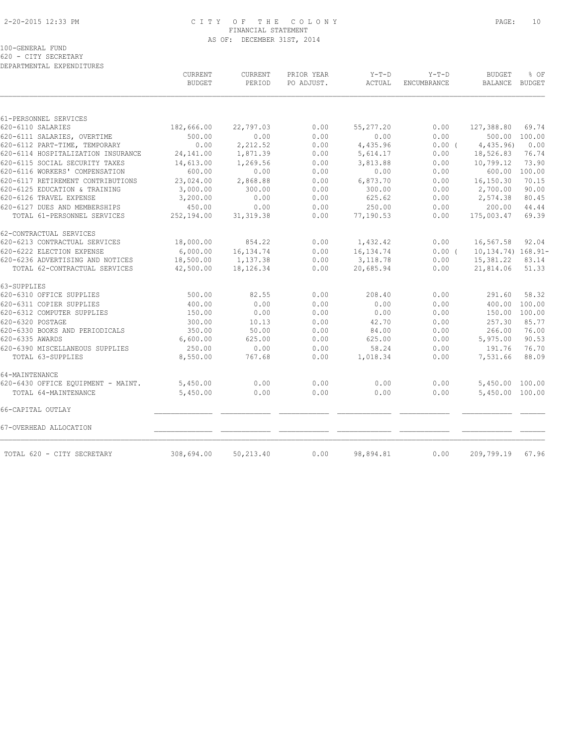# CITY OF THE COLONY
## FINANCIAL STATEMENT
### AS OF: DECEMBER 31ST, 2014

100-GENERAL FUND
620 - CITY SECRETARY
DEPARTMENTAL EXPENDITURES

| | CURRENT BUDGET | CURRENT PERIOD | PRIOR YEAR PO ADJUST. | Y-T-D ACTUAL | Y-T-D ENCUMBRANCE | BUDGET BALANCE | % OF BUDGET |
|---|---|---|---|---|---|---|---|
| **61-PERSONNEL SERVICES** | | | | | | | |
| 620-6110 SALARIES | 182,666.00 | 22,797.03 | 0.00 | 55,277.20 | 0.00 | 127,388.80 | 69.74 |
| 620-6111 SALARIES, OVERTIME | 500.00 | 0.00 | 0.00 | 0.00 | 0.00 | 500.00 | 100.00 |
| 620-6112 PART-TIME, TEMPORARY | 0.00 | 2,212.52 | 0.00 | 4,435.96 | 0.00 | ( 4,435.96) | 0.00 |
| 620-6114 HOSPITALIZATION INSURANCE | 24,141.00 | 1,871.39 | 0.00 | 5,614.17 | 0.00 | 18,526.83 | 76.74 |
| 620-6115 SOCIAL SECURITY TAXES | 14,613.00 | 1,269.56 | 0.00 | 3,813.88 | 0.00 | 10,799.12 | 73.90 |
| 620-6116 WORKERS' COMPENSATION | 600.00 | 0.00 | 0.00 | 0.00 | 0.00 | 600.00 | 100.00 |
| 620-6117 RETIREMENT CONTRIBUTIONS | 23,024.00 | 2,868.88 | 0.00 | 6,873.70 | 0.00 | 16,150.30 | 70.15 |
| 620-6125 EDUCATION & TRAINING | 3,000.00 | 300.00 | 0.00 | 300.00 | 0.00 | 2,700.00 | 90.00 |
| 620-6126 TRAVEL EXPENSE | 3,200.00 | 0.00 | 0.00 | 625.62 | 0.00 | 2,574.38 | 80.45 |
| 620-6127 DUES AND MEMBERSHIPS | 450.00 | 0.00 | 0.00 | 250.00 | 0.00 | 200.00 | 44.44 |
| TOTAL 61-PERSONNEL SERVICES | 252,194.00 | 31,319.38 | 0.00 | 77,190.53 | 0.00 | 175,003.47 | 69.39 |
| **62-CONTRACTUAL SERVICES** | | | | | | | |
| 620-6213 CONTRACTUAL SERVICES | 18,000.00 | 854.22 | 0.00 | 1,432.42 | 0.00 | 16,567.58 | 92.04 |
| 620-6222 ELECTION EXPENSE | 6,000.00 | 16,134.74 | 0.00 | 16,134.74 | 0.00 | ( 10,134.74) | 168.91- |
| 620-6236 ADVERTISING AND NOTICES | 18,500.00 | 1,137.38 | 0.00 | 3,118.78 | 0.00 | 15,381.22 | 83.14 |
| TOTAL 62-CONTRACTUAL SERVICES | 42,500.00 | 18,126.34 | 0.00 | 20,685.94 | 0.00 | 21,814.06 | 51.33 |
| **63-SUPPLIES** | | | | | | | |
| 620-6310 OFFICE SUPPLIES | 500.00 | 82.55 | 0.00 | 208.40 | 0.00 | 291.60 | 58.32 |
| 620-6311 COPIER SUPPLIES | 400.00 | 0.00 | 0.00 | 0.00 | 0.00 | 400.00 | 100.00 |
| 620-6312 COMPUTER SUPPLIES | 150.00 | 0.00 | 0.00 | 0.00 | 0.00 | 150.00 | 100.00 |
| 620-6320 POSTAGE | 300.00 | 10.13 | 0.00 | 42.70 | 0.00 | 257.30 | 85.77 |
| 620-6330 BOOKS AND PERIODICALS | 350.00 | 50.00 | 0.00 | 84.00 | 0.00 | 266.00 | 76.00 |
| 620-6335 AWARDS | 6,600.00 | 625.00 | 0.00 | 625.00 | 0.00 | 5,975.00 | 90.53 |
| 620-6390 MISCELLANEOUS SUPPLIES | 250.00 | 0.00 | 0.00 | 58.24 | 0.00 | 191.76 | 76.70 |
| TOTAL 63-SUPPLIES | 8,550.00 | 767.68 | 0.00 | 1,018.34 | 0.00 | 7,531.66 | 88.09 |
| **64-MAINTENANCE** | | | | | | | |
| 620-6430 OFFICE EQUIPMENT - MAINT. | 5,450.00 | 0.00 | 0.00 | 0.00 | 0.00 | 5,450.00 | 100.00 |
| TOTAL 64-MAINTENANCE | 5,450.00 | 0.00 | 0.00 | 0.00 | 0.00 | 5,450.00 | 100.00 |
| **66-CAPITAL OUTLAY** | | | | | | | |
| **67-OVERHEAD ALLOCATION** | | | | | | | |
| TOTAL 620 - CITY SECRETARY | 308,694.00 | 50,213.40 | 0.00 | 98,894.81 | 0.00 | 209,799.19 | 67.96 |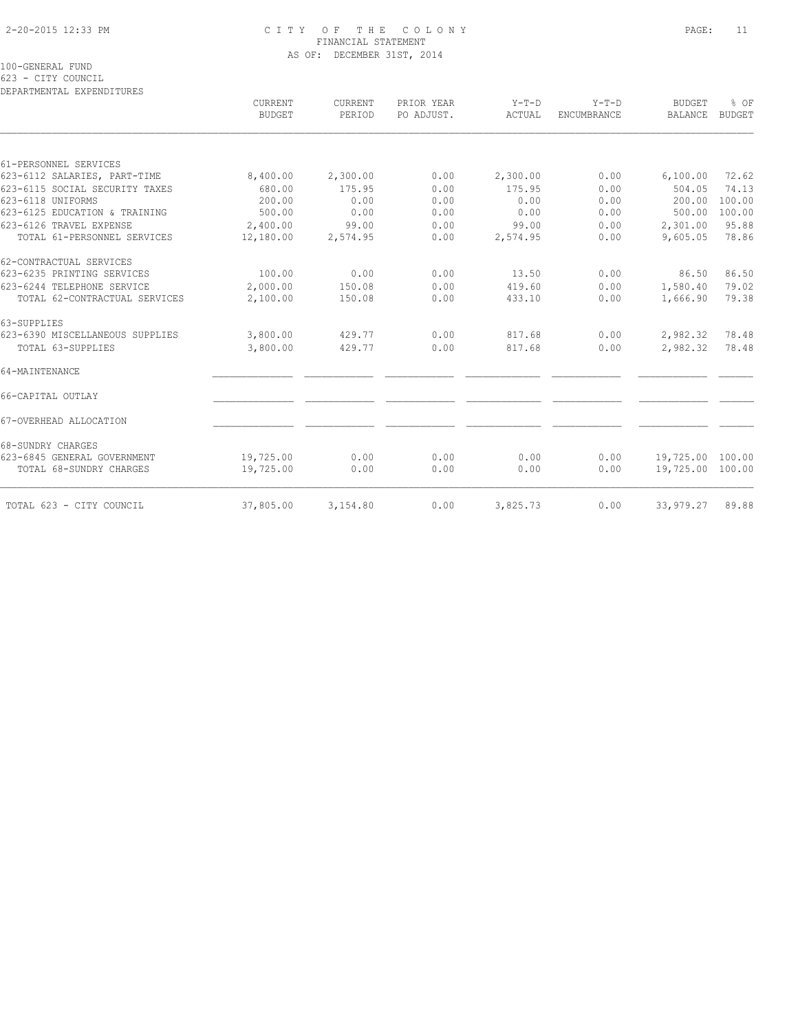# CITY OF THE COLONY
## FINANCIAL STATEMENT
### AS OF: DECEMBER 31ST, 2014

100-GENERAL FUND
623 - CITY COUNCIL
DEPARTMENTAL EXPENDITURES

| | CURRENT BUDGET | CURRENT PERIOD | PRIOR YEAR PO ADJUST. | Y-T-D ACTUAL | Y-T-D ENCUMBRANCE | BUDGET BALANCE | % OF BUDGET |
|---|---|---|---|---|---|---|---|
| 61-PERSONNEL SERVICES | | | | | | | |
| 623-6112 SALARIES, PART-TIME | 8,400.00 | 2,300.00 | 0.00 | 2,300.00 | 0.00 | 6,100.00 | 72.62 |
| 623-6115 SOCIAL SECURITY TAXES | 680.00 | 175.95 | 0.00 | 175.95 | 0.00 | 504.05 | 74.13 |
| 623-6118 UNIFORMS | 200.00 | 0.00 | 0.00 | 0.00 | 0.00 | 200.00 | 100.00 |
| 623-6125 EDUCATION & TRAINING | 500.00 | 0.00 | 0.00 | 0.00 | 0.00 | 500.00 | 100.00 |
| 623-6126 TRAVEL EXPENSE | 2,400.00 | 99.00 | 0.00 | 99.00 | 0.00 | 2,301.00 | 95.88 |
| TOTAL 61-PERSONNEL SERVICES | 12,180.00 | 2,574.95 | 0.00 | 2,574.95 | 0.00 | 9,605.05 | 78.86 |
| 62-CONTRACTUAL SERVICES | | | | | | | |
| 623-6235 PRINTING SERVICES | 100.00 | 0.00 | 0.00 | 13.50 | 0.00 | 86.50 | 86.50 |
| 623-6244 TELEPHONE SERVICE | 2,000.00 | 150.08 | 0.00 | 419.60 | 0.00 | 1,580.40 | 79.02 |
| TOTAL 62-CONTRACTUAL SERVICES | 2,100.00 | 150.08 | 0.00 | 433.10 | 0.00 | 1,666.90 | 79.38 |
| 63-SUPPLIES | | | | | | | |
| 623-6390 MISCELLANEOUS SUPPLIES | 3,800.00 | 429.77 | 0.00 | 817.68 | 0.00 | 2,982.32 | 78.48 |
| TOTAL 63-SUPPLIES | 3,800.00 | 429.77 | 0.00 | 817.68 | 0.00 | 2,982.32 | 78.48 |
| 64-MAINTENANCE | | | | | | | |
| 66-CAPITAL OUTLAY | | | | | | | |
| 67-OVERHEAD ALLOCATION | | | | | | | |
| 68-SUNDRY CHARGES | | | | | | | |
| 623-6845 GENERAL GOVERNMENT | 19,725.00 | 0.00 | 0.00 | 0.00 | 0.00 | 19,725.00 | 100.00 |
| TOTAL 68-SUNDRY CHARGES | 19,725.00 | 0.00 | 0.00 | 0.00 | 0.00 | 19,725.00 | 100.00 |
| TOTAL 623 - CITY COUNCIL | 37,805.00 | 3,154.80 | 0.00 | 3,825.73 | 0.00 | 33,979.27 | 89.88 |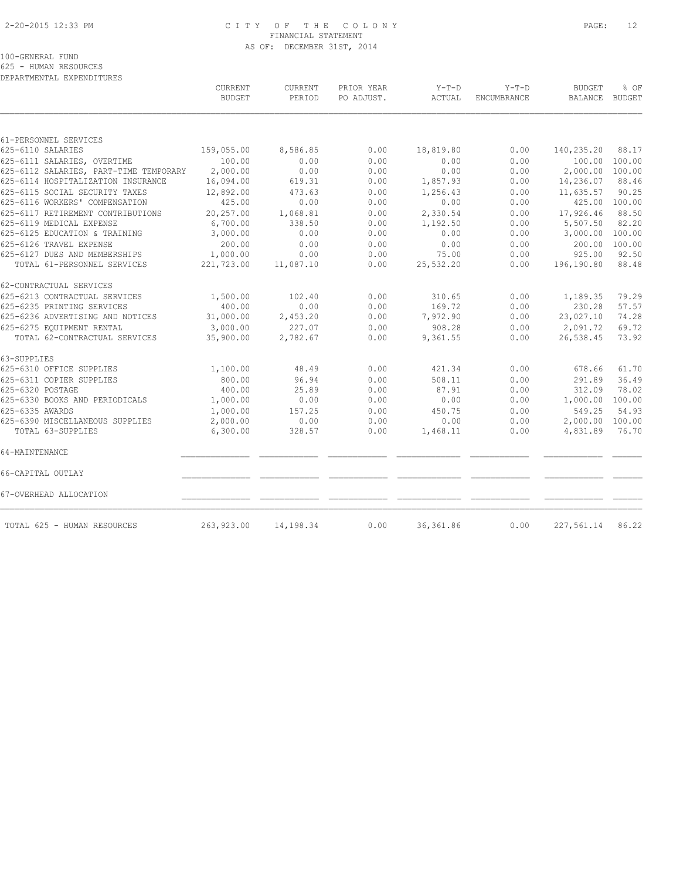# CITY OF THE COLONY

## FINANCIAL STATEMENT

AS OF: DECEMBER 31ST, 2014

100-GENERAL FUND

625 - HUMAN RESOURCES

DEPARTMENTAL EXPENDITURES

| | CURRENT BUDGET | CURRENT PERIOD | PRIOR YEAR PO ADJUST. | Y-T-D ACTUAL | Y-T-D ENCUMBRANCE | BUDGET BALANCE | % OF BUDGET |
|---|---|---|---|---|---|---|---|
| 61-PERSONNEL SERVICES | | | | | | | |
| 625-6110 SALARIES | 159,055.00 | 8,586.85 | 0.00 | 18,819.80 | 0.00 | 140,235.20 | 88.17 |
| 625-6111 SALARIES, OVERTIME | 100.00 | 0.00 | 0.00 | 0.00 | 0.00 | 100.00 | 100.00 |
| 625-6112 SALARIES, PART-TIME TEMPORARY | 2,000.00 | 0.00 | 0.00 | 0.00 | 0.00 | 2,000.00 | 100.00 |
| 625-6114 HOSPITALIZATION INSURANCE | 16,094.00 | 619.31 | 0.00 | 1,857.93 | 0.00 | 14,236.07 | 88.46 |
| 625-6115 SOCIAL SECURITY TAXES | 12,892.00 | 473.63 | 0.00 | 1,256.43 | 0.00 | 11,635.57 | 90.25 |
| 625-6116 WORKERS' COMPENSATION | 425.00 | 0.00 | 0.00 | 0.00 | 0.00 | 425.00 | 100.00 |
| 625-6117 RETIREMENT CONTRIBUTIONS | 20,257.00 | 1,068.81 | 0.00 | 2,330.54 | 0.00 | 17,926.46 | 88.50 |
| 625-6119 MEDICAL EXPENSE | 6,700.00 | 338.50 | 0.00 | 1,192.50 | 0.00 | 5,507.50 | 82.20 |
| 625-6125 EDUCATION & TRAINING | 3,000.00 | 0.00 | 0.00 | 0.00 | 0.00 | 3,000.00 | 100.00 |
| 625-6126 TRAVEL EXPENSE | 200.00 | 0.00 | 0.00 | 0.00 | 0.00 | 200.00 | 100.00 |
| 625-6127 DUES AND MEMBERSHIPS | 1,000.00 | 0.00 | 0.00 | 75.00 | 0.00 | 925.00 | 92.50 |
| TOTAL 61-PERSONNEL SERVICES | 221,723.00 | 11,087.10 | 0.00 | 25,532.20 | 0.00 | 196,190.80 | 88.48 |
| 62-CONTRACTUAL SERVICES | | | | | | | |
| 625-6213 CONTRACTUAL SERVICES | 1,500.00 | 102.40 | 0.00 | 310.65 | 0.00 | 1,189.35 | 79.29 |
| 625-6235 PRINTING SERVICES | 400.00 | 0.00 | 0.00 | 169.72 | 0.00 | 230.28 | 57.57 |
| 625-6236 ADVERTISING AND NOTICES | 31,000.00 | 2,453.20 | 0.00 | 7,972.90 | 0.00 | 23,027.10 | 74.28 |
| 625-6275 EQUIPMENT RENTAL | 3,000.00 | 227.07 | 0.00 | 908.28 | 0.00 | 2,091.72 | 69.72 |
| TOTAL 62-CONTRACTUAL SERVICES | 35,900.00 | 2,782.67 | 0.00 | 9,361.55 | 0.00 | 26,538.45 | 73.92 |
| 63-SUPPLIES | | | | | | | |
| 625-6310 OFFICE SUPPLIES | 1,100.00 | 48.49 | 0.00 | 421.34 | 0.00 | 678.66 | 61.70 |
| 625-6311 COPIER SUPPLIES | 800.00 | 96.94 | 0.00 | 508.11 | 0.00 | 291.89 | 36.49 |
| 625-6320 POSTAGE | 400.00 | 25.89 | 0.00 | 87.91 | 0.00 | 312.09 | 78.02 |
| 625-6330 BOOKS AND PERIODICALS | 1,000.00 | 0.00 | 0.00 | 0.00 | 0.00 | 1,000.00 | 100.00 |
| 625-6335 AWARDS | 1,000.00 | 157.25 | 0.00 | 450.75 | 0.00 | 549.25 | 54.93 |
| 625-6390 MISCELLANEOUS SUPPLIES | 2,000.00 | 0.00 | 0.00 | 0.00 | 0.00 | 2,000.00 | 100.00 |
| TOTAL 63-SUPPLIES | 6,300.00 | 328.57 | 0.00 | 1,468.11 | 0.00 | 4,831.89 | 76.70 |
| 64-MAINTENANCE | | | | | | | |
| 66-CAPITAL OUTLAY | | | | | | | |
| 67-OVERHEAD ALLOCATION | | | | | | | |
| TOTAL 625 - HUMAN RESOURCES | 263,923.00 | 14,198.34 | 0.00 | 36,361.86 | 0.00 | 227,561.14 | 86.22 |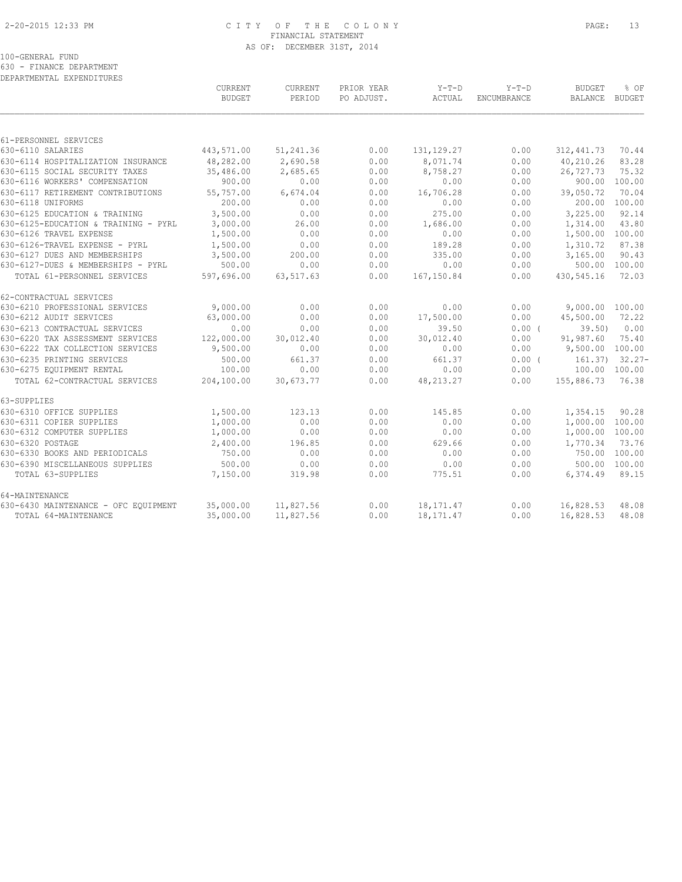# CITY OF THE COLONY
## FINANCIAL STATEMENT
### AS OF: DECEMBER 31ST, 2014

100-GENERAL FUND
630 - FINANCE DEPARTMENT
DEPARTMENTAL EXPENDITURES

| | CURRENT BUDGET | CURRENT PERIOD | PRIOR YEAR PO ADJUST. | Y-T-D ACTUAL | Y-T-D ENCUMBRANCE | BUDGET BALANCE | % OF BUDGET |
|---|---|---|---|---|---|---|---|
| **61-PERSONNEL SERVICES** | | | | | | | |
| 630-6110 SALARIES | 443,571.00 | 51,241.36 | 0.00 | 131,129.27 | 0.00 | 312,441.73 | 70.44 |
| 630-6114 HOSPITALIZATION INSURANCE | 48,282.00 | 2,690.58 | 0.00 | 8,071.74 | 0.00 | 40,210.26 | 83.28 |
| 630-6115 SOCIAL SECURITY TAXES | 35,486.00 | 2,685.65 | 0.00 | 8,758.27 | 0.00 | 26,727.73 | 75.32 |
| 630-6116 WORKERS' COMPENSATION | 900.00 | 0.00 | 0.00 | 0.00 | 0.00 | 900.00 | 100.00 |
| 630-6117 RETIREMENT CONTRIBUTIONS | 55,757.00 | 6,674.04 | 0.00 | 16,706.28 | 0.00 | 39,050.72 | 70.04 |
| 630-6118 UNIFORMS | 200.00 | 0.00 | 0.00 | 0.00 | 0.00 | 200.00 | 100.00 |
| 630-6125 EDUCATION & TRAINING | 3,500.00 | 0.00 | 0.00 | 275.00 | 0.00 | 3,225.00 | 92.14 |
| 630-6125-EDUCATION & TRAINING - PYRL | 3,000.00 | 26.00 | 0.00 | 1,686.00 | 0.00 | 1,314.00 | 43.80 |
| 630-6126 TRAVEL EXPENSE | 1,500.00 | 0.00 | 0.00 | 0.00 | 0.00 | 1,500.00 | 100.00 |
| 630-6126-TRAVEL EXPENSE - PYRL | 1,500.00 | 0.00 | 0.00 | 189.28 | 0.00 | 1,310.72 | 87.38 |
| 630-6127 DUES AND MEMBERSHIPS | 3,500.00 | 200.00 | 0.00 | 335.00 | 0.00 | 3,165.00 | 90.43 |
| 630-6127-DUES & MEMBERSHIPS - PYRL | 500.00 | 0.00 | 0.00 | 0.00 | 0.00 | 500.00 | 100.00 |
| TOTAL 61-PERSONNEL SERVICES | 597,696.00 | 63,517.63 | 0.00 | 167,150.84 | 0.00 | 430,545.16 | 72.03 |
| **62-CONTRACTUAL SERVICES** | | | | | | | |
| 630-6210 PROFESSIONAL SERVICES | 9,000.00 | 0.00 | 0.00 | 0.00 | 0.00 | 9,000.00 | 100.00 |
| 630-6212 AUDIT SERVICES | 63,000.00 | 0.00 | 0.00 | 17,500.00 | 0.00 | 45,500.00 | 72.22 |
| 630-6213 CONTRACTUAL SERVICES | 0.00 | 0.00 | 0.00 | 39.50 | 0.00 | ( 39.50) | 0.00 |
| 630-6220 TAX ASSESSMENT SERVICES | 122,000.00 | 30,012.40 | 0.00 | 30,012.40 | 0.00 | 91,987.60 | 75.40 |
| 630-6222 TAX COLLECTION SERVICES | 9,500.00 | 0.00 | 0.00 | 0.00 | 0.00 | 9,500.00 | 100.00 |
| 630-6235 PRINTING SERVICES | 500.00 | 661.37 | 0.00 | 661.37 | 0.00 | ( 161.37) | 32.27- |
| 630-6275 EQUIPMENT RENTAL | 100.00 | 0.00 | 0.00 | 0.00 | 0.00 | 100.00 | 100.00 |
| TOTAL 62-CONTRACTUAL SERVICES | 204,100.00 | 30,673.77 | 0.00 | 48,213.27 | 0.00 | 155,886.73 | 76.38 |
| **63-SUPPLIES** | | | | | | | |
| 630-6310 OFFICE SUPPLIES | 1,500.00 | 123.13 | 0.00 | 145.85 | 0.00 | 1,354.15 | 90.28 |
| 630-6311 COPIER SUPPLIES | 1,000.00 | 0.00 | 0.00 | 0.00 | 0.00 | 1,000.00 | 100.00 |
| 630-6312 COMPUTER SUPPLIES | 1,000.00 | 0.00 | 0.00 | 0.00 | 0.00 | 1,000.00 | 100.00 |
| 630-6320 POSTAGE | 2,400.00 | 196.85 | 0.00 | 629.66 | 0.00 | 1,770.34 | 73.76 |
| 630-6330 BOOKS AND PERIODICALS | 750.00 | 0.00 | 0.00 | 0.00 | 0.00 | 750.00 | 100.00 |
| 630-6390 MISCELLANEOUS SUPPLIES | 500.00 | 0.00 | 0.00 | 0.00 | 0.00 | 500.00 | 100.00 |
| TOTAL 63-SUPPLIES | 7,150.00 | 319.98 | 0.00 | 775.51 | 0.00 | 6,374.49 | 89.15 |
| **64-MAINTENANCE** | | | | | | | |
| 630-6430 MAINTENANCE - OFC EQUIPMENT | 35,000.00 | 11,827.56 | 0.00 | 18,171.47 | 0.00 | 16,828.53 | 48.08 |
| TOTAL 64-MAINTENANCE | 35,000.00 | 11,827.56 | 0.00 | 18,171.47 | 0.00 | 16,828.53 | 48.08 |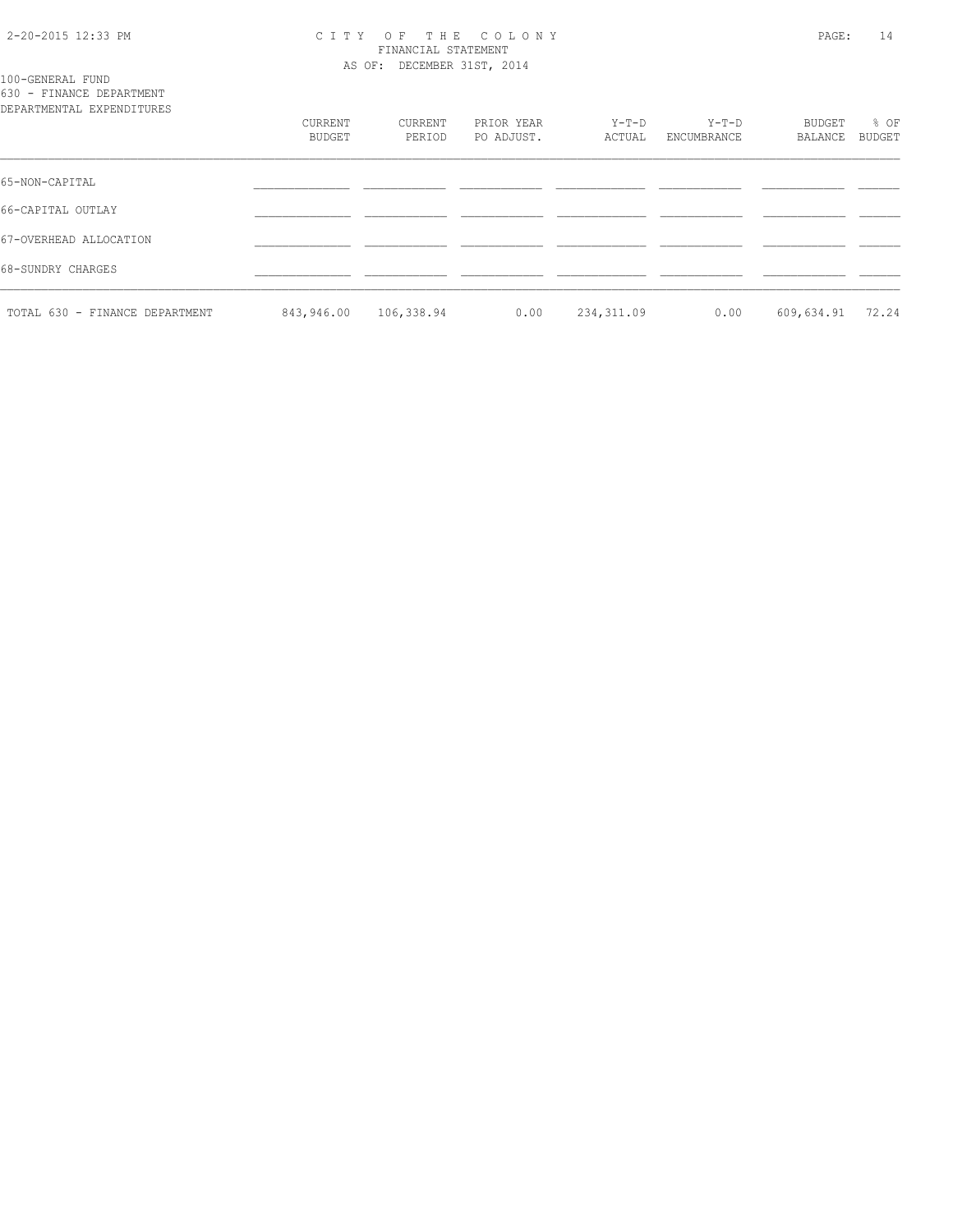100-GENERAL FUND
630 - FINANCE DEPARTMENT
DEPARTMENTAL EXPENDITURES

| | CURRENT BUDGET | CURRENT PERIOD | PRIOR YEAR PO ADJUST. | Y-T-D ACTUAL | Y-T-D ENCUMBRANCE | BUDGET BALANCE | % OF BUDGET |
|---|---|---|---|---|---|---|---|
| 65-NON-CAPITAL | | | | | | | |
| 66-CAPITAL OUTLAY | | | | | | | |
| 67-OVERHEAD ALLOCATION | | | | | | | |
| 68-SUNDRY CHARGES | | | | | | | |
| TOTAL 630 - FINANCE DEPARTMENT | 843,946.00 | 106,338.94 | 0.00 | 234,311.09 | 0.00 | 609,634.91 | 72.24 |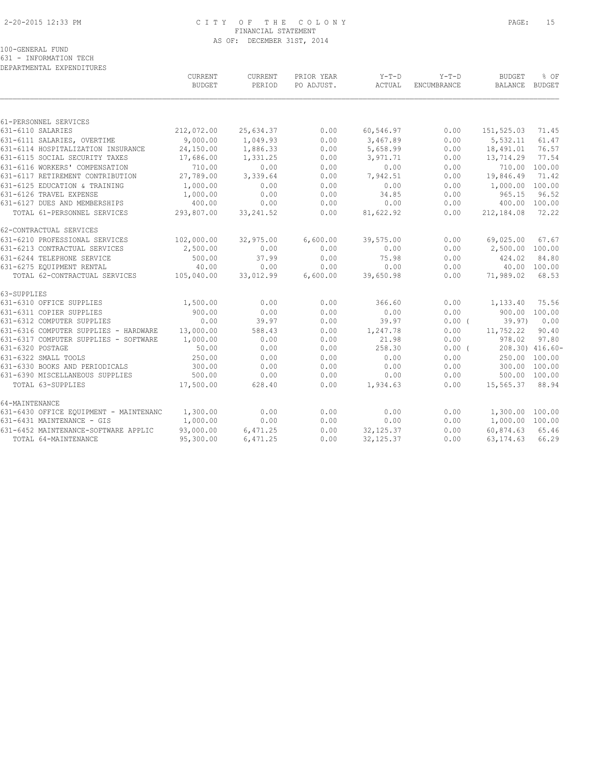# CITY OF THE COLONY
## FINANCIAL STATEMENT
### AS OF: DECEMBER 31ST, 2014

100-GENERAL FUND
631 - INFORMATION TECH
DEPARTMENTAL EXPENDITURES

| | CURRENT BUDGET | CURRENT PERIOD | PRIOR YEAR PO ADJUST. | Y-T-D ACTUAL | Y-T-D ENCUMBRANCE | BUDGET BALANCE | % OF BUDGET |
|---|---|---|---|---|---|---|---|
| 61-PERSONNEL SERVICES | | | | | | | |
| 631-6110 SALARIES | 212,072.00 | 25,634.37 | 0.00 | 60,546.97 | 0.00 | 151,525.03 | 71.45 |
| 631-6111 SALARIES, OVERTIME | 9,000.00 | 1,049.93 | 0.00 | 3,467.89 | 0.00 | 5,532.11 | 61.47 |
| 631-6114 HOSPITALIZATION INSURANCE | 24,150.00 | 1,886.33 | 0.00 | 5,658.99 | 0.00 | 18,491.01 | 76.57 |
| 631-6115 SOCIAL SECURITY TAXES | 17,686.00 | 1,331.25 | 0.00 | 3,971.71 | 0.00 | 13,714.29 | 77.54 |
| 631-6116 WORKERS' COMPENSATION | 710.00 | 0.00 | 0.00 | 0.00 | 0.00 | 710.00 | 100.00 |
| 631-6117 RETIREMENT CONTRIBUTION | 27,789.00 | 3,339.64 | 0.00 | 7,942.51 | 0.00 | 19,846.49 | 71.42 |
| 631-6125 EDUCATION & TRAINING | 1,000.00 | 0.00 | 0.00 | 0.00 | 0.00 | 1,000.00 | 100.00 |
| 631-6126 TRAVEL EXPENSE | 1,000.00 | 0.00 | 0.00 | 34.85 | 0.00 | 965.15 | 96.52 |
| 631-6127 DUES AND MEMBERSHIPS | 400.00 | 0.00 | 0.00 | 0.00 | 0.00 | 400.00 | 100.00 |
| TOTAL 61-PERSONNEL SERVICES | 293,807.00 | 33,241.52 | 0.00 | 81,622.92 | 0.00 | 212,184.08 | 72.22 |
| 62-CONTRACTUAL SERVICES | | | | | | | |
| 631-6210 PROFESSIONAL SERVICES | 102,000.00 | 32,975.00 | 6,600.00 | 39,575.00 | 0.00 | 69,025.00 | 67.67 |
| 631-6213 CONTRACTUAL SERVICES | 2,500.00 | 0.00 | 0.00 | 0.00 | 0.00 | 2,500.00 | 100.00 |
| 631-6244 TELEPHONE SERVICE | 500.00 | 37.99 | 0.00 | 75.98 | 0.00 | 424.02 | 84.80 |
| 631-6275 EQUIPMENT RENTAL | 40.00 | 0.00 | 0.00 | 0.00 | 0.00 | 40.00 | 100.00 |
| TOTAL 62-CONTRACTUAL SERVICES | 105,040.00 | 33,012.99 | 6,600.00 | 39,650.98 | 0.00 | 71,989.02 | 68.53 |
| 63-SUPPLIES | | | | | | | |
| 631-6310 OFFICE SUPPLIES | 1,500.00 | 0.00 | 0.00 | 366.60 | 0.00 | 1,133.40 | 75.56 |
| 631-6311 COPIER SUPPLIES | 900.00 | 0.00 | 0.00 | 0.00 | 0.00 | 900.00 | 100.00 |
| 631-6312 COMPUTER SUPPLIES | 0.00 | 39.97 | 0.00 | 39.97 | 0.00 | ( 39.97) | 0.00 |
| 631-6316 COMPUTER SUPPLIES - HARDWARE | 13,000.00 | 588.43 | 0.00 | 1,247.78 | 0.00 | 11,752.22 | 90.40 |
| 631-6317 COMPUTER SUPPLIES - SOFTWARE | 1,000.00 | 0.00 | 0.00 | 21.98 | 0.00 | 978.02 | 97.80 |
| 631-6320 POSTAGE | 50.00 | 0.00 | 0.00 | 258.30 | 0.00 | ( 208.30) | 416.60- |
| 631-6322 SMALL TOOLS | 250.00 | 0.00 | 0.00 | 0.00 | 0.00 | 250.00 | 100.00 |
| 631-6330 BOOKS AND PERIODICALS | 300.00 | 0.00 | 0.00 | 0.00 | 0.00 | 300.00 | 100.00 |
| 631-6390 MISCELLANEOUS SUPPLIES | 500.00 | 0.00 | 0.00 | 0.00 | 0.00 | 500.00 | 100.00 |
| TOTAL 63-SUPPLIES | 17,500.00 | 628.40 | 0.00 | 1,934.63 | 0.00 | 15,565.37 | 88.94 |
| 64-MAINTENANCE | | | | | | | |
| 631-6430 OFFICE EQUIPMENT - MAINTENANC | 1,300.00 | 0.00 | 0.00 | 0.00 | 0.00 | 1,300.00 | 100.00 |
| 631-6431 MAINTENANCE - GIS | 1,000.00 | 0.00 | 0.00 | 0.00 | 0.00 | 1,000.00 | 100.00 |
| 631-6452 MAINTENANCE-SOFTWARE APPLIC | 93,000.00 | 6,471.25 | 0.00 | 32,125.37 | 0.00 | 60,874.63 | 65.46 |
| TOTAL 64-MAINTENANCE | 95,300.00 | 6,471.25 | 0.00 | 32,125.37 | 0.00 | 63,174.63 | 66.29 |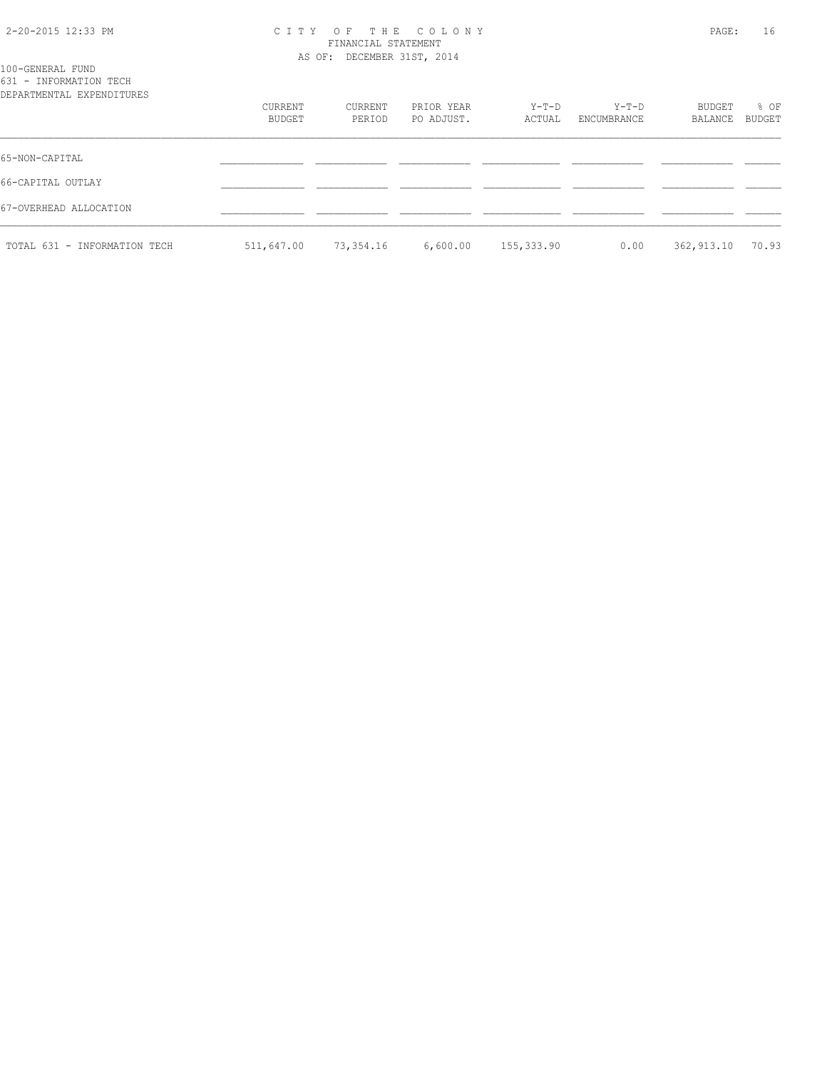100-GENERAL FUND
631 - INFORMATION TECH
DEPARTMENTAL EXPENDITURES

| | CURRENT BUDGET | CURRENT PERIOD | PRIOR YEAR PO ADJUST. | Y-T-D ACTUAL | Y-T-D ENCUMBRANCE | BUDGET BALANCE | % OF BUDGET |
|---|---|---|---|---|---|---|---|
| 65-NON-CAPITAL | | | | | | | |
| 66-CAPITAL OUTLAY | | | | | | | |
| 67-OVERHEAD ALLOCATION | | | | | | | |
| TOTAL 631 - INFORMATION TECH | 511,647.00 | 73,354.16 | 6,600.00 | 155,333.90 | 0.00 | 362,913.10 | 70.93 |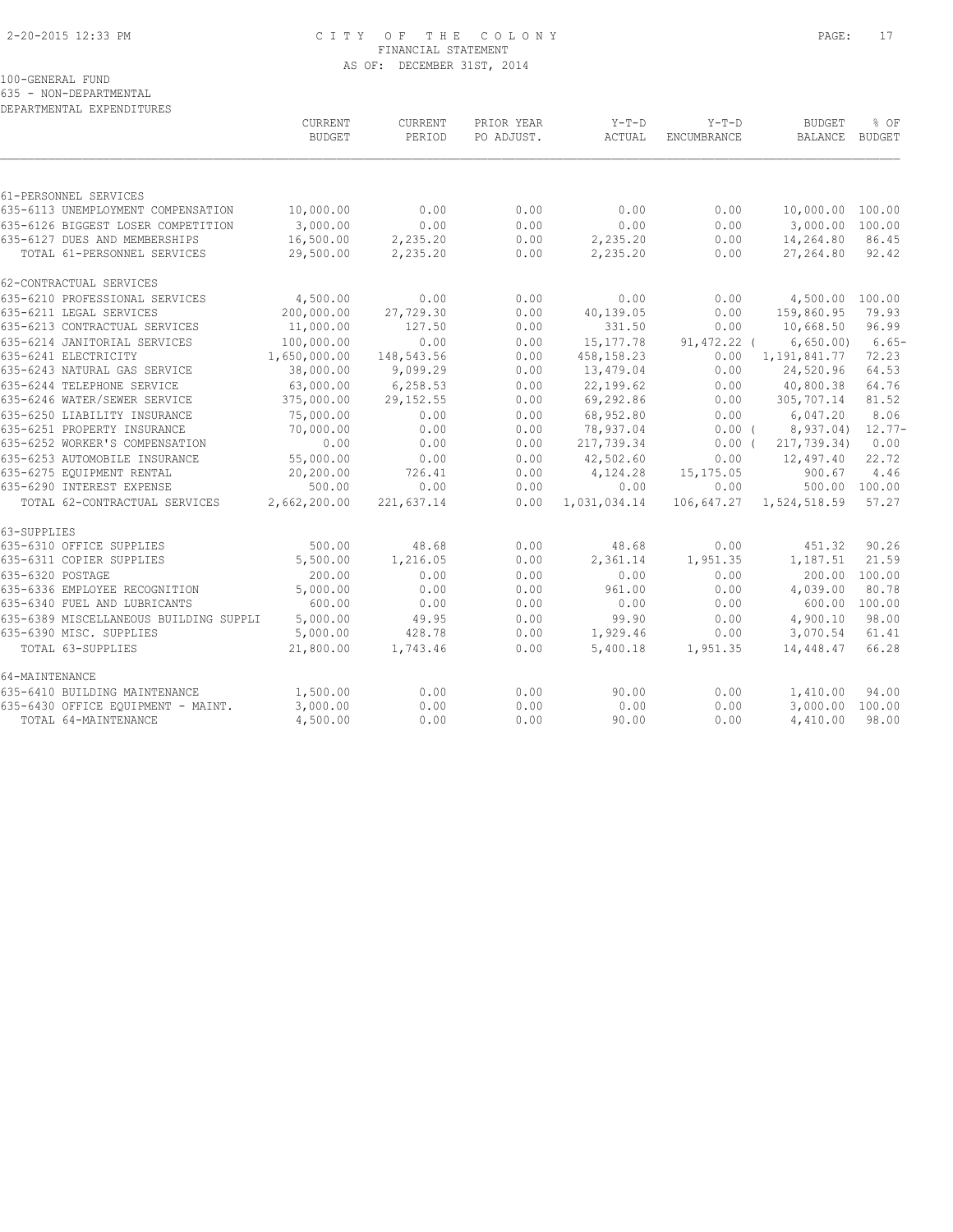CITY OF THE COLONY
FINANCIAL STATEMENT
AS OF: DECEMBER 31ST, 2014

100-GENERAL FUND
635 - NON-DEPARTMENTAL
DEPARTMENTAL EXPENDITURES

| | CURRENT BUDGET | CURRENT PERIOD | PRIOR YEAR PO ADJUST. | Y-T-D ACTUAL | Y-T-D ENCUMBRANCE | BUDGET BALANCE | % OF BUDGET |
|---|---|---|---|---|---|---|---|
| 61-PERSONNEL SERVICES | | | | | | | |
| 635-6113 UNEMPLOYMENT COMPENSATION | 10,000.00 | 0.00 | 0.00 | 0.00 | 0.00 | 10,000.00 | 100.00 |
| 635-6126 BIGGEST LOSER COMPETITION | 3,000.00 | 0.00 | 0.00 | 0.00 | 0.00 | 3,000.00 | 100.00 |
| 635-6127 DUES AND MEMBERSHIPS | 16,500.00 | 2,235.20 | 0.00 | 2,235.20 | 0.00 | 14,264.80 | 86.45 |
| TOTAL 61-PERSONNEL SERVICES | 29,500.00 | 2,235.20 | 0.00 | 2,235.20 | 0.00 | 27,264.80 | 92.42 |
| 62-CONTRACTUAL SERVICES | | | | | | | |
| 635-6210 PROFESSIONAL SERVICES | 4,500.00 | 0.00 | 0.00 | 0.00 | 0.00 | 4,500.00 | 100.00 |
| 635-6211 LEGAL SERVICES | 200,000.00 | 27,729.30 | 0.00 | 40,139.05 | 0.00 | 159,860.95 | 79.93 |
| 635-6213 CONTRACTUAL SERVICES | 11,000.00 | 127.50 | 0.00 | 331.50 | 0.00 | 10,668.50 | 96.99 |
| 635-6214 JANITORIAL SERVICES | 100,000.00 | 0.00 | 0.00 | 15,177.78 | 91,472.22 | ( 6,650.00) | 6.65- |
| 635-6241 ELECTRICITY | 1,650,000.00 | 148,543.56 | 0.00 | 458,158.23 | 0.00 | 1,191,841.77 | 72.23 |
| 635-6243 NATURAL GAS SERVICE | 38,000.00 | 9,099.29 | 0.00 | 13,479.04 | 0.00 | 24,520.96 | 64.53 |
| 635-6244 TELEPHONE SERVICE | 63,000.00 | 6,258.53 | 0.00 | 22,199.62 | 0.00 | 40,800.38 | 64.76 |
| 635-6246 WATER/SEWER SERVICE | 375,000.00 | 29,152.55 | 0.00 | 69,292.86 | 0.00 | 305,707.14 | 81.52 |
| 635-6250 LIABILITY INSURANCE | 75,000.00 | 0.00 | 0.00 | 68,952.80 | 0.00 | 6,047.20 | 8.06 |
| 635-6251 PROPERTY INSURANCE | 70,000.00 | 0.00 | 0.00 | 78,937.04 | 0.00 | ( 8,937.04) | 12.77- |
| 635-6252 WORKER'S COMPENSATION | 0.00 | 0.00 | 0.00 | 217,739.34 | 0.00 | ( 217,739.34) | 0.00 |
| 635-6253 AUTOMOBILE INSURANCE | 55,000.00 | 0.00 | 0.00 | 42,502.60 | 0.00 | 12,497.40 | 22.72 |
| 635-6275 EQUIPMENT RENTAL | 20,200.00 | 726.41 | 0.00 | 4,124.28 | 15,175.05 | 900.67 | 4.46 |
| 635-6290 INTEREST EXPENSE | 500.00 | 0.00 | 0.00 | 0.00 | 0.00 | 500.00 | 100.00 |
| TOTAL 62-CONTRACTUAL SERVICES | 2,662,200.00 | 221,637.14 | 0.00 | 1,031,034.14 | 106,647.27 | 1,524,518.59 | 57.27 |
| 63-SUPPLIES | | | | | | | |
| 635-6310 OFFICE SUPPLIES | 500.00 | 48.68 | 0.00 | 48.68 | 0.00 | 451.32 | 90.26 |
| 635-6311 COPIER SUPPLIES | 5,500.00 | 1,216.05 | 0.00 | 2,361.14 | 1,951.35 | 1,187.51 | 21.59 |
| 635-6320 POSTAGE | 200.00 | 0.00 | 0.00 | 0.00 | 0.00 | 200.00 | 100.00 |
| 635-6336 EMPLOYEE RECOGNITION | 5,000.00 | 0.00 | 0.00 | 961.00 | 0.00 | 4,039.00 | 80.78 |
| 635-6340 FUEL AND LUBRICANTS | 600.00 | 0.00 | 0.00 | 0.00 | 0.00 | 600.00 | 100.00 |
| 635-6389 MISCELLANEOUS BUILDING SUPPLI | 5,000.00 | 49.95 | 0.00 | 99.90 | 0.00 | 4,900.10 | 98.00 |
| 635-6390 MISC. SUPPLIES | 5,000.00 | 428.78 | 0.00 | 1,929.46 | 0.00 | 3,070.54 | 61.41 |
| TOTAL 63-SUPPLIES | 21,800.00 | 1,743.46 | 0.00 | 5,400.18 | 1,951.35 | 14,448.47 | 66.28 |
| 64-MAINTENANCE | | | | | | | |
| 635-6410 BUILDING MAINTENANCE | 1,500.00 | 0.00 | 0.00 | 90.00 | 0.00 | 1,410.00 | 94.00 |
| 635-6430 OFFICE EQUIPMENT - MAINT. | 3,000.00 | 0.00 | 0.00 | 0.00 | 0.00 | 3,000.00 | 100.00 |
| TOTAL 64-MAINTENANCE | 4,500.00 | 0.00 | 0.00 | 90.00 | 0.00 | 4,410.00 | 98.00 |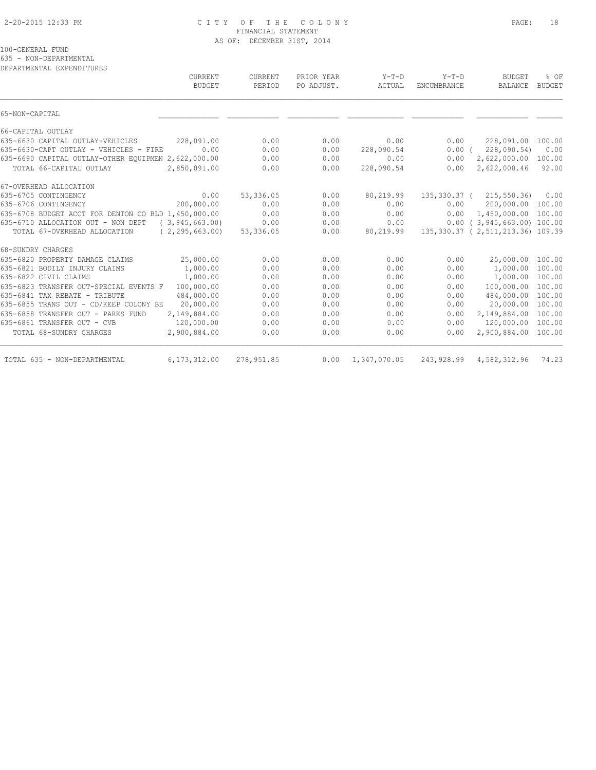# CITY OF THE COLONY

FINANCIAL STATEMENT

AS OF: DECEMBER 31ST, 2014

100-GENERAL FUND

635 - NON-DEPARTMENTAL

DEPARTMENTAL EXPENDITURES

| | CURRENT BUDGET | CURRENT PERIOD | PRIOR YEAR PO ADJUST. | Y-T-D ACTUAL | Y-T-D ENCUMBRANCE | BUDGET BALANCE | % OF BUDGET |
|---|---|---|---|---|---|---|---|
| 65-NON-CAPITAL | | | | | | | |
| 66-CAPITAL OUTLAY | | | | | | | |
| 635-6630 CAPITAL OUTLAY-VEHICLES | 228,091.00 | 0.00 | 0.00 | 0.00 | 0.00 | 228,091.00 | 100.00 |
| 635-6630-CAPT OUTLAY - VEHICLES - FIRE | 0.00 | 0.00 | 0.00 | 228,090.54 | 0.00 | ( 228,090.54) | 0.00 |
| 635-6690 CAPITAL OUTLAY-OTHER EQUIPMEN | 2,622,000.00 | 0.00 | 0.00 | 0.00 | 0.00 | 2,622,000.00 | 100.00 |
| TOTAL 66-CAPITAL OUTLAY | 2,850,091.00 | 0.00 | 0.00 | 228,090.54 | 0.00 | 2,622,000.46 | 92.00 |
| 67-OVERHEAD ALLOCATION | | | | | | | |
| 635-6705 CONTINGENCY | 0.00 | 53,336.05 | 0.00 | 80,219.99 | 135,330.37 | ( 215,550.36) | 0.00 |
| 635-6706 CONTINGENCY | 200,000.00 | 0.00 | 0.00 | 0.00 | 0.00 | 200,000.00 | 100.00 |
| 635-6708 BUDGET ACCT FOR DENTON CO BLD | 1,450,000.00 | 0.00 | 0.00 | 0.00 | 0.00 | 1,450,000.00 | 100.00 |
| 635-6710 ALLOCATION OUT - NON DEPT | ( 3,945,663.00) | 0.00 | 0.00 | 0.00 | 0.00 | ( 3,945,663.00) | 100.00 |
| TOTAL 67-OVERHEAD ALLOCATION | ( 2,295,663.00) | 53,336.05 | 0.00 | 80,219.99 | 135,330.37 | ( 2,511,213.36) | 109.39 |
| 68-SUNDRY CHARGES | | | | | | | |
| 635-6820 PROPERTY DAMAGE CLAIMS | 25,000.00 | 0.00 | 0.00 | 0.00 | 0.00 | 25,000.00 | 100.00 |
| 635-6821 BODILY INJURY CLAIMS | 1,000.00 | 0.00 | 0.00 | 0.00 | 0.00 | 1,000.00 | 100.00 |
| 635-6822 CIVIL CLAIMS | 1,000.00 | 0.00 | 0.00 | 0.00 | 0.00 | 1,000.00 | 100.00 |
| 635-6823 TRANSFER OUT-SPECIAL EVENTS F | 100,000.00 | 0.00 | 0.00 | 0.00 | 0.00 | 100,000.00 | 100.00 |
| 635-6841 TAX REBATE - TRIBUTE | 484,000.00 | 0.00 | 0.00 | 0.00 | 0.00 | 484,000.00 | 100.00 |
| 635-6855 TRANS OUT - CD/KEEP COLONY BE | 20,000.00 | 0.00 | 0.00 | 0.00 | 0.00 | 20,000.00 | 100.00 |
| 635-6858 TRANSFER OUT - PARKS FUND | 2,149,884.00 | 0.00 | 0.00 | 0.00 | 0.00 | 2,149,884.00 | 100.00 |
| 635-6861 TRANSFER OUT - CVB | 120,000.00 | 0.00 | 0.00 | 0.00 | 0.00 | 120,000.00 | 100.00 |
| TOTAL 68-SUNDRY CHARGES | 2,900,884.00 | 0.00 | 0.00 | 0.00 | 0.00 | 2,900,884.00 | 100.00 |
| TOTAL 635 - NON-DEPARTMENTAL | 6,173,312.00 | 278,951.85 | 0.00 | 1,347,070.05 | 243,928.99 | 4,582,312.96 | 74.23 |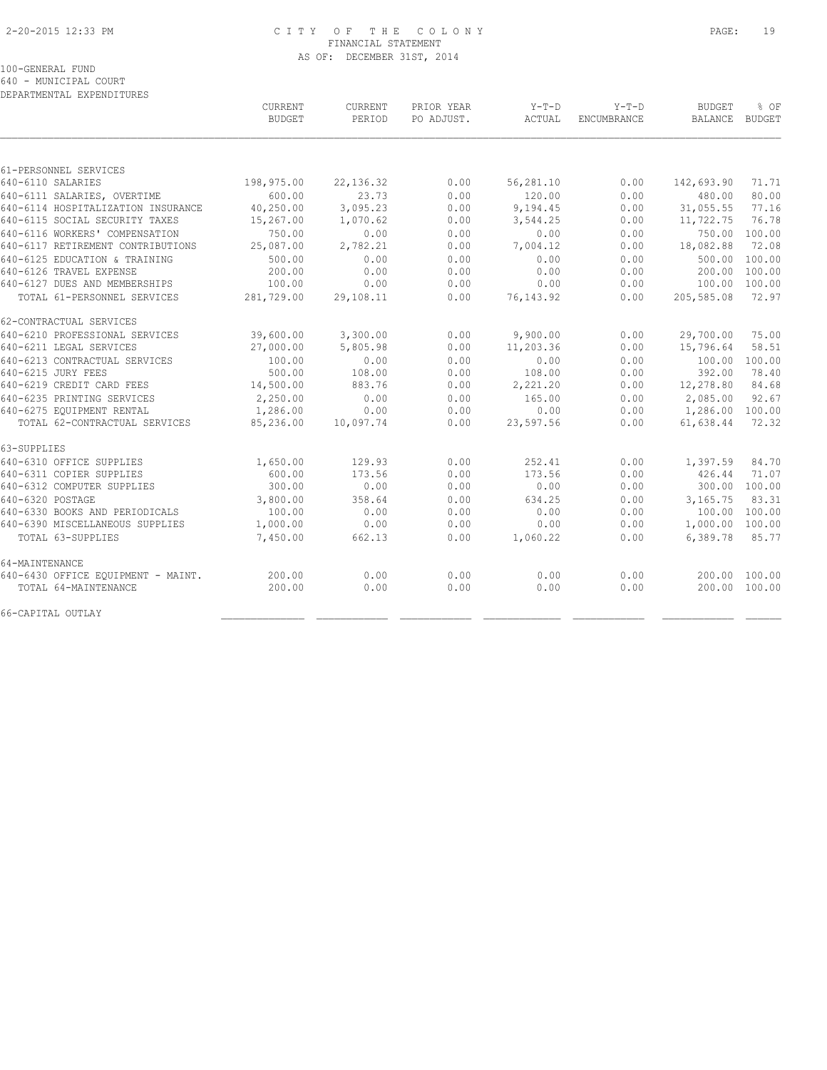# CITY OF THE COLONY
## FINANCIAL STATEMENT
### AS OF: DECEMBER 31ST, 2014

100-GENERAL FUND
640 - MUNICIPAL COURT
DEPARTMENTAL EXPENDITURES

| | CURRENT BUDGET | CURRENT PERIOD | PRIOR YEAR PO ADJUST. | Y-T-D ACTUAL | Y-T-D ENCUMBRANCE | BUDGET BALANCE | % OF BUDGET |
|---|---|---|---|---|---|---|---|
| 61-PERSONNEL SERVICES | | | | | | | |
| 640-6110 SALARIES | 198,975.00 | 22,136.32 | 0.00 | 56,281.10 | 0.00 | 142,693.90 | 71.71 |
| 640-6111 SALARIES, OVERTIME | 600.00 | 23.73 | 0.00 | 120.00 | 0.00 | 480.00 | 80.00 |
| 640-6114 HOSPITALIZATION INSURANCE | 40,250.00 | 3,095.23 | 0.00 | 9,194.45 | 0.00 | 31,055.55 | 77.16 |
| 640-6115 SOCIAL SECURITY TAXES | 15,267.00 | 1,070.62 | 0.00 | 3,544.25 | 0.00 | 11,722.75 | 76.78 |
| 640-6116 WORKERS' COMPENSATION | 750.00 | 0.00 | 0.00 | 0.00 | 0.00 | 750.00 | 100.00 |
| 640-6117 RETIREMENT CONTRIBUTIONS | 25,087.00 | 2,782.21 | 0.00 | 7,004.12 | 0.00 | 18,082.88 | 72.08 |
| 640-6125 EDUCATION & TRAINING | 500.00 | 0.00 | 0.00 | 0.00 | 0.00 | 500.00 | 100.00 |
| 640-6126 TRAVEL EXPENSE | 200.00 | 0.00 | 0.00 | 0.00 | 0.00 | 200.00 | 100.00 |
| 640-6127 DUES AND MEMBERSHIPS | 100.00 | 0.00 | 0.00 | 0.00 | 0.00 | 100.00 | 100.00 |
| TOTAL 61-PERSONNEL SERVICES | 281,729.00 | 29,108.11 | 0.00 | 76,143.92 | 0.00 | 205,585.08 | 72.97 |
| 62-CONTRACTUAL SERVICES | | | | | | | |
| 640-6210 PROFESSIONAL SERVICES | 39,600.00 | 3,300.00 | 0.00 | 9,900.00 | 0.00 | 29,700.00 | 75.00 |
| 640-6211 LEGAL SERVICES | 27,000.00 | 5,805.98 | 0.00 | 11,203.36 | 0.00 | 15,796.64 | 58.51 |
| 640-6213 CONTRACTUAL SERVICES | 100.00 | 0.00 | 0.00 | 0.00 | 0.00 | 100.00 | 100.00 |
| 640-6215 JURY FEES | 500.00 | 108.00 | 0.00 | 108.00 | 0.00 | 392.00 | 78.40 |
| 640-6219 CREDIT CARD FEES | 14,500.00 | 883.76 | 0.00 | 2,221.20 | 0.00 | 12,278.80 | 84.68 |
| 640-6235 PRINTING SERVICES | 2,250.00 | 0.00 | 0.00 | 165.00 | 0.00 | 2,085.00 | 92.67 |
| 640-6275 EQUIPMENT RENTAL | 1,286.00 | 0.00 | 0.00 | 0.00 | 0.00 | 1,286.00 | 100.00 |
| TOTAL 62-CONTRACTUAL SERVICES | 85,236.00 | 10,097.74 | 0.00 | 23,597.56 | 0.00 | 61,638.44 | 72.32 |
| 63-SUPPLIES | | | | | | | |
| 640-6310 OFFICE SUPPLIES | 1,650.00 | 129.93 | 0.00 | 252.41 | 0.00 | 1,397.59 | 84.70 |
| 640-6311 COPIER SUPPLIES | 600.00 | 173.56 | 0.00 | 173.56 | 0.00 | 426.44 | 71.07 |
| 640-6312 COMPUTER SUPPLIES | 300.00 | 0.00 | 0.00 | 0.00 | 0.00 | 300.00 | 100.00 |
| 640-6320 POSTAGE | 3,800.00 | 358.64 | 0.00 | 634.25 | 0.00 | 3,165.75 | 83.31 |
| 640-6330 BOOKS AND PERIODICALS | 100.00 | 0.00 | 0.00 | 0.00 | 0.00 | 100.00 | 100.00 |
| 640-6390 MISCELLANEOUS SUPPLIES | 1,000.00 | 0.00 | 0.00 | 0.00 | 0.00 | 1,000.00 | 100.00 |
| TOTAL 63-SUPPLIES | 7,450.00 | 662.13 | 0.00 | 1,060.22 | 0.00 | 6,389.78 | 85.77 |
| 64-MAINTENANCE | | | | | | | |
| 640-6430 OFFICE EQUIPMENT - MAINT. | 200.00 | 0.00 | 0.00 | 0.00 | 0.00 | 200.00 | 100.00 |
| TOTAL 64-MAINTENANCE | 200.00 | 0.00 | 0.00 | 0.00 | 0.00 | 200.00 | 100.00 |
| 66-CAPITAL OUTLAY | | | | | | | |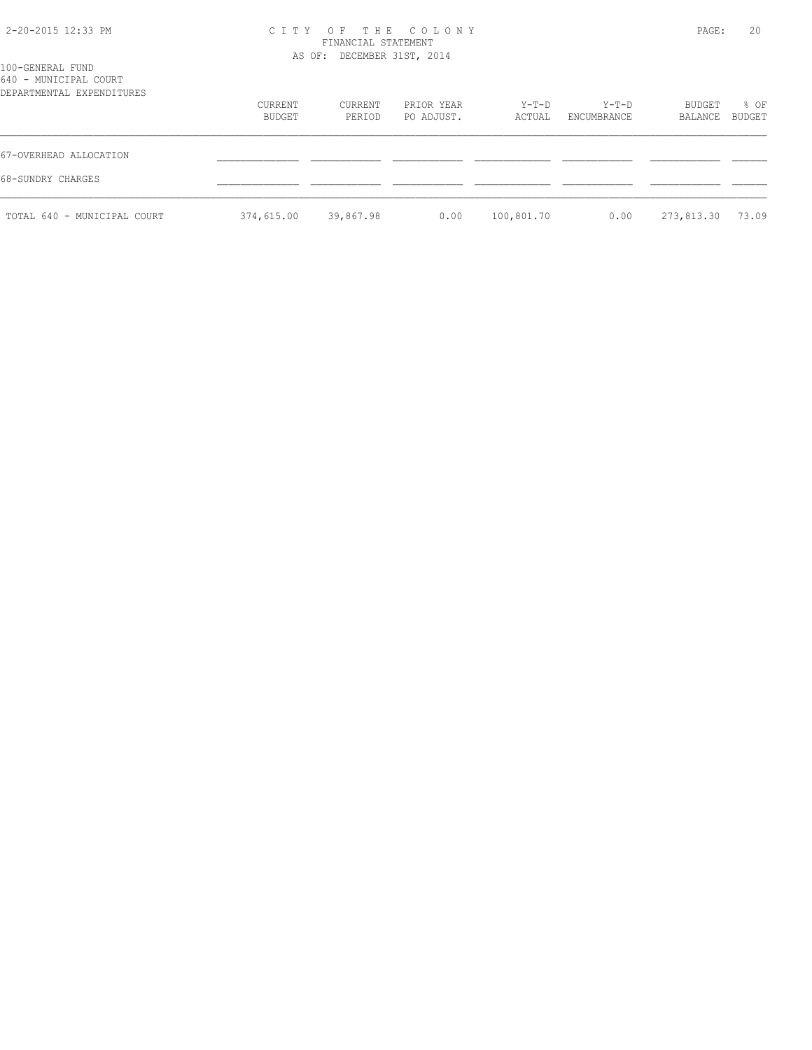100-GENERAL FUND
640 - MUNICIPAL COURT
DEPARTMENTAL EXPENDITURES

| | CURRENT BUDGET | CURRENT PERIOD | PRIOR YEAR PO ADJUST. | Y-T-D ACTUAL | Y-T-D ENCUMBRANCE | BUDGET BALANCE | % OF BUDGET |
|---|---|---|---|---|---|---|---|
| 67-OVERHEAD ALLOCATION | | | | | | | |
| 68-SUNDRY CHARGES | | | | | | | |
| TOTAL 640 - MUNICIPAL COURT | 374,615.00 | 39,867.98 | 0.00 | 100,801.70 | 0.00 | 273,813.30 | 73.09 |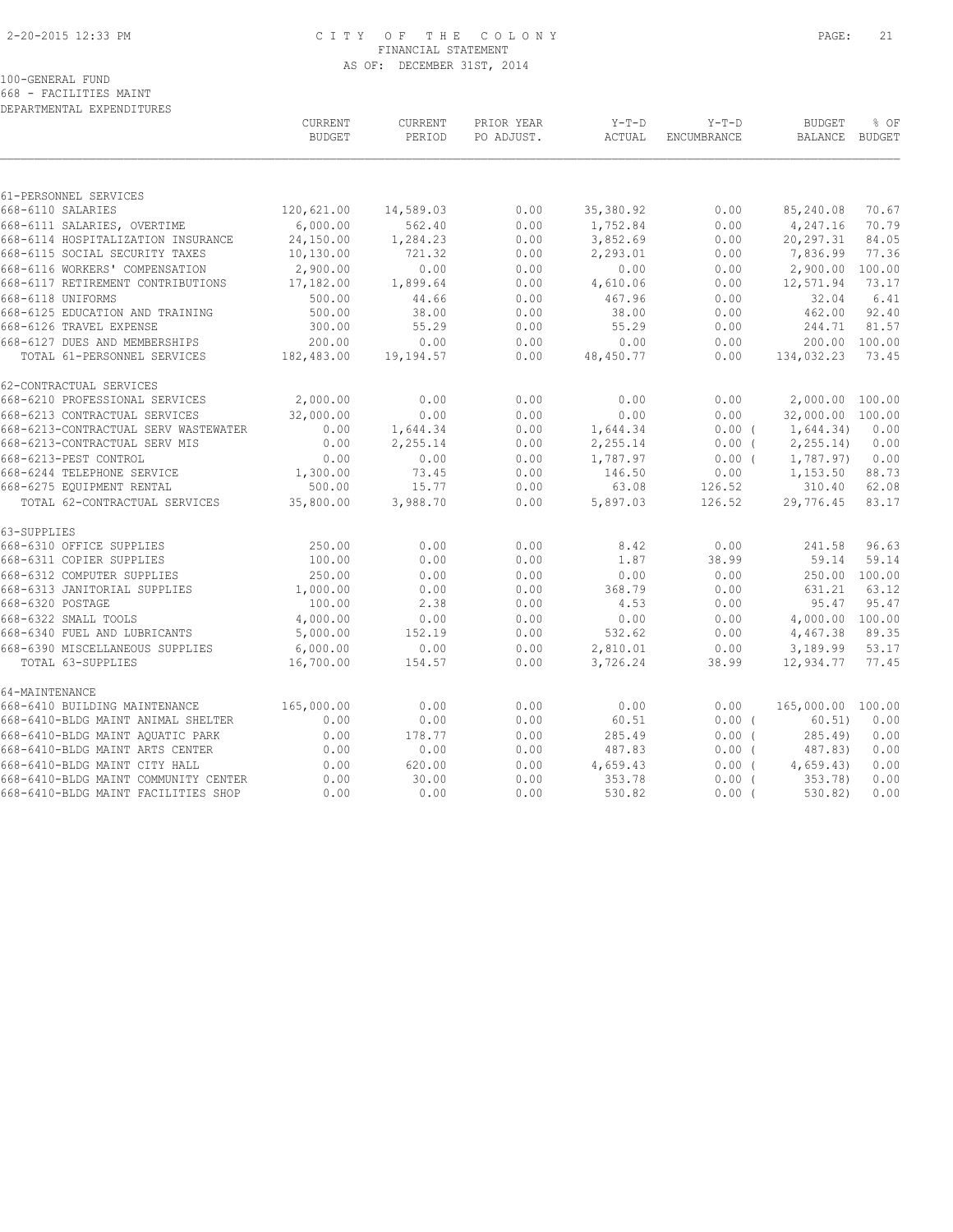# CITY OF THE COLONY
## FINANCIAL STATEMENT
### AS OF: DECEMBER 31ST, 2014

100-GENERAL FUND
668 - FACILITIES MAINT
DEPARTMENTAL EXPENDITURES

| | CURRENT BUDGET | CURRENT PERIOD | PRIOR YEAR PO ADJUST. | Y-T-D ACTUAL | Y-T-D ENCUMBRANCE | BUDGET BALANCE | % OF BUDGET |
|---|---|---|---|---|---|---|---|
| 61-PERSONNEL SERVICES | | | | | | | |
| 668-6110 SALARIES | 120,621.00 | 14,589.03 | 0.00 | 35,380.92 | 0.00 | 85,240.08 | 70.67 |
| 668-6111 SALARIES, OVERTIME | 6,000.00 | 562.40 | 0.00 | 1,752.84 | 0.00 | 4,247.16 | 70.79 |
| 668-6114 HOSPITALIZATION INSURANCE | 24,150.00 | 1,284.23 | 0.00 | 3,852.69 | 0.00 | 20,297.31 | 84.05 |
| 668-6115 SOCIAL SECURITY TAXES | 10,130.00 | 721.32 | 0.00 | 2,293.01 | 0.00 | 7,836.99 | 77.36 |
| 668-6116 WORKERS' COMPENSATION | 2,900.00 | 0.00 | 0.00 | 0.00 | 0.00 | 2,900.00 | 100.00 |
| 668-6117 RETIREMENT CONTRIBUTIONS | 17,182.00 | 1,899.64 | 0.00 | 4,610.06 | 0.00 | 12,571.94 | 73.17 |
| 668-6118 UNIFORMS | 500.00 | 44.66 | 0.00 | 467.96 | 0.00 | 32.04 | 6.41 |
| 668-6125 EDUCATION AND TRAINING | 500.00 | 38.00 | 0.00 | 38.00 | 0.00 | 462.00 | 92.40 |
| 668-6126 TRAVEL EXPENSE | 300.00 | 55.29 | 0.00 | 55.29 | 0.00 | 244.71 | 81.57 |
| 668-6127 DUES AND MEMBERSHIPS | 200.00 | 0.00 | 0.00 | 0.00 | 0.00 | 200.00 | 100.00 |
| TOTAL 61-PERSONNEL SERVICES | 182,483.00 | 19,194.57 | 0.00 | 48,450.77 | 0.00 | 134,032.23 | 73.45 |
| 62-CONTRACTUAL SERVICES | | | | | | | |
| 668-6210 PROFESSIONAL SERVICES | 2,000.00 | 0.00 | 0.00 | 0.00 | 0.00 | 2,000.00 | 100.00 |
| 668-6213 CONTRACTUAL SERVICES | 32,000.00 | 0.00 | 0.00 | 0.00 | 0.00 | 32,000.00 | 100.00 |
| 668-6213-CONTRACTUAL SERV WASTEWATER | 0.00 | 1,644.34 | 0.00 | 1,644.34 | 0.00 | (1,644.34) | 0.00 |
| 668-6213-CONTRACTUAL SERV MIS | 0.00 | 2,255.14 | 0.00 | 2,255.14 | 0.00 | (2,255.14) | 0.00 |
| 668-6213-PEST CONTROL | 0.00 | 0.00 | 0.00 | 1,787.97 | 0.00 | (1,787.97) | 0.00 |
| 668-6244 TELEPHONE SERVICE | 1,300.00 | 73.45 | 0.00 | 146.50 | 0.00 | 1,153.50 | 88.73 |
| 668-6275 EQUIPMENT RENTAL | 500.00 | 15.77 | 0.00 | 63.08 | 126.52 | 310.40 | 62.08 |
| TOTAL 62-CONTRACTUAL SERVICES | 35,800.00 | 3,988.70 | 0.00 | 5,897.03 | 126.52 | 29,776.45 | 83.17 |
| 63-SUPPLIES | | | | | | | |
| 668-6310 OFFICE SUPPLIES | 250.00 | 0.00 | 0.00 | 8.42 | 0.00 | 241.58 | 96.63 |
| 668-6311 COPIER SUPPLIES | 100.00 | 0.00 | 0.00 | 1.87 | 38.99 | 59.14 | 59.14 |
| 668-6312 COMPUTER SUPPLIES | 250.00 | 0.00 | 0.00 | 0.00 | 0.00 | 250.00 | 100.00 |
| 668-6313 JANITORIAL SUPPLIES | 1,000.00 | 0.00 | 0.00 | 368.79 | 0.00 | 631.21 | 63.12 |
| 668-6320 POSTAGE | 100.00 | 2.38 | 0.00 | 4.53 | 0.00 | 95.47 | 95.47 |
| 668-6322 SMALL TOOLS | 4,000.00 | 0.00 | 0.00 | 0.00 | 0.00 | 4,000.00 | 100.00 |
| 668-6340 FUEL AND LUBRICANTS | 5,000.00 | 152.19 | 0.00 | 532.62 | 0.00 | 4,467.38 | 89.35 |
| 668-6390 MISCELLANEOUS SUPPLIES | 6,000.00 | 0.00 | 0.00 | 2,810.01 | 0.00 | 3,189.99 | 53.17 |
| TOTAL 63-SUPPLIES | 16,700.00 | 154.57 | 0.00 | 3,726.24 | 38.99 | 12,934.77 | 77.45 |
| 64-MAINTENANCE | | | | | | | |
| 668-6410 BUILDING MAINTENANCE | 165,000.00 | 0.00 | 0.00 | 0.00 | 0.00 | 165,000.00 | 100.00 |
| 668-6410-BLDG MAINT ANIMAL SHELTER | 0.00 | 0.00 | 0.00 | 60.51 | 0.00 | (60.51) | 0.00 |
| 668-6410-BLDG MAINT AQUATIC PARK | 0.00 | 178.77 | 0.00 | 285.49 | 0.00 | (285.49) | 0.00 |
| 668-6410-BLDG MAINT ARTS CENTER | 0.00 | 0.00 | 0.00 | 487.83 | 0.00 | (487.83) | 0.00 |
| 668-6410-BLDG MAINT CITY HALL | 0.00 | 620.00 | 0.00 | 4,659.43 | 0.00 | (4,659.43) | 0.00 |
| 668-6410-BLDG MAINT COMMUNITY CENTER | 0.00 | 30.00 | 0.00 | 353.78 | 0.00 | (353.78) | 0.00 |
| 668-6410-BLDG MAINT FACILITIES SHOP | 0.00 | 0.00 | 0.00 | 530.82 | 0.00 | (530.82) | 0.00 |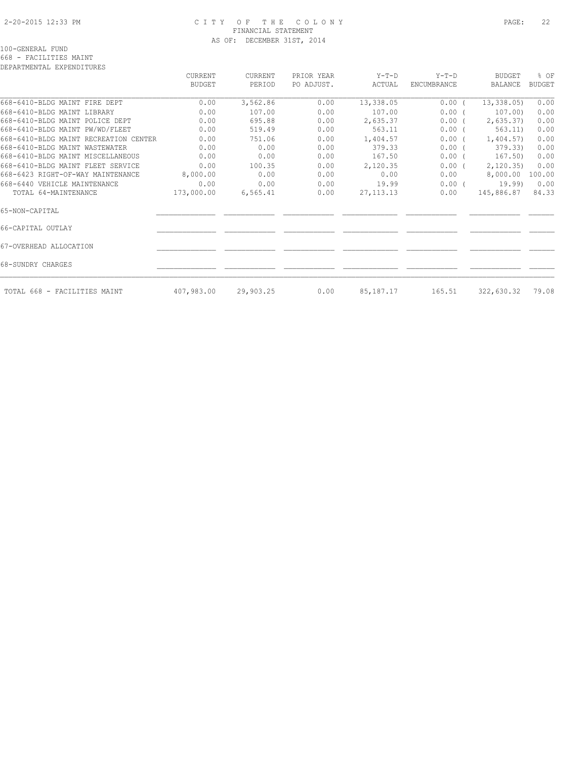100-GENERAL FUND
668 - FACILITIES MAINT
DEPARTMENTAL EXPENDITURES

| | CURRENT BUDGET | CURRENT PERIOD | PRIOR YEAR PO ADJUST. | Y-T-D ACTUAL | Y-T-D ENCUMBRANCE | BUDGET BALANCE | % OF BUDGET |
|---|---|---|---|---|---|---|---|
| 668-6410-BLDG MAINT FIRE DEPT | 0.00 | 3,562.86 | 0.00 | 13,338.05 | 0.00 | ( 13,338.05) | 0.00 |
| 668-6410-BLDG MAINT LIBRARY | 0.00 | 107.00 | 0.00 | 107.00 | 0.00 | ( 107.00) | 0.00 |
| 668-6410-BLDG MAINT POLICE DEPT | 0.00 | 695.88 | 0.00 | 2,635.37 | 0.00 | ( 2,635.37) | 0.00 |
| 668-6410-BLDG MAINT PW/WD/FLEET | 0.00 | 519.49 | 0.00 | 563.11 | 0.00 | ( 563.11) | 0.00 |
| 668-6410-BLDG MAINT RECREATION CENTER | 0.00 | 751.06 | 0.00 | 1,404.57 | 0.00 | ( 1,404.57) | 0.00 |
| 668-6410-BLDG MAINT WASTEWATER | 0.00 | 0.00 | 0.00 | 379.33 | 0.00 | ( 379.33) | 0.00 |
| 668-6410-BLDG MAINT MISCELLANEOUS | 0.00 | 0.00 | 0.00 | 167.50 | 0.00 | ( 167.50) | 0.00 |
| 668-6410-BLDG MAINT FLEET SERVICE | 0.00 | 100.35 | 0.00 | 2,120.35 | 0.00 | ( 2,120.35) | 0.00 |
| 668-6423 RIGHT-OF-WAY MAINTENANCE | 8,000.00 | 0.00 | 0.00 | 0.00 | 0.00 | 8,000.00 | 100.00 |
| 668-6440 VEHICLE MAINTENANCE | 0.00 | 0.00 | 0.00 | 19.99 | 0.00 | ( 19.99) | 0.00 |
| TOTAL 64-MAINTENANCE | 173,000.00 | 6,565.41 | 0.00 | 27,113.13 | 0.00 | 145,886.87 | 84.33 |
| 65-NON-CAPITAL | | | | | | | |
| 66-CAPITAL OUTLAY | | | | | | | |
| 67-OVERHEAD ALLOCATION | | | | | | | |
| 68-SUNDRY CHARGES | | | | | | | |
| TOTAL 668 - FACILITIES MAINT | 407,983.00 | 29,903.25 | 0.00 | 85,187.17 | 165.51 | 322,630.32 | 79.08 |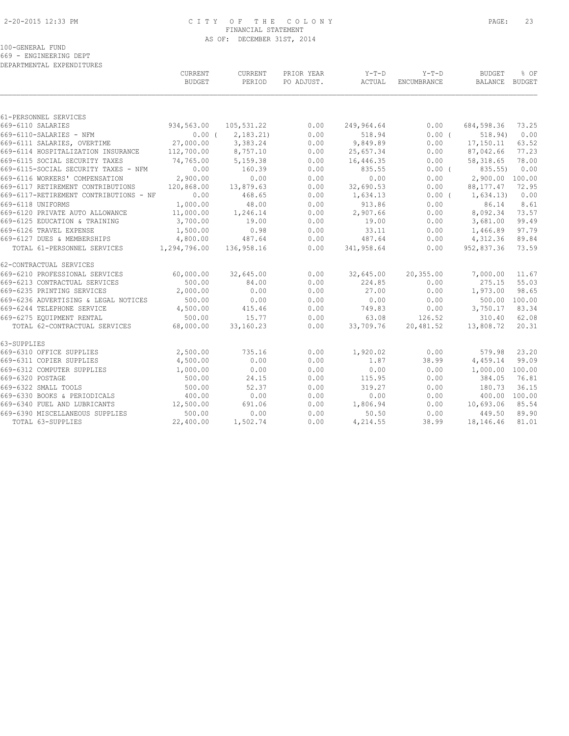CITY OF THE COLONY
FINANCIAL STATEMENT
AS OF: DECEMBER 31ST, 2014

100-GENERAL FUND
669 - ENGINEERING DEPT
DEPARTMENTAL EXPENDITURES

| | CURRENT BUDGET | CURRENT PERIOD | PRIOR YEAR PO ADJUST. | Y-T-D ACTUAL | Y-T-D ENCUMBRANCE | BUDGET BALANCE | % OF BUDGET |
|---|---|---|---|---|---|---|---|
| 61-PERSONNEL SERVICES | | | | | | | |
| 669-6110 SALARIES | 934,563.00 | 105,531.22 | 0.00 | 249,964.64 | 0.00 | 684,598.36 | 73.25 |
| 669-6110-SALARIES - NFM | 0.00 | ( 2,183.21) | 0.00 | 518.94 | 0.00 | ( 518.94) | 0.00 |
| 669-6111 SALARIES, OVERTIME | 27,000.00 | 3,383.24 | 0.00 | 9,849.89 | 0.00 | 17,150.11 | 63.52 |
| 669-6114 HOSPITALIZATION INSURANCE | 112,700.00 | 8,757.10 | 0.00 | 25,657.34 | 0.00 | 87,042.66 | 77.23 |
| 669-6115 SOCIAL SECURITY TAXES | 74,765.00 | 5,159.38 | 0.00 | 16,446.35 | 0.00 | 58,318.65 | 78.00 |
| 669-6115-SOCIAL SECURITY TAXES - NFM | 0.00 | 160.39 | 0.00 | 835.55 | 0.00 | ( 835.55) | 0.00 |
| 669-6116 WORKERS' COMPENSATION | 2,900.00 | 0.00 | 0.00 | 0.00 | 0.00 | 2,900.00 | 100.00 |
| 669-6117 RETIREMENT CONTRIBUTIONS | 120,868.00 | 13,879.63 | 0.00 | 32,690.53 | 0.00 | 88,177.47 | 72.95 |
| 669-6117-RETIREMENT CONTRIBUTIONS - NF | 0.00 | 468.65 | 0.00 | 1,634.13 | 0.00 | ( 1,634.13) | 0.00 |
| 669-6118 UNIFORMS | 1,000.00 | 48.00 | 0.00 | 913.86 | 0.00 | 86.14 | 8.61 |
| 669-6120 PRIVATE AUTO ALLOWANCE | 11,000.00 | 1,246.14 | 0.00 | 2,907.66 | 0.00 | 8,092.34 | 73.57 |
| 669-6125 EDUCATION & TRAINING | 3,700.00 | 19.00 | 0.00 | 19.00 | 0.00 | 3,681.00 | 99.49 |
| 669-6126 TRAVEL EXPENSE | 1,500.00 | 0.98 | 0.00 | 33.11 | 0.00 | 1,466.89 | 97.79 |
| 669-6127 DUES & MEMBERSHIPS | 4,800.00 | 487.64 | 0.00 | 487.64 | 0.00 | 4,312.36 | 89.84 |
| TOTAL 61-PERSONNEL SERVICES | 1,294,796.00 | 136,958.16 | 0.00 | 341,958.64 | 0.00 | 952,837.36 | 73.59 |
| 62-CONTRACTUAL SERVICES | | | | | | | |
| 669-6210 PROFESSIONAL SERVICES | 60,000.00 | 32,645.00 | 0.00 | 32,645.00 | 20,355.00 | 7,000.00 | 11.67 |
| 669-6213 CONTRACTUAL SERVICES | 500.00 | 84.00 | 0.00 | 224.85 | 0.00 | 275.15 | 55.03 |
| 669-6235 PRINTING SERVICES | 2,000.00 | 0.00 | 0.00 | 27.00 | 0.00 | 1,973.00 | 98.65 |
| 669-6236 ADVERTISING & LEGAL NOTICES | 500.00 | 0.00 | 0.00 | 0.00 | 0.00 | 500.00 | 100.00 |
| 669-6244 TELEPHONE SERVICE | 4,500.00 | 415.46 | 0.00 | 749.83 | 0.00 | 3,750.17 | 83.34 |
| 669-6275 EQUIPMENT RENTAL | 500.00 | 15.77 | 0.00 | 63.08 | 126.52 | 310.40 | 62.08 |
| TOTAL 62-CONTRACTUAL SERVICES | 68,000.00 | 33,160.23 | 0.00 | 33,709.76 | 20,481.52 | 13,808.72 | 20.31 |
| 63-SUPPLIES | | | | | | | |
| 669-6310 OFFICE SUPPLIES | 2,500.00 | 735.16 | 0.00 | 1,920.02 | 0.00 | 579.98 | 23.20 |
| 669-6311 COPIER SUPPLIES | 4,500.00 | 0.00 | 0.00 | 1.87 | 38.99 | 4,459.14 | 99.09 |
| 669-6312 COMPUTER SUPPLIES | 1,000.00 | 0.00 | 0.00 | 0.00 | 0.00 | 1,000.00 | 100.00 |
| 669-6320 POSTAGE | 500.00 | 24.15 | 0.00 | 115.95 | 0.00 | 384.05 | 76.81 |
| 669-6322 SMALL TOOLS | 500.00 | 52.37 | 0.00 | 319.27 | 0.00 | 180.73 | 36.15 |
| 669-6330 BOOKS & PERIODICALS | 400.00 | 0.00 | 0.00 | 0.00 | 0.00 | 400.00 | 100.00 |
| 669-6340 FUEL AND LUBRICANTS | 12,500.00 | 691.06 | 0.00 | 1,806.94 | 0.00 | 10,693.06 | 85.54 |
| 669-6390 MISCELLANEOUS SUPPLIES | 500.00 | 0.00 | 0.00 | 50.50 | 0.00 | 449.50 | 89.90 |
| TOTAL 63-SUPPLIES | 22,400.00 | 1,502.74 | 0.00 | 4,214.55 | 38.99 | 18,146.46 | 81.01 |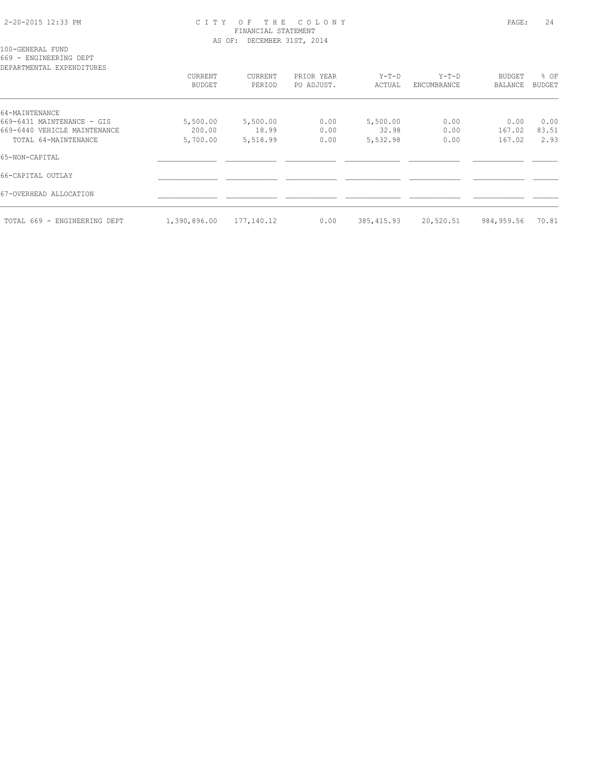CITY OF THE COLONY
FINANCIAL STATEMENT
AS OF: DECEMBER 31ST, 2014

100-GENERAL FUND
669 - ENGINEERING DEPT
DEPARTMENTAL EXPENDITURES

| | CURRENT BUDGET | CURRENT PERIOD | PRIOR YEAR PO ADJUST. | Y-T-D ACTUAL | Y-T-D ENCUMBRANCE | BUDGET BALANCE | % OF BUDGET |
|---|---|---|---|---|---|---|---|
| 64-MAINTENANCE | | | | | | | |
| 669-6431 MAINTENANCE - GIS | 5,500.00 | 5,500.00 | 0.00 | 5,500.00 | 0.00 | 0.00 | 0.00 |
| 669-6440 VEHICLE MAINTENANCE | 200.00 | 18.99 | 0.00 | 32.98 | 0.00 | 167.02 | 83.51 |
| TOTAL 64-MAINTENANCE | 5,700.00 | 5,518.99 | 0.00 | 5,532.98 | 0.00 | 167.02 | 2.93 |
| 65-NON-CAPITAL | | | | | | | |
| 66-CAPITAL OUTLAY | | | | | | | |
| 67-OVERHEAD ALLOCATION | | | | | | | |
| TOTAL 669 - ENGINEERING DEPT | 1,390,896.00 | 177,140.12 | 0.00 | 385,415.93 | 20,520.51 | 984,959.56 | 70.81 |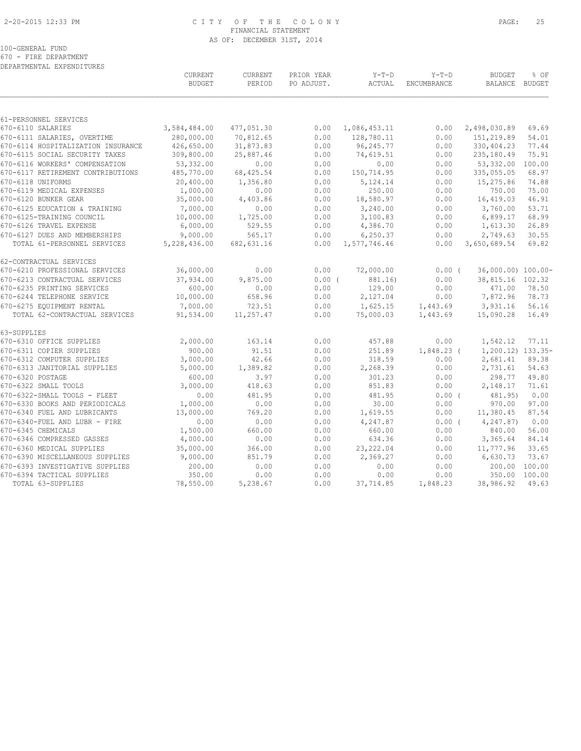CITY OF THE COLONY
FINANCIAL STATEMENT
AS OF: DECEMBER 31ST, 2014

100-GENERAL FUND
670 - FIRE DEPARTMENT
DEPARTMENTAL EXPENDITURES

| | CURRENT BUDGET | CURRENT PERIOD | PRIOR YEAR PO ADJUST. | Y-T-D ACTUAL | Y-T-D ENCUMBRANCE | BUDGET BALANCE | % OF BUDGET |
|---|---|---|---|---|---|---|---|
| 61-PERSONNEL SERVICES | | | | | | | |
| 670-6110 SALARIES | 3,584,484.00 | 477,051.30 | 0.00 | 1,086,453.11 | 0.00 | 2,498,030.89 | 69.69 |
| 670-6111 SALARIES, OVERTIME | 280,000.00 | 70,812.65 | 0.00 | 128,780.11 | 0.00 | 151,219.89 | 54.01 |
| 670-6114 HOSPITALIZATION INSURANCE | 426,650.00 | 31,873.83 | 0.00 | 96,245.77 | 0.00 | 330,404.23 | 77.44 |
| 670-6115 SOCIAL SECURITY TAXES | 309,800.00 | 25,887.46 | 0.00 | 74,619.51 | 0.00 | 235,180.49 | 75.91 |
| 670-6116 WORKERS' COMPENSATION | 53,332.00 | 0.00 | 0.00 | 0.00 | 0.00 | 53,332.00 | 100.00 |
| 670-6117 RETIREMENT CONTRIBUTIONS | 485,770.00 | 68,425.54 | 0.00 | 150,714.95 | 0.00 | 335,055.05 | 68.97 |
| 670-6118 UNIFORMS | 20,400.00 | 1,356.80 | 0.00 | 5,124.14 | 0.00 | 15,275.86 | 74.88 |
| 670-6119 MEDICAL EXPENSES | 1,000.00 | 0.00 | 0.00 | 250.00 | 0.00 | 750.00 | 75.00 |
| 670-6120 BUNKER GEAR | 35,000.00 | 4,403.86 | 0.00 | 18,580.97 | 0.00 | 16,419.03 | 46.91 |
| 670-6125 EDUCATION & TRAINING | 7,000.00 | 0.00 | 0.00 | 3,240.00 | 0.00 | 3,760.00 | 53.71 |
| 670-6125-TRAINING COUNCIL | 10,000.00 | 1,725.00 | 0.00 | 3,100.83 | 0.00 | 6,899.17 | 68.99 |
| 670-6126 TRAVEL EXPENSE | 6,000.00 | 529.55 | 0.00 | 4,386.70 | 0.00 | 1,613.30 | 26.89 |
| 670-6127 DUES AND MEMBERSHIPS | 9,000.00 | 565.17 | 0.00 | 6,250.37 | 0.00 | 2,749.63 | 30.55 |
| TOTAL 61-PERSONNEL SERVICES | 5,228,436.00 | 682,631.16 | 0.00 | 1,577,746.46 | 0.00 | 3,650,689.54 | 69.82 |
| 62-CONTRACTUAL SERVICES | | | | | | | |
| 670-6210 PROFESSIONAL SERVICES | 36,000.00 | 0.00 | 0.00 | 72,000.00 | 0.00 ( | 36,000.00) | 100.00- |
| 670-6213 CONTRACTUAL SERVICES | 37,934.00 | 9,875.00 | 0.00 ( | 881.16) | 0.00 | 38,815.16 | 102.32 |
| 670-6235 PRINTING SERVICES | 600.00 | 0.00 | 0.00 | 129.00 | 0.00 | 471.00 | 78.50 |
| 670-6244 TELEPHONE SERVICE | 10,000.00 | 658.96 | 0.00 | 2,127.04 | 0.00 | 7,872.96 | 78.73 |
| 670-6275 EQUIPMENT RENTAL | 7,000.00 | 723.51 | 0.00 | 1,625.15 | 1,443.69 | 3,931.16 | 56.16 |
| TOTAL 62-CONTRACTUAL SERVICES | 91,534.00 | 11,257.47 | 0.00 | 75,000.03 | 1,443.69 | 15,090.28 | 16.49 |
| 63-SUPPLIES | | | | | | | |
| 670-6310 OFFICE SUPPLIES | 2,000.00 | 163.14 | 0.00 | 457.88 | 0.00 | 1,542.12 | 77.11 |
| 670-6311 COPIER SUPPLIES | 900.00 | 91.51 | 0.00 | 251.89 | 1,848.23 ( | 1,200.12) | 133.35- |
| 670-6312 COMPUTER SUPPLIES | 3,000.00 | 42.66 | 0.00 | 318.59 | 0.00 | 2,681.41 | 89.38 |
| 670-6313 JANITORIAL SUPPLIES | 5,000.00 | 1,389.82 | 0.00 | 2,268.39 | 0.00 | 2,731.61 | 54.63 |
| 670-6320 POSTAGE | 600.00 | 3.97 | 0.00 | 301.23 | 0.00 | 298.77 | 49.80 |
| 670-6322 SMALL TOOLS | 3,000.00 | 418.63 | 0.00 | 851.83 | 0.00 | 2,148.17 | 71.61 |
| 670-6322-SMALL TOOLS - FLEET | 0.00 | 481.95 | 0.00 | 481.95 | 0.00 ( | 481.95) | 0.00 |
| 670-6330 BOOKS AND PERIODICALS | 1,000.00 | 0.00 | 0.00 | 30.00 | 0.00 | 970.00 | 97.00 |
| 670-6340 FUEL AND LUBRICANTS | 13,000.00 | 769.20 | 0.00 | 1,619.55 | 0.00 | 11,380.45 | 87.54 |
| 670-6340-FUEL AND LUBR - FIRE | 0.00 | 0.00 | 0.00 | 4,247.87 | 0.00 ( | 4,247.87) | 0.00 |
| 670-6345 CHEMICALS | 1,500.00 | 660.00 | 0.00 | 660.00 | 0.00 | 840.00 | 56.00 |
| 670-6346 COMPRESSED GASSES | 4,000.00 | 0.00 | 0.00 | 634.36 | 0.00 | 3,365.64 | 84.14 |
| 670-6360 MEDICAL SUPPLIES | 35,000.00 | 366.00 | 0.00 | 23,222.04 | 0.00 | 11,777.96 | 33.65 |
| 670-6390 MISCELLANEOUS SUPPLIES | 9,000.00 | 851.79 | 0.00 | 2,369.27 | 0.00 | 6,630.73 | 73.67 |
| 670-6393 INVESTIGATIVE SUPPLIES | 200.00 | 0.00 | 0.00 | 0.00 | 0.00 | 200.00 | 100.00 |
| 670-6394 TACTICAL SUPPLIES | 350.00 | 0.00 | 0.00 | 0.00 | 0.00 | 350.00 | 100.00 |
| TOTAL 63-SUPPLIES | 78,550.00 | 5,238.67 | 0.00 | 37,714.85 | 1,848.23 | 38,986.92 | 49.63 |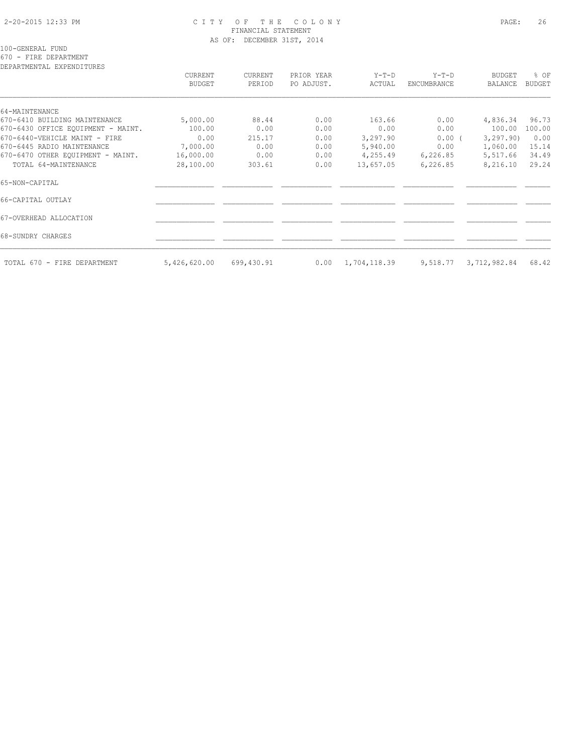# CITY OF THE COLONY
## FINANCIAL STATEMENT
### AS OF: DECEMBER 31ST, 2014

100-GENERAL FUND
670 - FIRE DEPARTMENT
DEPARTMENTAL EXPENDITURES

| | CURRENT BUDGET | CURRENT PERIOD | PRIOR YEAR PO ADJUST. | Y-T-D ACTUAL | Y-T-D ENCUMBRANCE | BUDGET BALANCE | % OF BUDGET |
|---|---|---|---|---|---|---|---|
| 64-MAINTENANCE | | | | | | | |
| 670-6410 BUILDING MAINTENANCE | 5,000.00 | 88.44 | 0.00 | 163.66 | 0.00 | 4,836.34 | 96.73 |
| 670-6430 OFFICE EQUIPMENT - MAINT. | 100.00 | 0.00 | 0.00 | 0.00 | 0.00 | 100.00 | 100.00 |
| 670-6440-VEHICLE MAINT - FIRE | 0.00 | 215.17 | 0.00 | 3,297.90 | 0.00 | ( 3,297.90) | 0.00 |
| 670-6445 RADIO MAINTENANCE | 7,000.00 | 0.00 | 0.00 | 5,940.00 | 0.00 | 1,060.00 | 15.14 |
| 670-6470 OTHER EQUIPMENT - MAINT. | 16,000.00 | 0.00 | 0.00 | 4,255.49 | 6,226.85 | 5,517.66 | 34.49 |
| TOTAL 64-MAINTENANCE | 28,100.00 | 303.61 | 0.00 | 13,657.05 | 6,226.85 | 8,216.10 | 29.24 |
| 65-NON-CAPITAL | | | | | | | |
| 66-CAPITAL OUTLAY | | | | | | | |
| 67-OVERHEAD ALLOCATION | | | | | | | |
| 68-SUNDRY CHARGES | | | | | | | |
| TOTAL 670 - FIRE DEPARTMENT | 5,426,620.00 | 699,430.91 | 0.00 | 1,704,118.39 | 9,518.77 | 3,712,982.84 | 68.42 |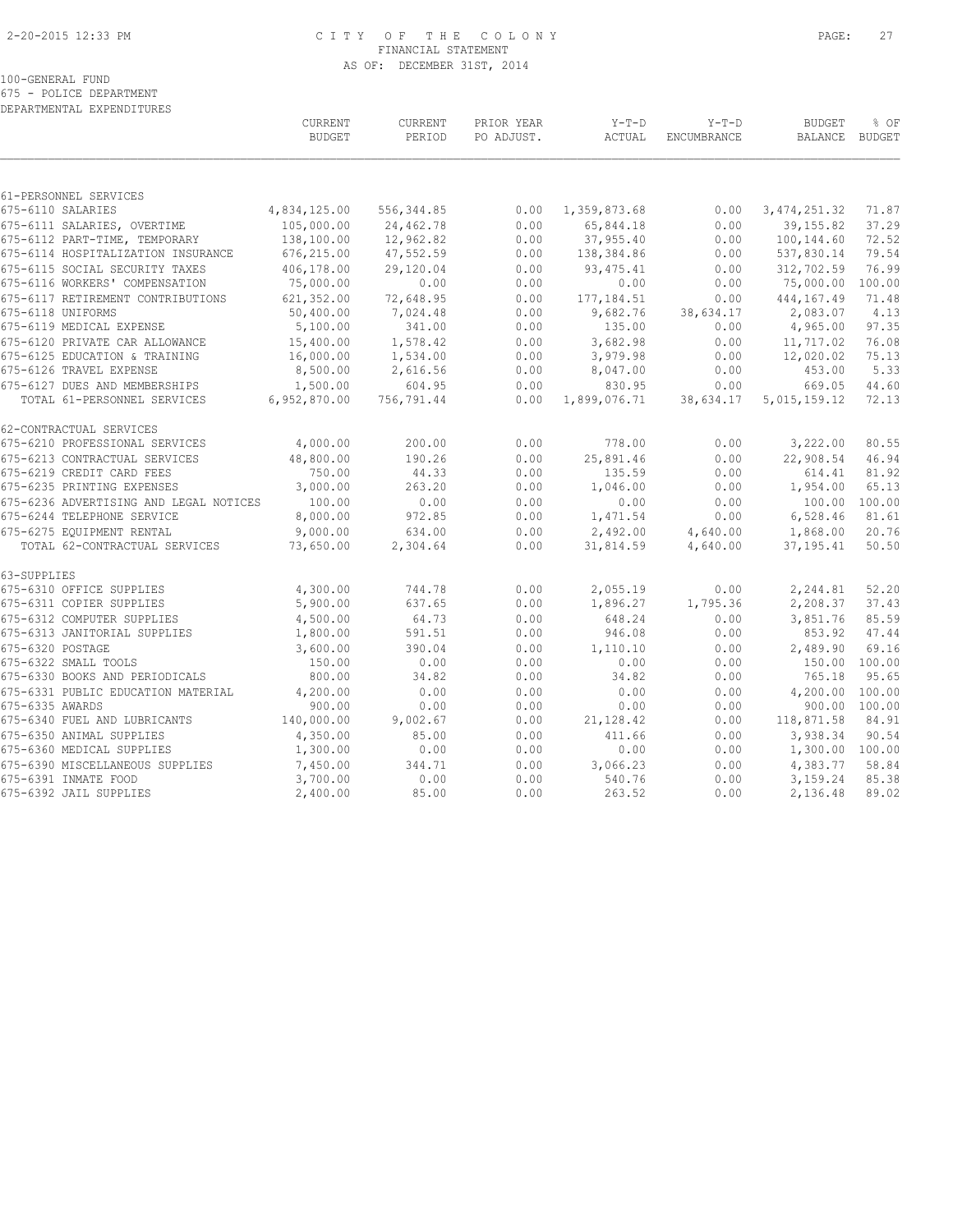# CITY OF THE COLONY
## FINANCIAL STATEMENT
### AS OF: DECEMBER 31ST, 2014

100-GENERAL FUND
675 - POLICE DEPARTMENT
DEPARTMENTAL EXPENDITURES

| | CURRENT BUDGET | CURRENT PERIOD | PRIOR YEAR PO ADJUST. | Y-T-D ACTUAL | Y-T-D ENCUMBRANCE | BUDGET BALANCE | % OF BUDGET |
|---|---|---|---|---|---|---|---|
| **61-PERSONNEL SERVICES** | | | | | | | |
| 675-6110 SALARIES | 4,834,125.00 | 556,344.85 | 0.00 | 1,359,873.68 | 0.00 | 3,474,251.32 | 71.87 |
| 675-6111 SALARIES, OVERTIME | 105,000.00 | 24,462.78 | 0.00 | 65,844.18 | 0.00 | 39,155.82 | 37.29 |
| 675-6112 PART-TIME, TEMPORARY | 138,100.00 | 12,962.82 | 0.00 | 37,955.40 | 0.00 | 100,144.60 | 72.52 |
| 675-6114 HOSPITALIZATION INSURANCE | 676,215.00 | 47,552.59 | 0.00 | 138,384.86 | 0.00 | 537,830.14 | 79.54 |
| 675-6115 SOCIAL SECURITY TAXES | 406,178.00 | 29,120.04 | 0.00 | 93,475.41 | 0.00 | 312,702.59 | 76.99 |
| 675-6116 WORKERS' COMPENSATION | 75,000.00 | 0.00 | 0.00 | 0.00 | 0.00 | 75,000.00 | 100.00 |
| 675-6117 RETIREMENT CONTRIBUTIONS | 621,352.00 | 72,648.95 | 0.00 | 177,184.51 | 0.00 | 444,167.49 | 71.48 |
| 675-6118 UNIFORMS | 50,400.00 | 7,024.48 | 0.00 | 9,682.76 | 38,634.17 | 2,083.07 | 4.13 |
| 675-6119 MEDICAL EXPENSE | 5,100.00 | 341.00 | 0.00 | 135.00 | 0.00 | 4,965.00 | 97.35 |
| 675-6120 PRIVATE CAR ALLOWANCE | 15,400.00 | 1,578.42 | 0.00 | 3,682.98 | 0.00 | 11,717.02 | 76.08 |
| 675-6125 EDUCATION & TRAINING | 16,000.00 | 1,534.00 | 0.00 | 3,979.98 | 0.00 | 12,020.02 | 75.13 |
| 675-6126 TRAVEL EXPENSE | 8,500.00 | 2,616.56 | 0.00 | 8,047.00 | 0.00 | 453.00 | 5.33 |
| 675-6127 DUES AND MEMBERSHIPS | 1,500.00 | 604.95 | 0.00 | 830.95 | 0.00 | 669.05 | 44.60 |
| TOTAL 61-PERSONNEL SERVICES | 6,952,870.00 | 756,791.44 | 0.00 | 1,899,076.71 | 38,634.17 | 5,015,159.12 | 72.13 |
| **62-CONTRACTUAL SERVICES** | | | | | | | |
| 675-6210 PROFESSIONAL SERVICES | 4,000.00 | 200.00 | 0.00 | 778.00 | 0.00 | 3,222.00 | 80.55 |
| 675-6213 CONTRACTUAL SERVICES | 48,800.00 | 190.26 | 0.00 | 25,891.46 | 0.00 | 22,908.54 | 46.94 |
| 675-6219 CREDIT CARD FEES | 750.00 | 44.33 | 0.00 | 135.59 | 0.00 | 614.41 | 81.92 |
| 675-6235 PRINTING EXPENSES | 3,000.00 | 263.20 | 0.00 | 1,046.00 | 0.00 | 1,954.00 | 65.13 |
| 675-6236 ADVERTISING AND LEGAL NOTICES | 100.00 | 0.00 | 0.00 | 0.00 | 0.00 | 100.00 | 100.00 |
| 675-6244 TELEPHONE SERVICE | 8,000.00 | 972.85 | 0.00 | 1,471.54 | 0.00 | 6,528.46 | 81.61 |
| 675-6275 EQUIPMENT RENTAL | 9,000.00 | 634.00 | 0.00 | 2,492.00 | 4,640.00 | 1,868.00 | 20.76 |
| TOTAL 62-CONTRACTUAL SERVICES | 73,650.00 | 2,304.64 | 0.00 | 31,814.59 | 4,640.00 | 37,195.41 | 50.50 |
| **63-SUPPLIES** | | | | | | | |
| 675-6310 OFFICE SUPPLIES | 4,300.00 | 744.78 | 0.00 | 2,055.19 | 0.00 | 2,244.81 | 52.20 |
| 675-6311 COPIER SUPPLIES | 5,900.00 | 637.65 | 0.00 | 1,896.27 | 1,795.36 | 2,208.37 | 37.43 |
| 675-6312 COMPUTER SUPPLIES | 4,500.00 | 64.73 | 0.00 | 648.24 | 0.00 | 3,851.76 | 85.59 |
| 675-6313 JANITORIAL SUPPLIES | 1,800.00 | 591.51 | 0.00 | 946.08 | 0.00 | 853.92 | 47.44 |
| 675-6320 POSTAGE | 3,600.00 | 390.04 | 0.00 | 1,110.10 | 0.00 | 2,489.90 | 69.16 |
| 675-6322 SMALL TOOLS | 150.00 | 0.00 | 0.00 | 0.00 | 0.00 | 150.00 | 100.00 |
| 675-6330 BOOKS AND PERIODICALS | 800.00 | 34.82 | 0.00 | 34.82 | 0.00 | 765.18 | 95.65 |
| 675-6331 PUBLIC EDUCATION MATERIAL | 4,200.00 | 0.00 | 0.00 | 0.00 | 0.00 | 4,200.00 | 100.00 |
| 675-6335 AWARDS | 900.00 | 0.00 | 0.00 | 0.00 | 0.00 | 900.00 | 100.00 |
| 675-6340 FUEL AND LUBRICANTS | 140,000.00 | 9,002.67 | 0.00 | 21,128.42 | 0.00 | 118,871.58 | 84.91 |
| 675-6350 ANIMAL SUPPLIES | 4,350.00 | 85.00 | 0.00 | 411.66 | 0.00 | 3,938.34 | 90.54 |
| 675-6360 MEDICAL SUPPLIES | 1,300.00 | 0.00 | 0.00 | 0.00 | 0.00 | 1,300.00 | 100.00 |
| 675-6390 MISCELLANEOUS SUPPLIES | 7,450.00 | 344.71 | 0.00 | 3,066.23 | 0.00 | 4,383.77 | 58.84 |
| 675-6391 INMATE FOOD | 3,700.00 | 0.00 | 0.00 | 540.76 | 0.00 | 3,159.24 | 85.38 |
| 675-6392 JAIL SUPPLIES | 2,400.00 | 85.00 | 0.00 | 263.52 | 0.00 | 2,136.48 | 89.02 |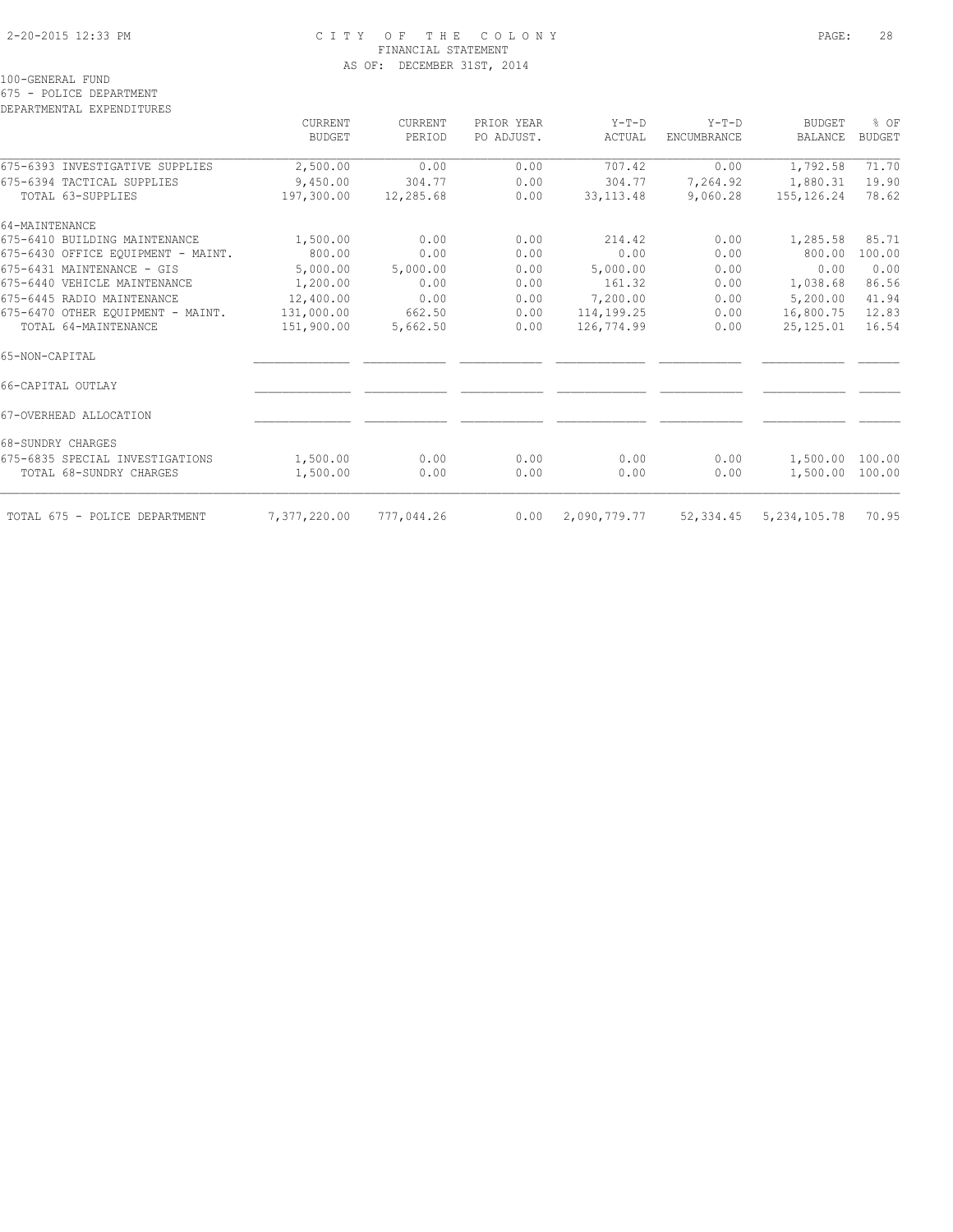100-GENERAL FUND
675 - POLICE DEPARTMENT
DEPARTMENTAL EXPENDITURES

| | CURRENT BUDGET | CURRENT PERIOD | PRIOR YEAR PO ADJUST. | Y-T-D ACTUAL | Y-T-D ENCUMBRANCE | BUDGET BALANCE | % OF BUDGET |
|---|---|---|---|---|---|---|---|
| 675-6393 INVESTIGATIVE SUPPLIES | 2,500.00 | 0.00 | 0.00 | 707.42 | 0.00 | 1,792.58 | 71.70 |
| 675-6394 TACTICAL SUPPLIES | 9,450.00 | 304.77 | 0.00 | 304.77 | 7,264.92 | 1,880.31 | 19.90 |
| TOTAL 63-SUPPLIES | 197,300.00 | 12,285.68 | 0.00 | 33,113.48 | 9,060.28 | 155,126.24 | 78.62 |
| 64-MAINTENANCE | | | | | | | |
| 675-6410 BUILDING MAINTENANCE | 1,500.00 | 0.00 | 0.00 | 214.42 | 0.00 | 1,285.58 | 85.71 |
| 675-6430 OFFICE EQUIPMENT - MAINT. | 800.00 | 0.00 | 0.00 | 0.00 | 0.00 | 800.00 | 100.00 |
| 675-6431 MAINTENANCE - GIS | 5,000.00 | 5,000.00 | 0.00 | 5,000.00 | 0.00 | 0.00 | 0.00 |
| 675-6440 VEHICLE MAINTENANCE | 1,200.00 | 0.00 | 0.00 | 161.32 | 0.00 | 1,038.68 | 86.56 |
| 675-6445 RADIO MAINTENANCE | 12,400.00 | 0.00 | 0.00 | 7,200.00 | 0.00 | 5,200.00 | 41.94 |
| 675-6470 OTHER EQUIPMENT - MAINT. | 131,000.00 | 662.50 | 0.00 | 114,199.25 | 0.00 | 16,800.75 | 12.83 |
| TOTAL 64-MAINTENANCE | 151,900.00 | 5,662.50 | 0.00 | 126,774.99 | 0.00 | 25,125.01 | 16.54 |
| 65-NON-CAPITAL | | | | | | | |
| 66-CAPITAL OUTLAY | | | | | | | |
| 67-OVERHEAD ALLOCATION | | | | | | | |
| 68-SUNDRY CHARGES | | | | | | | |
| 675-6835 SPECIAL INVESTIGATIONS | 1,500.00 | 0.00 | 0.00 | 0.00 | 0.00 | 1,500.00 | 100.00 |
| TOTAL 68-SUNDRY CHARGES | 1,500.00 | 0.00 | 0.00 | 0.00 | 0.00 | 1,500.00 | 100.00 |
| TOTAL 675 - POLICE DEPARTMENT | 7,377,220.00 | 777,044.26 | 0.00 | 2,090,779.77 | 52,334.45 | 5,234,105.78 | 70.95 |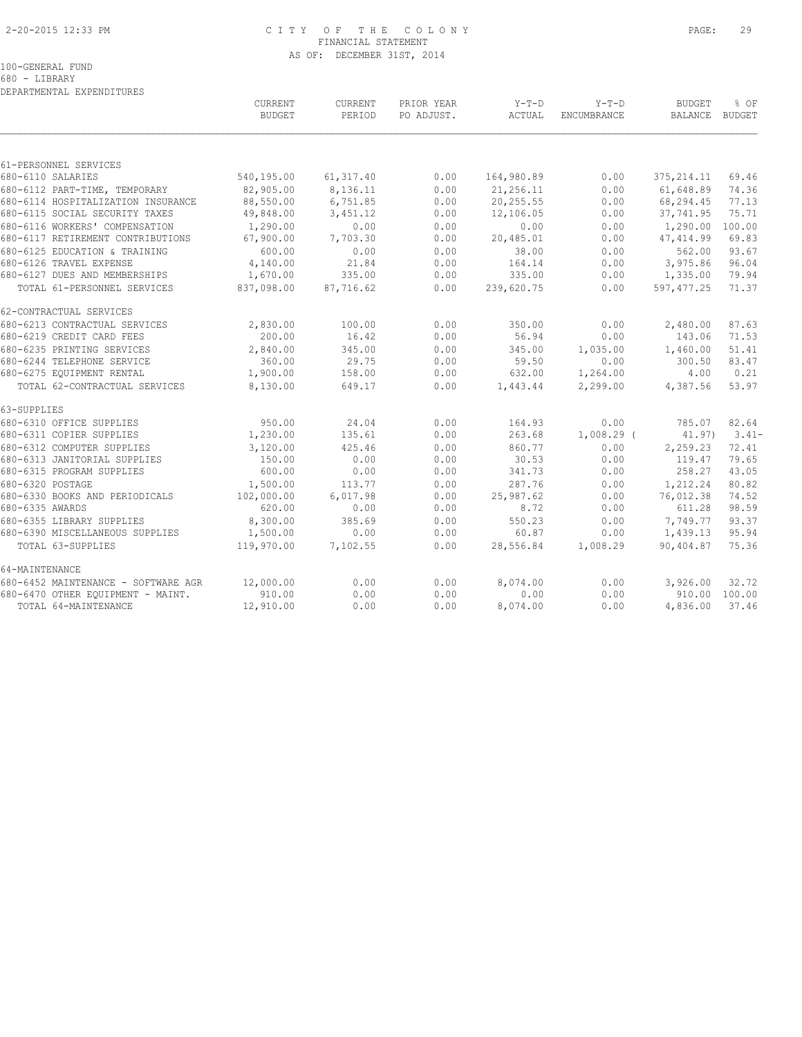100-GENERAL FUND
680 - LIBRARY
DEPARTMENTAL EXPENDITURES

| | CURRENT BUDGET | CURRENT PERIOD | PRIOR YEAR PO ADJUST. | Y-T-D ACTUAL | Y-T-D ENCUMBRANCE | BUDGET BALANCE | % OF BUDGET |
|---|---|---|---|---|---|---|---|
| 61-PERSONNEL SERVICES | | | | | | | |
| 680-6110 SALARIES | 540,195.00 | 61,317.40 | 0.00 | 164,980.89 | 0.00 | 375,214.11 | 69.46 |
| 680-6112 PART-TIME, TEMPORARY | 82,905.00 | 8,136.11 | 0.00 | 21,256.11 | 0.00 | 61,648.89 | 74.36 |
| 680-6114 HOSPITALIZATION INSURANCE | 88,550.00 | 6,751.85 | 0.00 | 20,255.55 | 0.00 | 68,294.45 | 77.13 |
| 680-6115 SOCIAL SECURITY TAXES | 49,848.00 | 3,451.12 | 0.00 | 12,106.05 | 0.00 | 37,741.95 | 75.71 |
| 680-6116 WORKERS' COMPENSATION | 1,290.00 | 0.00 | 0.00 | 0.00 | 0.00 | 1,290.00 | 100.00 |
| 680-6117 RETIREMENT CONTRIBUTIONS | 67,900.00 | 7,703.30 | 0.00 | 20,485.01 | 0.00 | 47,414.99 | 69.83 |
| 680-6125 EDUCATION & TRAINING | 600.00 | 0.00 | 0.00 | 38.00 | 0.00 | 562.00 | 93.67 |
| 680-6126 TRAVEL EXPENSE | 4,140.00 | 21.84 | 0.00 | 164.14 | 0.00 | 3,975.86 | 96.04 |
| 680-6127 DUES AND MEMBERSHIPS | 1,670.00 | 335.00 | 0.00 | 335.00 | 0.00 | 1,335.00 | 79.94 |
| TOTAL 61-PERSONNEL SERVICES | 837,098.00 | 87,716.62 | 0.00 | 239,620.75 | 0.00 | 597,477.25 | 71.37 |
| 62-CONTRACTUAL SERVICES | | | | | | | |
| 680-6213 CONTRACTUAL SERVICES | 2,830.00 | 100.00 | 0.00 | 350.00 | 0.00 | 2,480.00 | 87.63 |
| 680-6219 CREDIT CARD FEES | 200.00 | 16.42 | 0.00 | 56.94 | 0.00 | 143.06 | 71.53 |
| 680-6235 PRINTING SERVICES | 2,840.00 | 345.00 | 0.00 | 345.00 | 1,035.00 | 1,460.00 | 51.41 |
| 680-6244 TELEPHONE SERVICE | 360.00 | 29.75 | 0.00 | 59.50 | 0.00 | 300.50 | 83.47 |
| 680-6275 EQUIPMENT RENTAL | 1,900.00 | 158.00 | 0.00 | 632.00 | 1,264.00 | 4.00 | 0.21 |
| TOTAL 62-CONTRACTUAL SERVICES | 8,130.00 | 649.17 | 0.00 | 1,443.44 | 2,299.00 | 4,387.56 | 53.97 |
| 63-SUPPLIES | | | | | | | |
| 680-6310 OFFICE SUPPLIES | 950.00 | 24.04 | 0.00 | 164.93 | 0.00 | 785.07 | 82.64 |
| 680-6311 COPIER SUPPLIES | 1,230.00 | 135.61 | 0.00 | 263.68 | 1,008.29 | ( 41.97) | 3.41- |
| 680-6312 COMPUTER SUPPLIES | 3,120.00 | 425.46 | 0.00 | 860.77 | 0.00 | 2,259.23 | 72.41 |
| 680-6313 JANITORIAL SUPPLIES | 150.00 | 0.00 | 0.00 | 30.53 | 0.00 | 119.47 | 79.65 |
| 680-6315 PROGRAM SUPPLIES | 600.00 | 0.00 | 0.00 | 341.73 | 0.00 | 258.27 | 43.05 |
| 680-6320 POSTAGE | 1,500.00 | 113.77 | 0.00 | 287.76 | 0.00 | 1,212.24 | 80.82 |
| 680-6330 BOOKS AND PERIODICALS | 102,000.00 | 6,017.98 | 0.00 | 25,987.62 | 0.00 | 76,012.38 | 74.52 |
| 680-6335 AWARDS | 620.00 | 0.00 | 0.00 | 8.72 | 0.00 | 611.28 | 98.59 |
| 680-6355 LIBRARY SUPPLIES | 8,300.00 | 385.69 | 0.00 | 550.23 | 0.00 | 7,749.77 | 93.37 |
| 680-6390 MISCELLANEOUS SUPPLIES | 1,500.00 | 0.00 | 0.00 | 60.87 | 0.00 | 1,439.13 | 95.94 |
| TOTAL 63-SUPPLIES | 119,970.00 | 7,102.55 | 0.00 | 28,556.84 | 1,008.29 | 90,404.87 | 75.36 |
| 64-MAINTENANCE | | | | | | | |
| 680-6452 MAINTENANCE - SOFTWARE AGR | 12,000.00 | 0.00 | 0.00 | 8,074.00 | 0.00 | 3,926.00 | 32.72 |
| 680-6470 OTHER EQUIPMENT - MAINT. | 910.00 | 0.00 | 0.00 | 0.00 | 0.00 | 910.00 | 100.00 |
| TOTAL 64-MAINTENANCE | 12,910.00 | 0.00 | 0.00 | 8,074.00 | 0.00 | 4,836.00 | 37.46 |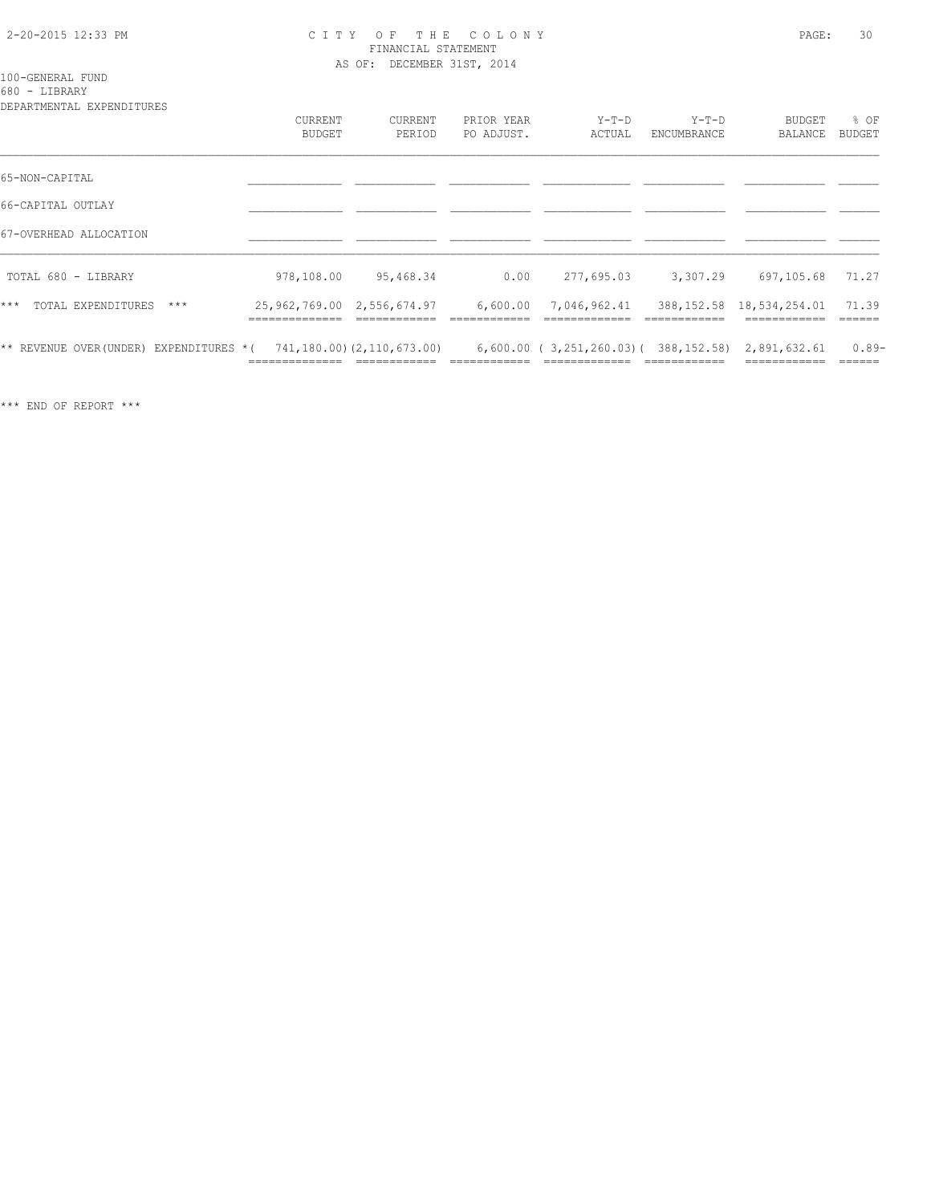CITY OF THE COLONY
FINANCIAL STATEMENT
AS OF: DECEMBER 31ST, 2014

100-GENERAL FUND
680 - LIBRARY
DEPARTMENTAL EXPENDITURES

| | CURRENT BUDGET | CURRENT PERIOD | PRIOR YEAR PO ADJUST. | Y-T-D ACTUAL | Y-T-D ENCUMBRANCE | BUDGET BALANCE | % OF BUDGET |
|---|---|---|---|---|---|---|---|
| 65-NON-CAPITAL | | | | | | | |
| 66-CAPITAL OUTLAY | | | | | | | |
| 67-OVERHEAD ALLOCATION | | | | | | | |
| TOTAL 680 - LIBRARY | 978,108.00 | 95,468.34 | 0.00 | 277,695.03 | 3,307.29 | 697,105.68 | 71.27 |
| *** TOTAL EXPENDITURES *** | 25,962,769.00 | 2,556,674.97 | 6,600.00 | 7,046,962.41 | 388,152.58 | 18,534,254.01 | 71.39 |
| ** REVENUE OVER(UNDER) EXPENDITURES * | ( 741,180.00) | (2,110,673.00) | 6,600.00 | ( 3,251,260.03) | ( 388,152.58) | 2,891,632.61 | 0.89- |

*** END OF REPORT ***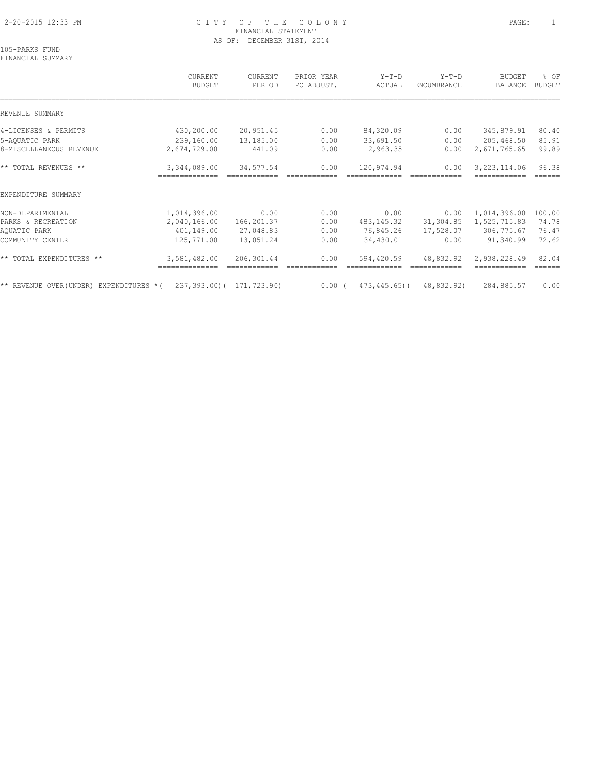# CITY OF THE COLONY

FINANCIAL STATEMENT

AS OF: DECEMBER 31ST, 2014

105-PARKS FUND

FINANCIAL SUMMARY

| | CURRENT BUDGET | CURRENT PERIOD | PRIOR YEAR PO ADJUST. | Y-T-D ACTUAL | Y-T-D ENCUMBRANCE | BUDGET BALANCE | % OF BUDGET |
|---|---|---|---|---|---|---|---|
| REVENUE SUMMARY | | | | | | | |
| 4-LICENSES & PERMITS | 430,200.00 | 20,951.45 | 0.00 | 84,320.09 | 0.00 | 345,879.91 | 80.40 |
| 5-AQUATIC PARK | 239,160.00 | 13,185.00 | 0.00 | 33,691.50 | 0.00 | 205,468.50 | 85.91 |
| 8-MISCELLANEOUS REVENUE | 2,674,729.00 | 441.09 | 0.00 | 2,963.35 | 0.00 | 2,671,765.65 | 99.89 |
| ** TOTAL REVENUES ** | 3,344,089.00 | 34,577.54 | 0.00 | 120,974.94 | 0.00 | 3,223,114.06 | 96.38 |
| EXPENDITURE SUMMARY | | | | | | | |
| NON-DEPARTMENTAL | 1,014,396.00 | 0.00 | 0.00 | 0.00 | 0.00 | 1,014,396.00 | 100.00 |
| PARKS & RECREATION | 2,040,166.00 | 166,201.37 | 0.00 | 483,145.32 | 31,304.85 | 1,525,715.83 | 74.78 |
| AQUATIC PARK | 401,149.00 | 27,048.83 | 0.00 | 76,845.26 | 17,528.07 | 306,775.67 | 76.47 |
| COMMUNITY CENTER | 125,771.00 | 13,051.24 | 0.00 | 34,430.01 | 0.00 | 91,340.99 | 72.62 |
| ** TOTAL EXPENDITURES ** | 3,581,482.00 | 206,301.44 | 0.00 | 594,420.59 | 48,832.92 | 2,938,228.49 | 82.04 |
| ** REVENUE OVER(UNDER) EXPENDITURES * | ( 237,393.00) | ( 171,723.90) | 0.00 | ( 473,445.65) | ( 48,832.92) | 284,885.57 | 0.00 |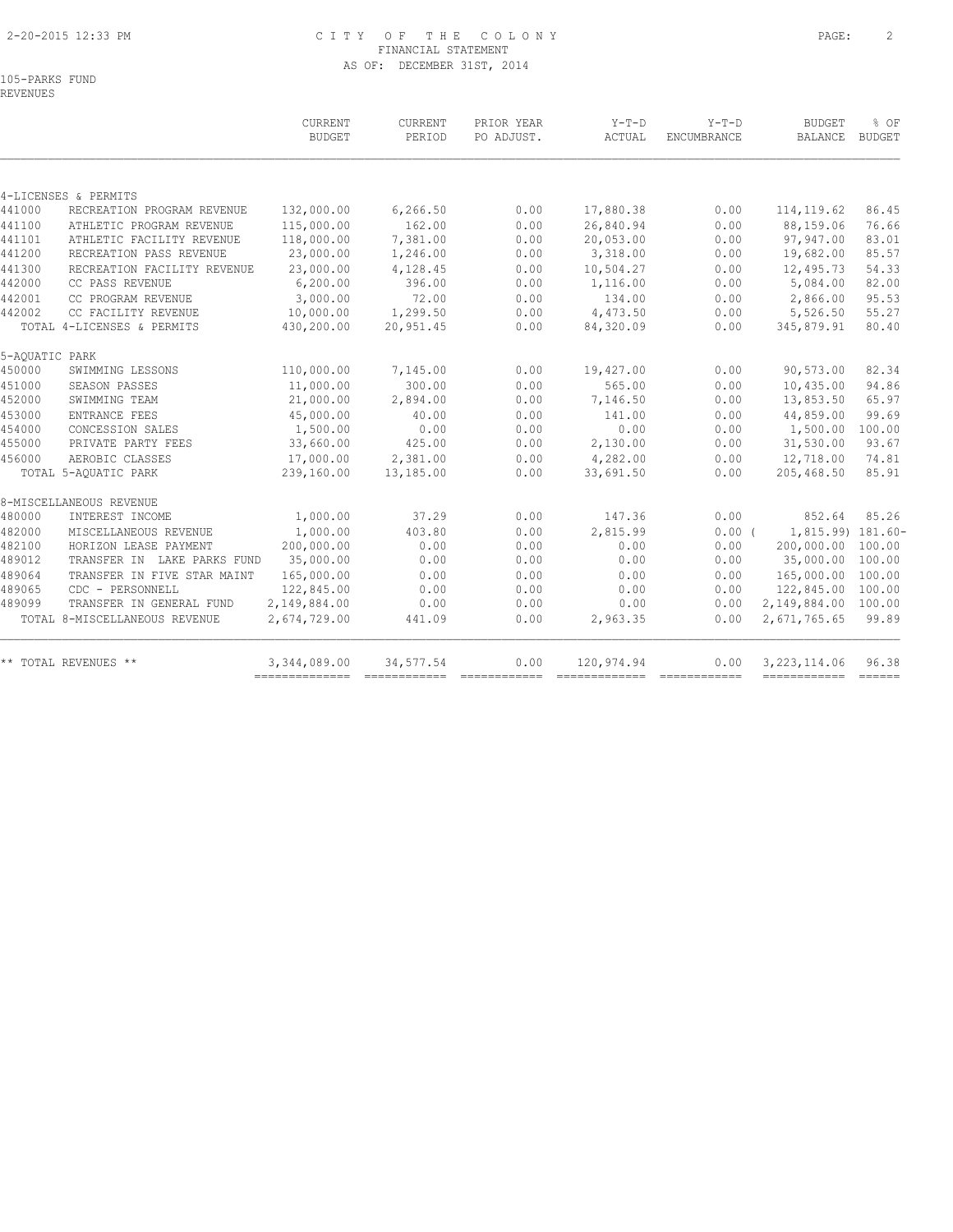CITY OF THE COLONY
FINANCIAL STATEMENT
AS OF: DECEMBER 31ST, 2014

105-PARKS FUND
REVENUES

| | | CURRENT BUDGET | CURRENT PERIOD | PRIOR YEAR PO ADJUST. | Y-T-D ACTUAL | Y-T-D ENCUMBRANCE | BUDGET BALANCE | % OF BUDGET |
|---|---|---|---|---|---|---|---|---|
| 4-LICENSES & PERMITS | | | | | | | | |
| 441000 | RECREATION PROGRAM REVENUE | 132,000.00 | 6,266.50 | 0.00 | 17,880.38 | 0.00 | 114,119.62 | 86.45 |
| 441100 | ATHLETIC PROGRAM REVENUE | 115,000.00 | 162.00 | 0.00 | 26,840.94 | 0.00 | 88,159.06 | 76.66 |
| 441101 | ATHLETIC FACILITY REVENUE | 118,000.00 | 7,381.00 | 0.00 | 20,053.00 | 0.00 | 97,947.00 | 83.01 |
| 441200 | RECREATION PASS REVENUE | 23,000.00 | 1,246.00 | 0.00 | 3,318.00 | 0.00 | 19,682.00 | 85.57 |
| 441300 | RECREATION FACILITY REVENUE | 23,000.00 | 4,128.45 | 0.00 | 10,504.27 | 0.00 | 12,495.73 | 54.33 |
| 442000 | CC PASS REVENUE | 6,200.00 | 396.00 | 0.00 | 1,116.00 | 0.00 | 5,084.00 | 82.00 |
| 442001 | CC PROGRAM REVENUE | 3,000.00 | 72.00 | 0.00 | 134.00 | 0.00 | 2,866.00 | 95.53 |
| 442002 | CC FACILITY REVENUE | 10,000.00 | 1,299.50 | 0.00 | 4,473.50 | 0.00 | 5,526.50 | 55.27 |
| | TOTAL 4-LICENSES & PERMITS | 430,200.00 | 20,951.45 | 0.00 | 84,320.09 | 0.00 | 345,879.91 | 80.40 |
| 5-AQUATIC PARK | | | | | | | | |
| 450000 | SWIMMING LESSONS | 110,000.00 | 7,145.00 | 0.00 | 19,427.00 | 0.00 | 90,573.00 | 82.34 |
| 451000 | SEASON PASSES | 11,000.00 | 300.00 | 0.00 | 565.00 | 0.00 | 10,435.00 | 94.86 |
| 452000 | SWIMMING TEAM | 21,000.00 | 2,894.00 | 0.00 | 7,146.50 | 0.00 | 13,853.50 | 65.97 |
| 453000 | ENTRANCE FEES | 45,000.00 | 40.00 | 0.00 | 141.00 | 0.00 | 44,859.00 | 99.69 |
| 454000 | CONCESSION SALES | 1,500.00 | 0.00 | 0.00 | 0.00 | 0.00 | 1,500.00 | 100.00 |
| 455000 | PRIVATE PARTY FEES | 33,660.00 | 425.00 | 0.00 | 2,130.00 | 0.00 | 31,530.00 | 93.67 |
| 456000 | AEROBIC CLASSES | 17,000.00 | 2,381.00 | 0.00 | 4,282.00 | 0.00 | 12,718.00 | 74.81 |
| | TOTAL 5-AQUATIC PARK | 239,160.00 | 13,185.00 | 0.00 | 33,691.50 | 0.00 | 205,468.50 | 85.91 |
| 8-MISCELLANEOUS REVENUE | | | | | | | | |
| 480000 | INTEREST INCOME | 1,000.00 | 37.29 | 0.00 | 147.36 | 0.00 | 852.64 | 85.26 |
| 482000 | MISCELLANEOUS REVENUE | 1,000.00 | 403.80 | 0.00 | 2,815.99 | 0.00 | ( 1,815.99) | 181.60- |
| 482100 | HORIZON LEASE PAYMENT | 200,000.00 | 0.00 | 0.00 | 0.00 | 0.00 | 200,000.00 | 100.00 |
| 489012 | TRANSFER IN LAKE PARKS FUND | 35,000.00 | 0.00 | 0.00 | 0.00 | 0.00 | 35,000.00 | 100.00 |
| 489064 | TRANSFER IN FIVE STAR MAINT | 165,000.00 | 0.00 | 0.00 | 0.00 | 0.00 | 165,000.00 | 100.00 |
| 489065 | CDC - PERSONNELL | 122,845.00 | 0.00 | 0.00 | 0.00 | 0.00 | 122,845.00 | 100.00 |
| 489099 | TRANSFER IN GENERAL FUND | 2,149,884.00 | 0.00 | 0.00 | 0.00 | 0.00 | 2,149,884.00 | 100.00 |
| | TOTAL 8-MISCELLANEOUS REVENUE | 2,674,729.00 | 441.09 | 0.00 | 2,963.35 | 0.00 | 2,671,765.65 | 99.89 |
| ** TOTAL REVENUES ** | | 3,344,089.00 | 34,577.54 | 0.00 | 120,974.94 | 0.00 | 3,223,114.06 | 96.38 |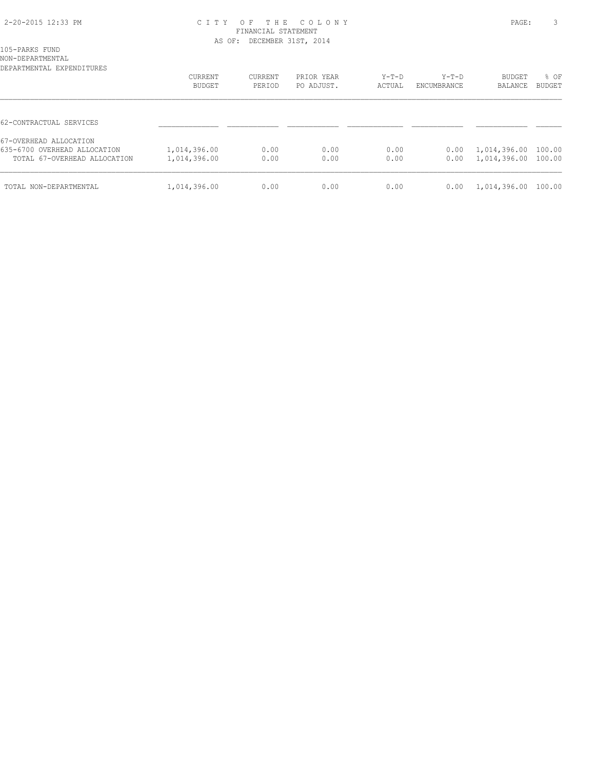# CITY OF THE COLONY
## FINANCIAL STATEMENT
### AS OF: DECEMBER 31ST, 2014

105-PARKS FUND
NON-DEPARTMENTAL
DEPARTMENTAL EXPENDITURES

| | CURRENT BUDGET | CURRENT PERIOD | PRIOR YEAR PO ADJUST. | Y-T-D ACTUAL | Y-T-D ENCUMBRANCE | BUDGET BALANCE | % OF BUDGET |
|---|---|---|---|---|---|---|---|
| 62-CONTRACTUAL SERVICES | | | | | | | |
| 67-OVERHEAD ALLOCATION | | | | | | | |
| 635-6700 OVERHEAD ALLOCATION | 1,014,396.00 | 0.00 | 0.00 | 0.00 | 0.00 | 1,014,396.00 | 100.00 |
| TOTAL 67-OVERHEAD ALLOCATION | 1,014,396.00 | 0.00 | 0.00 | 0.00 | 0.00 | 1,014,396.00 | 100.00 |
| TOTAL NON-DEPARTMENTAL | 1,014,396.00 | 0.00 | 0.00 | 0.00 | 0.00 | 1,014,396.00 | 100.00 |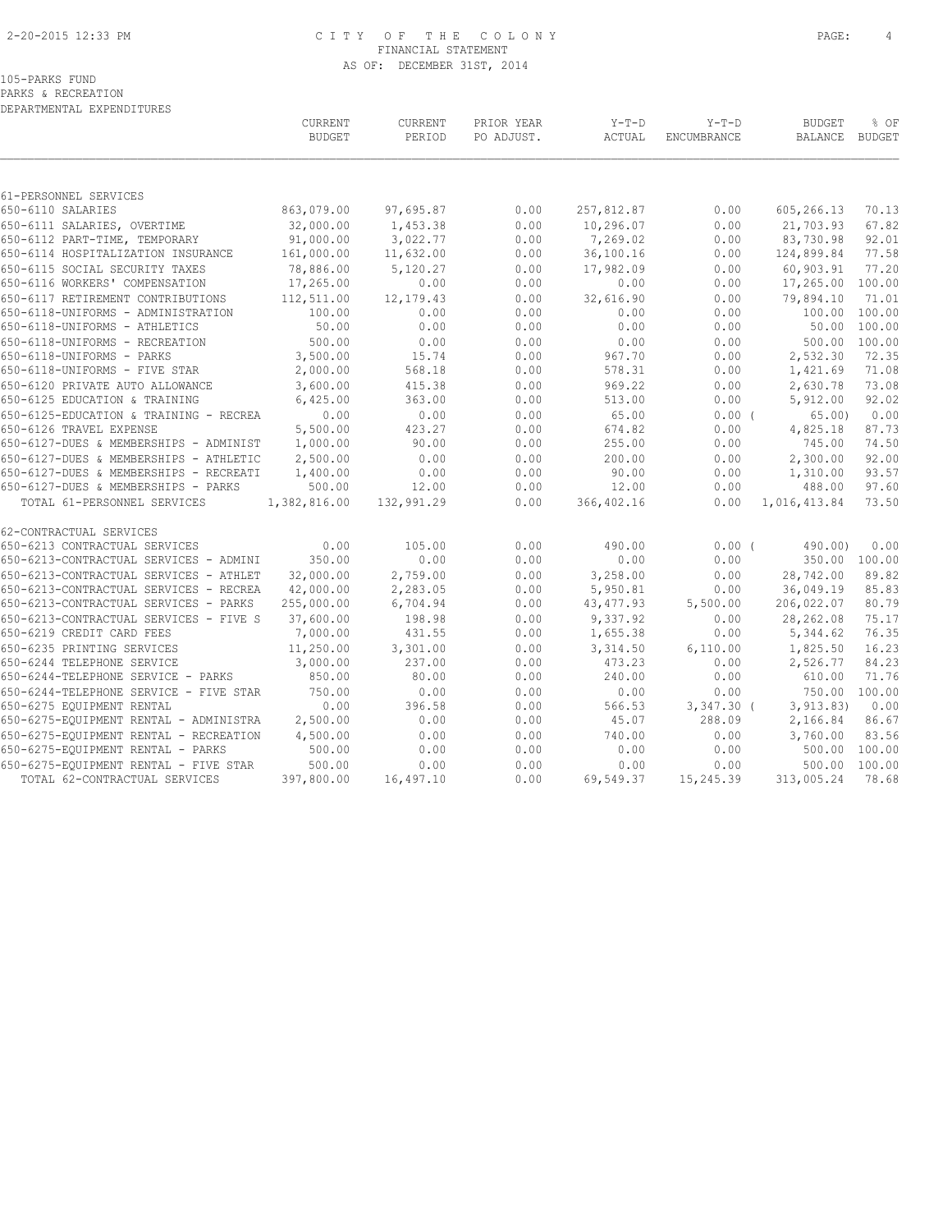CITY OF THE COLONY
FINANCIAL STATEMENT
AS OF: DECEMBER 31ST, 2014

105-PARKS FUND
PARKS & RECREATION
DEPARTMENTAL EXPENDITURES

| | CURRENT BUDGET | CURRENT PERIOD | PRIOR YEAR PO ADJUST. | Y-T-D ACTUAL | Y-T-D ENCUMBRANCE | BUDGET BALANCE | % OF BUDGET |
|---|---|---|---|---|---|---|---|
| 61-PERSONNEL SERVICES | | | | | | | |
| 650-6110 SALARIES | 863,079.00 | 97,695.87 | 0.00 | 257,812.87 | 0.00 | 605,266.13 | 70.13 |
| 650-6111 SALARIES, OVERTIME | 32,000.00 | 1,453.38 | 0.00 | 10,296.07 | 0.00 | 21,703.93 | 67.82 |
| 650-6112 PART-TIME, TEMPORARY | 91,000.00 | 3,022.77 | 0.00 | 7,269.02 | 0.00 | 83,730.98 | 92.01 |
| 650-6114 HOSPITALIZATION INSURANCE | 161,000.00 | 11,632.00 | 0.00 | 36,100.16 | 0.00 | 124,899.84 | 77.58 |
| 650-6115 SOCIAL SECURITY TAXES | 78,886.00 | 5,120.27 | 0.00 | 17,982.09 | 0.00 | 60,903.91 | 77.20 |
| 650-6116 WORKERS' COMPENSATION | 17,265.00 | 0.00 | 0.00 | 0.00 | 0.00 | 17,265.00 | 100.00 |
| 650-6117 RETIREMENT CONTRIBUTIONS | 112,511.00 | 12,179.43 | 0.00 | 32,616.90 | 0.00 | 79,894.10 | 71.01 |
| 650-6118-UNIFORMS - ADMINISTRATION | 100.00 | 0.00 | 0.00 | 0.00 | 0.00 | 100.00 | 100.00 |
| 650-6118-UNIFORMS - ATHLETICS | 50.00 | 0.00 | 0.00 | 0.00 | 0.00 | 50.00 | 100.00 |
| 650-6118-UNIFORMS - RECREATION | 500.00 | 0.00 | 0.00 | 0.00 | 0.00 | 500.00 | 100.00 |
| 650-6118-UNIFORMS - PARKS | 3,500.00 | 15.74 | 0.00 | 967.70 | 0.00 | 2,532.30 | 72.35 |
| 650-6118-UNIFORMS - FIVE STAR | 2,000.00 | 568.18 | 0.00 | 578.31 | 0.00 | 1,421.69 | 71.08 |
| 650-6120 PRIVATE AUTO ALLOWANCE | 3,600.00 | 415.38 | 0.00 | 969.22 | 0.00 | 2,630.78 | 73.08 |
| 650-6125 EDUCATION & TRAINING | 6,425.00 | 363.00 | 0.00 | 513.00 | 0.00 | 5,912.00 | 92.02 |
| 650-6125-EDUCATION & TRAINING - RECREA | 0.00 | 0.00 | 0.00 | 65.00 | 0.00 | ( 65.00) | 0.00 |
| 650-6126 TRAVEL EXPENSE | 5,500.00 | 423.27 | 0.00 | 674.82 | 0.00 | 4,825.18 | 87.73 |
| 650-6127-DUES & MEMBERSHIPS - ADMINIST | 1,000.00 | 90.00 | 0.00 | 255.00 | 0.00 | 745.00 | 74.50 |
| 650-6127-DUES & MEMBERSHIPS - ATHLETIC | 2,500.00 | 0.00 | 0.00 | 200.00 | 0.00 | 2,300.00 | 92.00 |
| 650-6127-DUES & MEMBERSHIPS - RECREATI | 1,400.00 | 0.00 | 0.00 | 90.00 | 0.00 | 1,310.00 | 93.57 |
| 650-6127-DUES & MEMBERSHIPS - PARKS | 500.00 | 12.00 | 0.00 | 12.00 | 0.00 | 488.00 | 97.60 |
| TOTAL 61-PERSONNEL SERVICES | 1,382,816.00 | 132,991.29 | 0.00 | 366,402.16 | 0.00 | 1,016,413.84 | 73.50 |
| 62-CONTRACTUAL SERVICES | | | | | | | |
| 650-6213 CONTRACTUAL SERVICES | 0.00 | 105.00 | 0.00 | 490.00 | 0.00 | ( 490.00) | 0.00 |
| 650-6213-CONTRACTUAL SERVICES - ADMINI | 350.00 | 0.00 | 0.00 | 0.00 | 0.00 | 350.00 | 100.00 |
| 650-6213-CONTRACTUAL SERVICES - ATHLET | 32,000.00 | 2,759.00 | 0.00 | 3,258.00 | 0.00 | 28,742.00 | 89.82 |
| 650-6213-CONTRACTUAL SERVICES - RECREA | 42,000.00 | 2,283.05 | 0.00 | 5,950.81 | 0.00 | 36,049.19 | 85.83 |
| 650-6213-CONTRACTUAL SERVICES - PARKS | 255,000.00 | 6,704.94 | 0.00 | 43,477.93 | 5,500.00 | 206,022.07 | 80.79 |
| 650-6213-CONTRACTUAL SERVICES - FIVE S | 37,600.00 | 198.98 | 0.00 | 9,337.92 | 0.00 | 28,262.08 | 75.17 |
| 650-6219 CREDIT CARD FEES | 7,000.00 | 431.55 | 0.00 | 1,655.38 | 0.00 | 5,344.62 | 76.35 |
| 650-6235 PRINTING SERVICES | 11,250.00 | 3,301.00 | 0.00 | 3,314.50 | 6,110.00 | 1,825.50 | 16.23 |
| 650-6244 TELEPHONE SERVICE | 3,000.00 | 237.00 | 0.00 | 473.23 | 0.00 | 2,526.77 | 84.23 |
| 650-6244-TELEPHONE SERVICE - PARKS | 850.00 | 80.00 | 0.00 | 240.00 | 0.00 | 610.00 | 71.76 |
| 650-6244-TELEPHONE SERVICE - FIVE STAR | 750.00 | 0.00 | 0.00 | 0.00 | 0.00 | 750.00 | 100.00 |
| 650-6275 EQUIPMENT RENTAL | 0.00 | 396.58 | 0.00 | 566.53 | 3,347.30 | ( 3,913.83) | 0.00 |
| 650-6275-EQUIPMENT RENTAL - ADMINISTRA | 2,500.00 | 0.00 | 0.00 | 45.07 | 288.09 | 2,166.84 | 86.67 |
| 650-6275-EQUIPMENT RENTAL - RECREATION | 4,500.00 | 0.00 | 0.00 | 740.00 | 0.00 | 3,760.00 | 83.56 |
| 650-6275-EQUIPMENT RENTAL - PARKS | 500.00 | 0.00 | 0.00 | 0.00 | 0.00 | 500.00 | 100.00 |
| 650-6275-EQUIPMENT RENTAL - FIVE STAR | 500.00 | 0.00 | 0.00 | 0.00 | 0.00 | 500.00 | 100.00 |
| TOTAL 62-CONTRACTUAL SERVICES | 397,800.00 | 16,497.10 | 0.00 | 69,549.37 | 15,245.39 | 313,005.24 | 78.68 |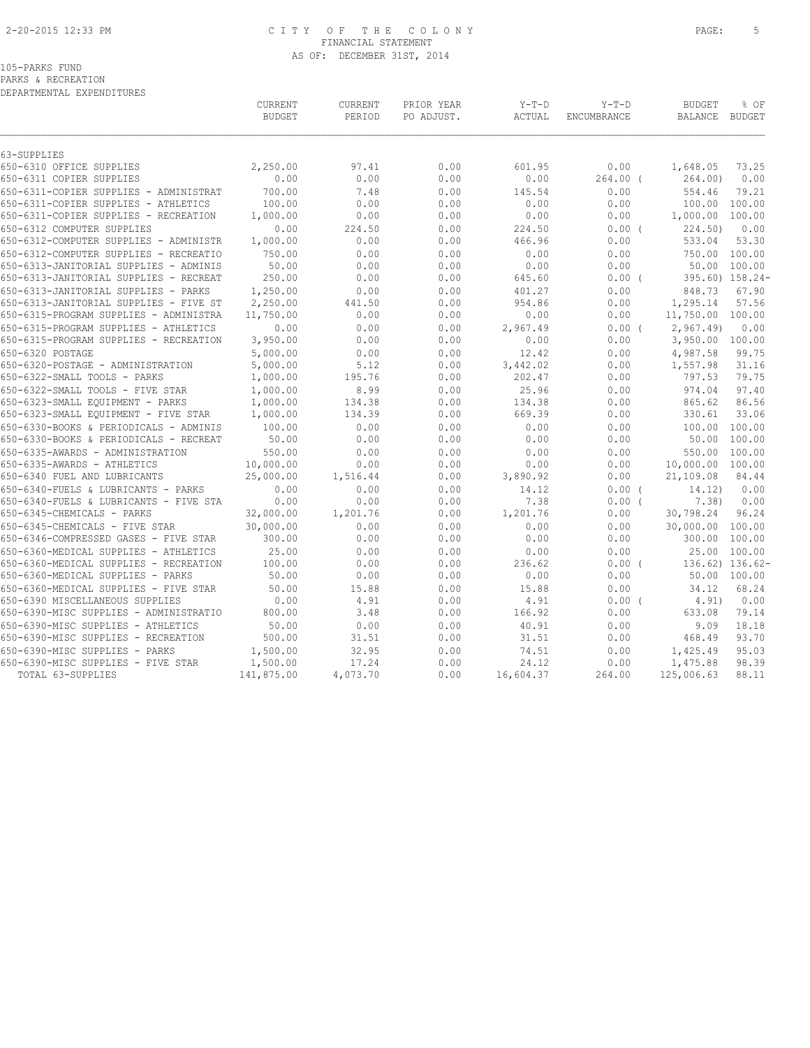105-PARKS FUND
PARKS & RECREATION
DEPARTMENTAL EXPENDITURES

|  | CURRENT BUDGET | CURRENT PERIOD | PRIOR YEAR PO ADJUST. | Y-T-D ACTUAL | Y-T-D ENCUMBRANCE | BUDGET BALANCE | % OF BUDGET |
|---|---|---|---|---|---|---|---|
| 63-SUPPLIES | | | | | | | |
| 650-6310 OFFICE SUPPLIES | 2,250.00 | 97.41 | 0.00 | 601.95 | 0.00 | 1,648.05 | 73.25 |
| 650-6311 COPIER SUPPLIES | 0.00 | 0.00 | 0.00 | 0.00 | 264.00 ( | 264.00) | 0.00 |
| 650-6311-COPIER SUPPLIES - ADMINISTRAT | 700.00 | 7.48 | 0.00 | 145.54 | 0.00 | 554.46 | 79.21 |
| 650-6311-COPIER SUPPLIES - ATHLETICS | 100.00 | 0.00 | 0.00 | 0.00 | 0.00 | 100.00 | 100.00 |
| 650-6311-COPIER SUPPLIES - RECREATION | 1,000.00 | 0.00 | 0.00 | 0.00 | 0.00 | 1,000.00 | 100.00 |
| 650-6312 COMPUTER SUPPLIES | 0.00 | 224.50 | 0.00 | 224.50 | 0.00 ( | 224.50) | 0.00 |
| 650-6312-COMPUTER SUPPLIES - ADMINISTR | 1,000.00 | 0.00 | 0.00 | 466.96 | 0.00 | 533.04 | 53.30 |
| 650-6312-COMPUTER SUPPLIES - RECREATIO | 750.00 | 0.00 | 0.00 | 0.00 | 0.00 | 750.00 | 100.00 |
| 650-6313-JANITORIAL SUPPLIES - ADMINIS | 50.00 | 0.00 | 0.00 | 0.00 | 0.00 | 50.00 | 100.00 |
| 650-6313-JANITORIAL SUPPLIES - RECREAT | 250.00 | 0.00 | 0.00 | 645.60 | 0.00 ( | 395.60) | 158.24- |
| 650-6313-JANITORIAL SUPPLIES - PARKS | 1,250.00 | 0.00 | 0.00 | 401.27 | 0.00 | 848.73 | 67.90 |
| 650-6313-JANITORIAL SUPPLIES - FIVE ST | 2,250.00 | 441.50 | 0.00 | 954.86 | 0.00 | 1,295.14 | 57.56 |
| 650-6315-PROGRAM SUPPLIES - ADMINISTRA | 11,750.00 | 0.00 | 0.00 | 0.00 | 0.00 | 11,750.00 | 100.00 |
| 650-6315-PROGRAM SUPPLIES - ATHLETICS | 0.00 | 0.00 | 0.00 | 2,967.49 | 0.00 ( | 2,967.49) | 0.00 |
| 650-6315-PROGRAM SUPPLIES - RECREATION | 3,950.00 | 0.00 | 0.00 | 0.00 | 0.00 | 3,950.00 | 100.00 |
| 650-6320 POSTAGE | 5,000.00 | 0.00 | 0.00 | 12.42 | 0.00 | 4,987.58 | 99.75 |
| 650-6320-POSTAGE - ADMINISTRATION | 5,000.00 | 5.12 | 0.00 | 3,442.02 | 0.00 | 1,557.98 | 31.16 |
| 650-6322-SMALL TOOLS - PARKS | 1,000.00 | 195.76 | 0.00 | 202.47 | 0.00 | 797.53 | 79.75 |
| 650-6322-SMALL TOOLS - FIVE STAR | 1,000.00 | 8.99 | 0.00 | 25.96 | 0.00 | 974.04 | 97.40 |
| 650-6323-SMALL EQUIPMENT - PARKS | 1,000.00 | 134.38 | 0.00 | 134.38 | 0.00 | 865.62 | 86.56 |
| 650-6323-SMALL EQUIPMENT - FIVE STAR | 1,000.00 | 134.39 | 0.00 | 669.39 | 0.00 | 330.61 | 33.06 |
| 650-6330-BOOKS & PERIODICALS - ADMINIS | 100.00 | 0.00 | 0.00 | 0.00 | 0.00 | 100.00 | 100.00 |
| 650-6330-BOOKS & PERIODICALS - RECREAT | 50.00 | 0.00 | 0.00 | 0.00 | 0.00 | 50.00 | 100.00 |
| 650-6335-AWARDS - ADMINISTRATION | 550.00 | 0.00 | 0.00 | 0.00 | 0.00 | 550.00 | 100.00 |
| 650-6335-AWARDS - ATHLETICS | 10,000.00 | 0.00 | 0.00 | 0.00 | 0.00 | 10,000.00 | 100.00 |
| 650-6340 FUEL AND LUBRICANTS | 25,000.00 | 1,516.44 | 0.00 | 3,890.92 | 0.00 | 21,109.08 | 84.44 |
| 650-6340-FUELS & LUBRICANTS - PARKS | 0.00 | 0.00 | 0.00 | 14.12 | 0.00 ( | 14.12) | 0.00 |
| 650-6340-FUELS & LUBRICANTS - FIVE STA | 0.00 | 0.00 | 0.00 | 7.38 | 0.00 ( | 7.38) | 0.00 |
| 650-6345-CHEMICALS - PARKS | 32,000.00 | 1,201.76 | 0.00 | 1,201.76 | 0.00 | 30,798.24 | 96.24 |
| 650-6345-CHEMICALS - FIVE STAR | 30,000.00 | 0.00 | 0.00 | 0.00 | 0.00 | 30,000.00 | 100.00 |
| 650-6346-COMPRESSED GASES - FIVE STAR | 300.00 | 0.00 | 0.00 | 0.00 | 0.00 | 300.00 | 100.00 |
| 650-6360-MEDICAL SUPPLIES - ATHLETICS | 25.00 | 0.00 | 0.00 | 0.00 | 0.00 | 25.00 | 100.00 |
| 650-6360-MEDICAL SUPPLIES - RECREATION | 100.00 | 0.00 | 0.00 | 236.62 | 0.00 ( | 136.62) | 136.62- |
| 650-6360-MEDICAL SUPPLIES - PARKS | 50.00 | 0.00 | 0.00 | 0.00 | 0.00 | 50.00 | 100.00 |
| 650-6360-MEDICAL SUPPLIES - FIVE STAR | 50.00 | 15.88 | 0.00 | 15.88 | 0.00 | 34.12 | 68.24 |
| 650-6390 MISCELLANEOUS SUPPLIES | 0.00 | 4.91 | 0.00 | 4.91 | 0.00 ( | 4.91) | 0.00 |
| 650-6390-MISC SUPPLIES - ADMINISTRATIO | 800.00 | 3.48 | 0.00 | 166.92 | 0.00 | 633.08 | 79.14 |
| 650-6390-MISC SUPPLIES - ATHLETICS | 50.00 | 0.00 | 0.00 | 40.91 | 0.00 | 9.09 | 18.18 |
| 650-6390-MISC SUPPLIES - RECREATION | 500.00 | 31.51 | 0.00 | 31.51 | 0.00 | 468.49 | 93.70 |
| 650-6390-MISC SUPPLIES - PARKS | 1,500.00 | 32.95 | 0.00 | 74.51 | 0.00 | 1,425.49 | 95.03 |
| 650-6390-MISC SUPPLIES - FIVE STAR | 1,500.00 | 17.24 | 0.00 | 24.12 | 0.00 | 1,475.88 | 98.39 |
| TOTAL 63-SUPPLIES | 141,875.00 | 4,073.70 | 0.00 | 16,604.37 | 264.00 | 125,006.63 | 88.11 |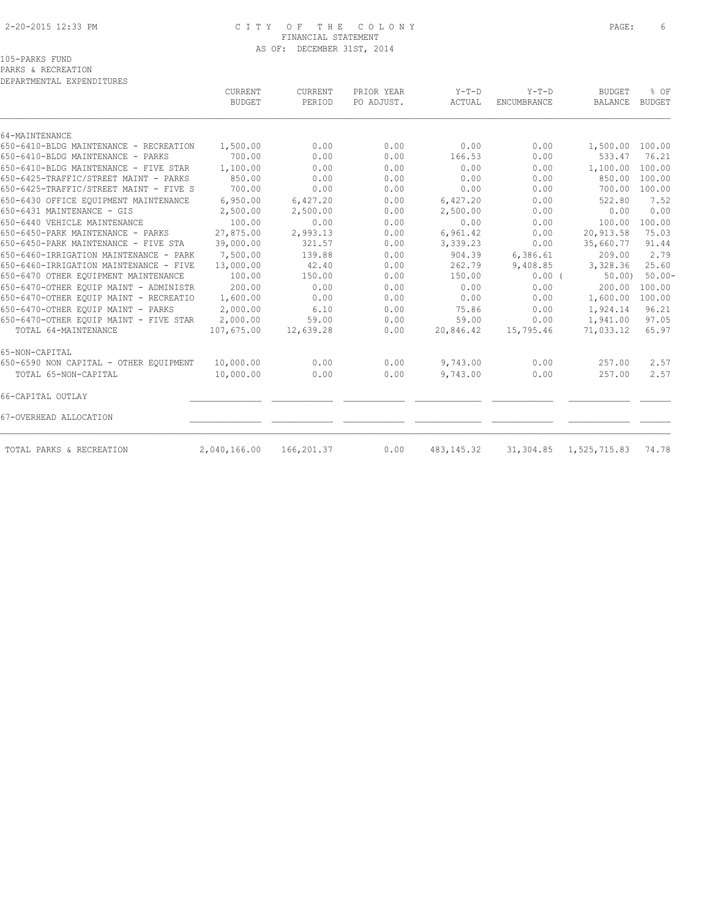CITY OF THE COLONY
FINANCIAL STATEMENT
AS OF: DECEMBER 31ST, 2014

105-PARKS FUND
PARKS & RECREATION
DEPARTMENTAL EXPENDITURES

| | CURRENT BUDGET | CURRENT PERIOD | PRIOR YEAR PO ADJUST. | Y-T-D ACTUAL | Y-T-D ENCUMBRANCE | BUDGET BALANCE | % OF BUDGET |
|---|---|---|---|---|---|---|---|
| 64-MAINTENANCE | | | | | | | |
| 650-6410-BLDG MAINTENANCE - RECREATION | 1,500.00 | 0.00 | 0.00 | 0.00 | 0.00 | 1,500.00 | 100.00 |
| 650-6410-BLDG MAINTENANCE - PARKS | 700.00 | 0.00 | 0.00 | 166.53 | 0.00 | 533.47 | 76.21 |
| 650-6410-BLDG MAINTENANCE - FIVE STAR | 1,100.00 | 0.00 | 0.00 | 0.00 | 0.00 | 1,100.00 | 100.00 |
| 650-6425-TRAFFIC/STREET MAINT - PARKS | 850.00 | 0.00 | 0.00 | 0.00 | 0.00 | 850.00 | 100.00 |
| 650-6425-TRAFFIC/STREET MAINT - FIVE S | 700.00 | 0.00 | 0.00 | 0.00 | 0.00 | 700.00 | 100.00 |
| 650-6430 OFFICE EQUIPMENT MAINTENANCE | 6,950.00 | 6,427.20 | 0.00 | 6,427.20 | 0.00 | 522.80 | 7.52 |
| 650-6431 MAINTENANCE - GIS | 2,500.00 | 2,500.00 | 0.00 | 2,500.00 | 0.00 | 0.00 | 0.00 |
| 650-6440 VEHICLE MAINTENANCE | 100.00 | 0.00 | 0.00 | 0.00 | 0.00 | 100.00 | 100.00 |
| 650-6450-PARK MAINTENANCE - PARKS | 27,875.00 | 2,993.13 | 0.00 | 6,961.42 | 0.00 | 20,913.58 | 75.03 |
| 650-6450-PARK MAINTENANCE - FIVE STA | 39,000.00 | 321.57 | 0.00 | 3,339.23 | 0.00 | 35,660.77 | 91.44 |
| 650-6460-IRRIGATION MAINTENANCE - PARK | 7,500.00 | 139.88 | 0.00 | 904.39 | 6,386.61 | 209.00 | 2.79 |
| 650-6460-IRRIGATION MAINTENANCE - FIVE | 13,000.00 | 42.40 | 0.00 | 262.79 | 9,408.85 | 3,328.36 | 25.60 |
| 650-6470 OTHER EQUIPMENT MAINTENANCE | 100.00 | 150.00 | 0.00 | 150.00 | 0.00 | ( 50.00) | 50.00- |
| 650-6470-OTHER EQUIP MAINT - ADMINISTR | 200.00 | 0.00 | 0.00 | 0.00 | 0.00 | 200.00 | 100.00 |
| 650-6470-OTHER EQUIP MAINT - RECREATIO | 1,600.00 | 0.00 | 0.00 | 0.00 | 0.00 | 1,600.00 | 100.00 |
| 650-6470-OTHER EQUIP MAINT - PARKS | 2,000.00 | 6.10 | 0.00 | 75.86 | 0.00 | 1,924.14 | 96.21 |
| 650-6470-OTHER EQUIP MAINT - FIVE STAR | 2,000.00 | 59.00 | 0.00 | 59.00 | 0.00 | 1,941.00 | 97.05 |
| TOTAL 64-MAINTENANCE | 107,675.00 | 12,639.28 | 0.00 | 20,846.42 | 15,795.46 | 71,033.12 | 65.97 |
| 65-NON-CAPITAL | | | | | | | |
| 650-6590 NON CAPITAL - OTHER EQUIPMENT | 10,000.00 | 0.00 | 0.00 | 9,743.00 | 0.00 | 257.00 | 2.57 |
| TOTAL 65-NON-CAPITAL | 10,000.00 | 0.00 | 0.00 | 9,743.00 | 0.00 | 257.00 | 2.57 |
| 66-CAPITAL OUTLAY | | | | | | | |
| 67-OVERHEAD ALLOCATION | | | | | | | |
| TOTAL PARKS & RECREATION | 2,040,166.00 | 166,201.37 | 0.00 | 483,145.32 | 31,304.85 | 1,525,715.83 | 74.78 |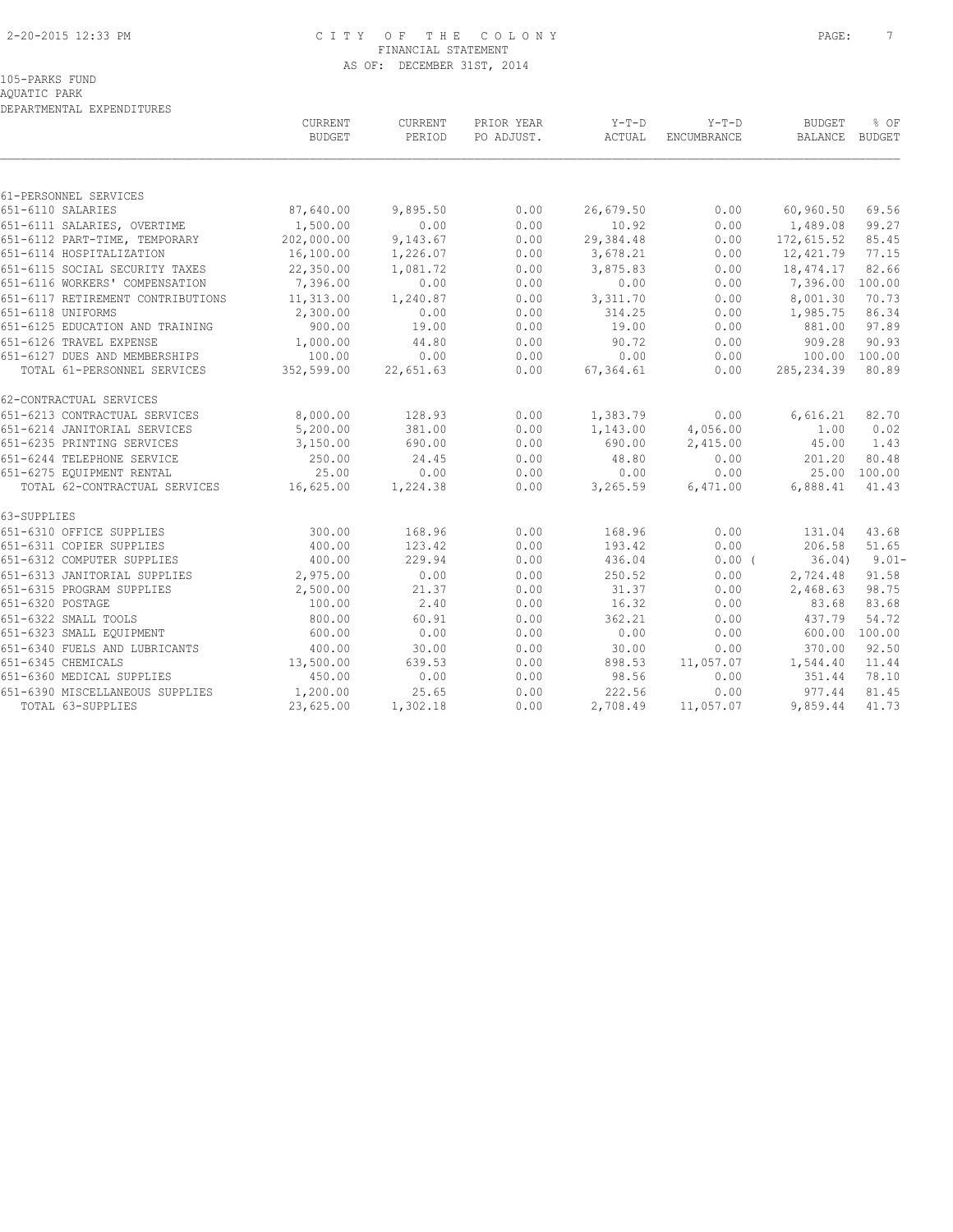CITY OF THE COLONY
FINANCIAL STATEMENT
AS OF: DECEMBER 31ST, 2014

105-PARKS FUND
AQUATIC PARK
DEPARTMENTAL EXPENDITURES

| | CURRENT BUDGET | CURRENT PERIOD | PRIOR YEAR PO ADJUST. | Y-T-D ACTUAL | Y-T-D ENCUMBRANCE | BUDGET BALANCE | % OF BUDGET |
|---|---|---|---|---|---|---|---|
| 61-PERSONNEL SERVICES | | | | | | | |
| 651-6110 SALARIES | 87,640.00 | 9,895.50 | 0.00 | 26,679.50 | 0.00 | 60,960.50 | 69.56 |
| 651-6111 SALARIES, OVERTIME | 1,500.00 | 0.00 | 0.00 | 10.92 | 0.00 | 1,489.08 | 99.27 |
| 651-6112 PART-TIME, TEMPORARY | 202,000.00 | 9,143.67 | 0.00 | 29,384.48 | 0.00 | 172,615.52 | 85.45 |
| 651-6114 HOSPITALIZATION | 16,100.00 | 1,226.07 | 0.00 | 3,678.21 | 0.00 | 12,421.79 | 77.15 |
| 651-6115 SOCIAL SECURITY TAXES | 22,350.00 | 1,081.72 | 0.00 | 3,875.83 | 0.00 | 18,474.17 | 82.66 |
| 651-6116 WORKERS' COMPENSATION | 7,396.00 | 0.00 | 0.00 | 0.00 | 0.00 | 7,396.00 | 100.00 |
| 651-6117 RETIREMENT CONTRIBUTIONS | 11,313.00 | 1,240.87 | 0.00 | 3,311.70 | 0.00 | 8,001.30 | 70.73 |
| 651-6118 UNIFORMS | 2,300.00 | 0.00 | 0.00 | 314.25 | 0.00 | 1,985.75 | 86.34 |
| 651-6125 EDUCATION AND TRAINING | 900.00 | 19.00 | 0.00 | 19.00 | 0.00 | 881.00 | 97.89 |
| 651-6126 TRAVEL EXPENSE | 1,000.00 | 44.80 | 0.00 | 90.72 | 0.00 | 909.28 | 90.93 |
| 651-6127 DUES AND MEMBERSHIPS | 100.00 | 0.00 | 0.00 | 0.00 | 0.00 | 100.00 | 100.00 |
| TOTAL 61-PERSONNEL SERVICES | 352,599.00 | 22,651.63 | 0.00 | 67,364.61 | 0.00 | 285,234.39 | 80.89 |
| 62-CONTRACTUAL SERVICES | | | | | | | |
| 651-6213 CONTRACTUAL SERVICES | 8,000.00 | 128.93 | 0.00 | 1,383.79 | 0.00 | 6,616.21 | 82.70 |
| 651-6214 JANITORIAL SERVICES | 5,200.00 | 381.00 | 0.00 | 1,143.00 | 4,056.00 | 1.00 | 0.02 |
| 651-6235 PRINTING SERVICES | 3,150.00 | 690.00 | 0.00 | 690.00 | 2,415.00 | 45.00 | 1.43 |
| 651-6244 TELEPHONE SERVICE | 250.00 | 24.45 | 0.00 | 48.80 | 0.00 | 201.20 | 80.48 |
| 651-6275 EQUIPMENT RENTAL | 25.00 | 0.00 | 0.00 | 0.00 | 0.00 | 25.00 | 100.00 |
| TOTAL 62-CONTRACTUAL SERVICES | 16,625.00 | 1,224.38 | 0.00 | 3,265.59 | 6,471.00 | 6,888.41 | 41.43 |
| 63-SUPPLIES | | | | | | | |
| 651-6310 OFFICE SUPPLIES | 300.00 | 168.96 | 0.00 | 168.96 | 0.00 | 131.04 | 43.68 |
| 651-6311 COPIER SUPPLIES | 400.00 | 123.42 | 0.00 | 193.42 | 0.00 | 206.58 | 51.65 |
| 651-6312 COMPUTER SUPPLIES | 400.00 | 229.94 | 0.00 | 436.04 | 0.00 | ( 36.04) | 9.01- |
| 651-6313 JANITORIAL SUPPLIES | 2,975.00 | 0.00 | 0.00 | 250.52 | 0.00 | 2,724.48 | 91.58 |
| 651-6315 PROGRAM SUPPLIES | 2,500.00 | 21.37 | 0.00 | 31.37 | 0.00 | 2,468.63 | 98.75 |
| 651-6320 POSTAGE | 100.00 | 2.40 | 0.00 | 16.32 | 0.00 | 83.68 | 83.68 |
| 651-6322 SMALL TOOLS | 800.00 | 60.91 | 0.00 | 362.21 | 0.00 | 437.79 | 54.72 |
| 651-6323 SMALL EQUIPMENT | 600.00 | 0.00 | 0.00 | 0.00 | 0.00 | 600.00 | 100.00 |
| 651-6340 FUELS AND LUBRICANTS | 400.00 | 30.00 | 0.00 | 30.00 | 0.00 | 370.00 | 92.50 |
| 651-6345 CHEMICALS | 13,500.00 | 639.53 | 0.00 | 898.53 | 11,057.07 | 1,544.40 | 11.44 |
| 651-6360 MEDICAL SUPPLIES | 450.00 | 0.00 | 0.00 | 98.56 | 0.00 | 351.44 | 78.10 |
| 651-6390 MISCELLANEOUS SUPPLIES | 1,200.00 | 25.65 | 0.00 | 222.56 | 0.00 | 977.44 | 81.45 |
| TOTAL 63-SUPPLIES | 23,625.00 | 1,302.18 | 0.00 | 2,708.49 | 11,057.07 | 9,859.44 | 41.73 |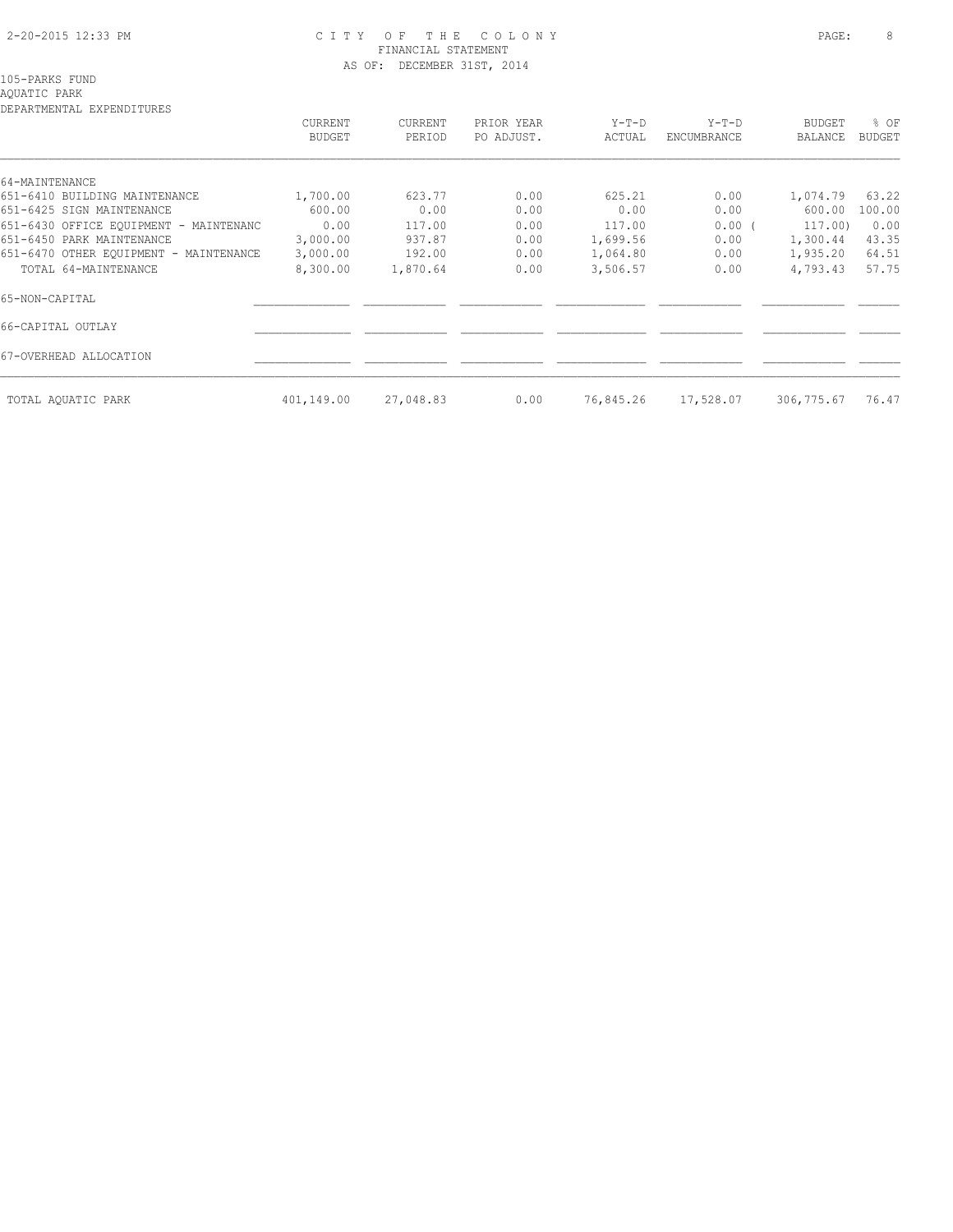CITY OF THE COLONY
FINANCIAL STATEMENT
AS OF: DECEMBER 31ST, 2014

105-PARKS FUND
AQUATIC PARK
DEPARTMENTAL EXPENDITURES

| | CURRENT BUDGET | CURRENT PERIOD | PRIOR YEAR PO ADJUST. | Y-T-D ACTUAL | Y-T-D ENCUMBRANCE | BUDGET BALANCE | % OF BUDGET |
|---|---|---|---|---|---|---|---|
| 64-MAINTENANCE | | | | | | | |
| 651-6410 BUILDING MAINTENANCE | 1,700.00 | 623.77 | 0.00 | 625.21 | 0.00 | 1,074.79 | 63.22 |
| 651-6425 SIGN MAINTENANCE | 600.00 | 0.00 | 0.00 | 0.00 | 0.00 | 600.00 | 100.00 |
| 651-6430 OFFICE EQUIPMENT - MAINTENANC | 0.00 | 117.00 | 0.00 | 117.00 | 0.00 | ( 117.00) | 0.00 |
| 651-6450 PARK MAINTENANCE | 3,000.00 | 937.87 | 0.00 | 1,699.56 | 0.00 | 1,300.44 | 43.35 |
| 651-6470 OTHER EQUIPMENT - MAINTENANCE | 3,000.00 | 192.00 | 0.00 | 1,064.80 | 0.00 | 1,935.20 | 64.51 |
| TOTAL 64-MAINTENANCE | 8,300.00 | 1,870.64 | 0.00 | 3,506.57 | 0.00 | 4,793.43 | 57.75 |
| 65-NON-CAPITAL | | | | | | | |
| 66-CAPITAL OUTLAY | | | | | | | |
| 67-OVERHEAD ALLOCATION | | | | | | | |
| TOTAL AQUATIC PARK | 401,149.00 | 27,048.83 | 0.00 | 76,845.26 | 17,528.07 | 306,775.67 | 76.47 |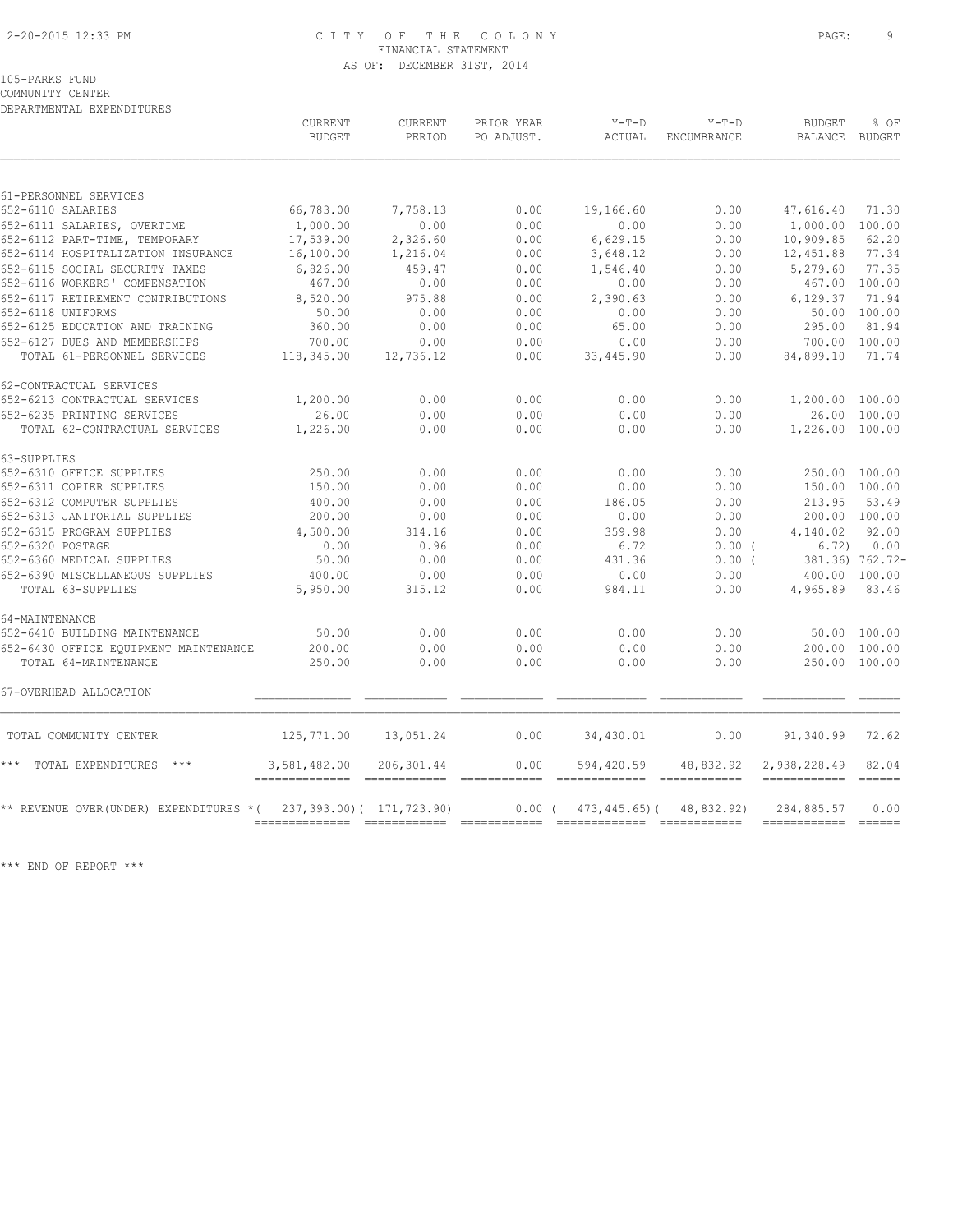CITY OF THE COLONY
FINANCIAL STATEMENT
AS OF: DECEMBER 31ST, 2014

105-PARKS FUND
COMMUNITY CENTER
DEPARTMENTAL EXPENDITURES

| | CURRENT BUDGET | CURRENT PERIOD | PRIOR YEAR PO ADJUST. | Y-T-D ACTUAL | Y-T-D ENCUMBRANCE | BUDGET BALANCE | % OF BUDGET |
|---|---|---|---|---|---|---|---|
| 61-PERSONNEL SERVICES | | | | | | | |
| 652-6110 SALARIES | 66,783.00 | 7,758.13 | 0.00 | 19,166.60 | 0.00 | 47,616.40 | 71.30 |
| 652-6111 SALARIES, OVERTIME | 1,000.00 | 0.00 | 0.00 | 0.00 | 0.00 | 1,000.00 | 100.00 |
| 652-6112 PART-TIME, TEMPORARY | 17,539.00 | 2,326.60 | 0.00 | 6,629.15 | 0.00 | 10,909.85 | 62.20 |
| 652-6114 HOSPITALIZATION INSURANCE | 16,100.00 | 1,216.04 | 0.00 | 3,648.12 | 0.00 | 12,451.88 | 77.34 |
| 652-6115 SOCIAL SECURITY TAXES | 6,826.00 | 459.47 | 0.00 | 1,546.40 | 0.00 | 5,279.60 | 77.35 |
| 652-6116 WORKERS' COMPENSATION | 467.00 | 0.00 | 0.00 | 0.00 | 0.00 | 467.00 | 100.00 |
| 652-6117 RETIREMENT CONTRIBUTIONS | 8,520.00 | 975.88 | 0.00 | 2,390.63 | 0.00 | 6,129.37 | 71.94 |
| 652-6118 UNIFORMS | 50.00 | 0.00 | 0.00 | 0.00 | 0.00 | 50.00 | 100.00 |
| 652-6125 EDUCATION AND TRAINING | 360.00 | 0.00 | 0.00 | 65.00 | 0.00 | 295.00 | 81.94 |
| 652-6127 DUES AND MEMBERSHIPS | 700.00 | 0.00 | 0.00 | 0.00 | 0.00 | 700.00 | 100.00 |
| TOTAL 61-PERSONNEL SERVICES | 118,345.00 | 12,736.12 | 0.00 | 33,445.90 | 0.00 | 84,899.10 | 71.74 |
| 62-CONTRACTUAL SERVICES | | | | | | | |
| 652-6213 CONTRACTUAL SERVICES | 1,200.00 | 0.00 | 0.00 | 0.00 | 0.00 | 1,200.00 | 100.00 |
| 652-6235 PRINTING SERVICES | 26.00 | 0.00 | 0.00 | 0.00 | 0.00 | 26.00 | 100.00 |
| TOTAL 62-CONTRACTUAL SERVICES | 1,226.00 | 0.00 | 0.00 | 0.00 | 0.00 | 1,226.00 | 100.00 |
| 63-SUPPLIES | | | | | | | |
| 652-6310 OFFICE SUPPLIES | 250.00 | 0.00 | 0.00 | 0.00 | 0.00 | 250.00 | 100.00 |
| 652-6311 COPIER SUPPLIES | 150.00 | 0.00 | 0.00 | 0.00 | 0.00 | 150.00 | 100.00 |
| 652-6312 COMPUTER SUPPLIES | 400.00 | 0.00 | 0.00 | 186.05 | 0.00 | 213.95 | 53.49 |
| 652-6313 JANITORIAL SUPPLIES | 200.00 | 0.00 | 0.00 | 0.00 | 0.00 | 200.00 | 100.00 |
| 652-6315 PROGRAM SUPPLIES | 4,500.00 | 314.16 | 0.00 | 359.98 | 0.00 | 4,140.02 | 92.00 |
| 652-6320 POSTAGE | 0.00 | 0.96 | 0.00 | 6.72 | 0.00 ( | 6.72) | 0.00 |
| 652-6360 MEDICAL SUPPLIES | 50.00 | 0.00 | 0.00 | 431.36 | 0.00 ( | 381.36) | 762.72- |
| 652-6390 MISCELLANEOUS SUPPLIES | 400.00 | 0.00 | 0.00 | 0.00 | 0.00 | 400.00 | 100.00 |
| TOTAL 63-SUPPLIES | 5,950.00 | 315.12 | 0.00 | 984.11 | 0.00 | 4,965.89 | 83.46 |
| 64-MAINTENANCE | | | | | | | |
| 652-6410 BUILDING MAINTENANCE | 50.00 | 0.00 | 0.00 | 0.00 | 0.00 | 50.00 | 100.00 |
| 652-6430 OFFICE EQUIPMENT MAINTENANCE | 200.00 | 0.00 | 0.00 | 0.00 | 0.00 | 200.00 | 100.00 |
| TOTAL 64-MAINTENANCE | 250.00 | 0.00 | 0.00 | 0.00 | 0.00 | 250.00 | 100.00 |
| 67-OVERHEAD ALLOCATION | | | | | | | |
| TOTAL COMMUNITY CENTER | 125,771.00 | 13,051.24 | 0.00 | 34,430.01 | 0.00 | 91,340.99 | 72.62 |
| *** TOTAL EXPENDITURES *** | 3,581,482.00 | 206,301.44 | 0.00 | 594,420.59 | 48,832.92 | 2,938,228.49 | 82.04 |
| ** REVENUE OVER(UNDER) EXPENDITURES * | ( 237,393.00) | ( 171,723.90) | 0.00 | ( 473,445.65) | ( 48,832.92) | 284,885.57 | 0.00 |

*** END OF REPORT ***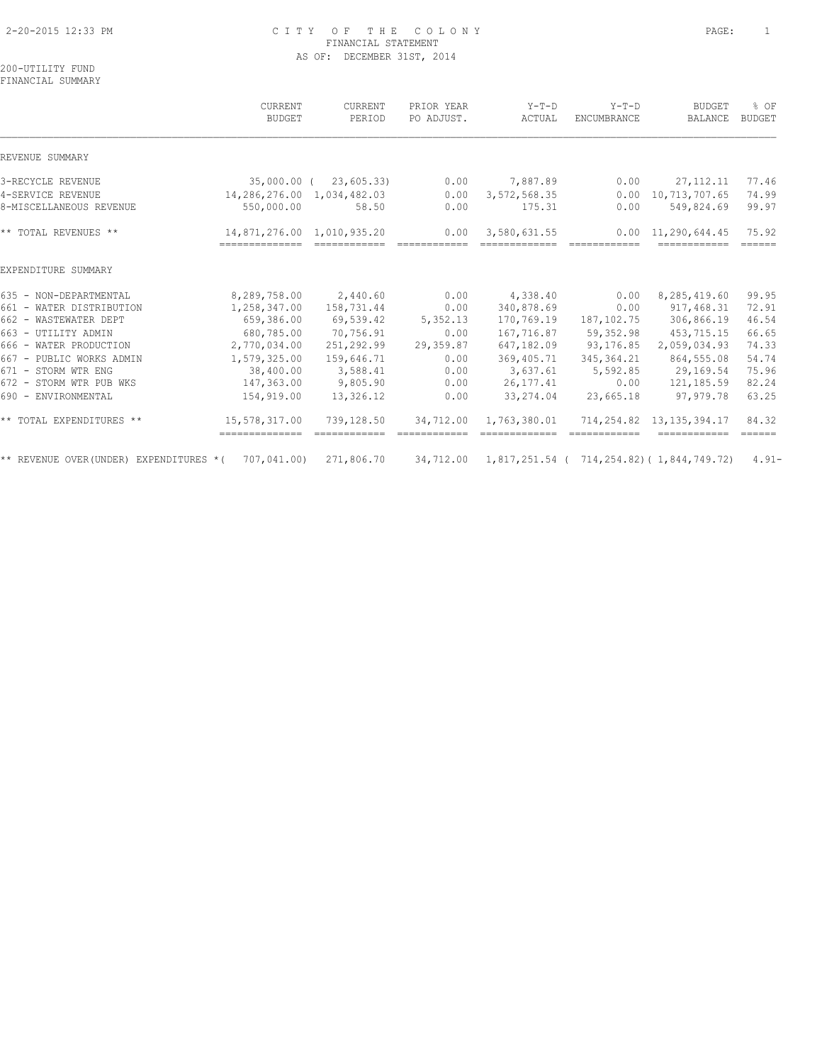# CITY OF THE COLONY

FINANCIAL STATEMENT

AS OF: DECEMBER 31ST, 2014

200-UTILITY FUND

FINANCIAL SUMMARY

| | CURRENT BUDGET | CURRENT PERIOD | PRIOR YEAR PO ADJUST. | Y-T-D ACTUAL | Y-T-D ENCUMBRANCE | BUDGET BALANCE | % OF BUDGET |
|---|---|---|---|---|---|---|---|
| REVENUE SUMMARY | | | | | | | |
| 3-RECYCLE REVENUE | 35,000.00 | ( 23,605.33) | 0.00 | 7,887.89 | 0.00 | 27,112.11 | 77.46 |
| 4-SERVICE REVENUE | 14,286,276.00 | 1,034,482.03 | 0.00 | 3,572,568.35 | 0.00 | 10,713,707.65 | 74.99 |
| 8-MISCELLANEOUS REVENUE | 550,000.00 | 58.50 | 0.00 | 175.31 | 0.00 | 549,824.69 | 99.97 |
| ** TOTAL REVENUES ** | 14,871,276.00 | 1,010,935.20 | 0.00 | 3,580,631.55 | 0.00 | 11,290,644.45 | 75.92 |
| EXPENDITURE SUMMARY | | | | | | | |
| 635 - NON-DEPARTMENTAL | 8,289,758.00 | 2,440.60 | 0.00 | 4,338.40 | 0.00 | 8,285,419.60 | 99.95 |
| 661 - WATER DISTRIBUTION | 1,258,347.00 | 158,731.44 | 0.00 | 340,878.69 | 0.00 | 917,468.31 | 72.91 |
| 662 - WASTEWATER DEPT | 659,386.00 | 69,539.42 | 5,352.13 | 170,769.19 | 187,102.75 | 306,866.19 | 46.54 |
| 663 - UTILITY ADMIN | 680,785.00 | 70,756.91 | 0.00 | 167,716.87 | 59,352.98 | 453,715.15 | 66.65 |
| 666 - WATER PRODUCTION | 2,770,034.00 | 251,292.99 | 29,359.87 | 647,182.09 | 93,176.85 | 2,059,034.93 | 74.33 |
| 667 - PUBLIC WORKS ADMIN | 1,579,325.00 | 159,646.71 | 0.00 | 369,405.71 | 345,364.21 | 864,555.08 | 54.74 |
| 671 - STORM WTR ENG | 38,400.00 | 3,588.41 | 0.00 | 3,637.61 | 5,592.85 | 29,169.54 | 75.96 |
| 672 - STORM WTR PUB WKS | 147,363.00 | 9,805.90 | 0.00 | 26,177.41 | 0.00 | 121,185.59 | 82.24 |
| 690 - ENVIRONMENTAL | 154,919.00 | 13,326.12 | 0.00 | 33,274.04 | 23,665.18 | 97,979.78 | 63.25 |
| ** TOTAL EXPENDITURES ** | 15,578,317.00 | 739,128.50 | 34,712.00 | 1,763,380.01 | 714,254.82 | 13,135,394.17 | 84.32 |
| ** REVENUE OVER(UNDER) EXPENDITURES * | ( 707,041.00) | 271,806.70 | 34,712.00 | 1,817,251.54 | ( 714,254.82) | ( 1,844,749.72) | 4.91- |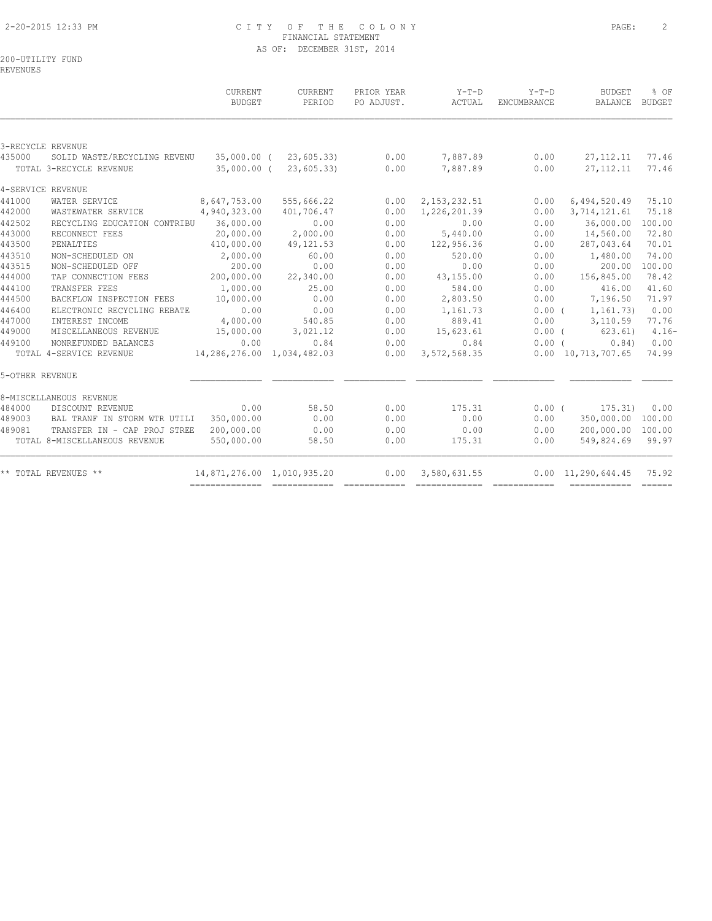CITY OF THE COLONY
FINANCIAL STATEMENT
AS OF: DECEMBER 31ST, 2014

200-UTILITY FUND
REVENUES

| | | CURRENT BUDGET | CURRENT PERIOD | PRIOR YEAR PO ADJUST. | Y-T-D ACTUAL | Y-T-D ENCUMBRANCE | BUDGET BALANCE | % OF BUDGET |
|---|---|---|---|---|---|---|---|---|
| 3-RECYCLE REVENUE | | | | | | | | |
| 435000 | SOLID WASTE/RECYCLING REVENU | 35,000.00 | ( 23,605.33) | 0.00 | 7,887.89 | 0.00 | 27,112.11 | 77.46 |
| | TOTAL 3-RECYCLE REVENUE | 35,000.00 | ( 23,605.33) | 0.00 | 7,887.89 | 0.00 | 27,112.11 | 77.46 |
| 4-SERVICE REVENUE | | | | | | | | |
| 441000 | WATER SERVICE | 8,647,753.00 | 555,666.22 | 0.00 | 2,153,232.51 | 0.00 | 6,494,520.49 | 75.10 |
| 442000 | WASTEWATER SERVICE | 4,940,323.00 | 401,706.47 | 0.00 | 1,226,201.39 | 0.00 | 3,714,121.61 | 75.18 |
| 442502 | RECYCLING EDUCATION CONTRIBU | 36,000.00 | 0.00 | 0.00 | 0.00 | 0.00 | 36,000.00 | 100.00 |
| 443000 | RECONNECT FEES | 20,000.00 | 2,000.00 | 0.00 | 5,440.00 | 0.00 | 14,560.00 | 72.80 |
| 443500 | PENALTIES | 410,000.00 | 49,121.53 | 0.00 | 122,956.36 | 0.00 | 287,043.64 | 70.01 |
| 443510 | NON-SCHEDULED ON | 2,000.00 | 60.00 | 0.00 | 520.00 | 0.00 | 1,480.00 | 74.00 |
| 443515 | NON-SCHEDULED OFF | 200.00 | 0.00 | 0.00 | 0.00 | 0.00 | 200.00 | 100.00 |
| 444000 | TAP CONNECTION FEES | 200,000.00 | 22,340.00 | 0.00 | 43,155.00 | 0.00 | 156,845.00 | 78.42 |
| 444100 | TRANSFER FEES | 1,000.00 | 25.00 | 0.00 | 584.00 | 0.00 | 416.00 | 41.60 |
| 444500 | BACKFLOW INSPECTION FEES | 10,000.00 | 0.00 | 0.00 | 2,803.50 | 0.00 | 7,196.50 | 71.97 |
| 446400 | ELECTRONIC RECYCLING REBATE | 0.00 | 0.00 | 0.00 | 1,161.73 | 0.00 | ( 1,161.73) | 0.00 |
| 447000 | INTEREST INCOME | 4,000.00 | 540.85 | 0.00 | 889.41 | 0.00 | 3,110.59 | 77.76 |
| 449000 | MISCELLANEOUS REVENUE | 15,000.00 | 3,021.12 | 0.00 | 15,623.61 | 0.00 | ( 623.61) | 4.16- |
| 449100 | NONREFUNDED BALANCES | 0.00 | 0.84 | 0.00 | 0.84 | 0.00 | ( 0.84) | 0.00 |
| | TOTAL 4-SERVICE REVENUE | 14,286,276.00 | 1,034,482.03 | 0.00 | 3,572,568.35 | 0.00 | 10,713,707.65 | 74.99 |
| 5-OTHER REVENUE | | | | | | | | |
| 8-MISCELLANEOUS REVENUE | | | | | | | | |
| 484000 | DISCOUNT REVENUE | 0.00 | 58.50 | 0.00 | 175.31 | 0.00 | ( 175.31) | 0.00 |
| 489003 | BAL TRANF IN STORM WTR UTILI | 350,000.00 | 0.00 | 0.00 | 0.00 | 0.00 | 350,000.00 | 100.00 |
| 489081 | TRANSFER IN - CAP PROJ STREE | 200,000.00 | 0.00 | 0.00 | 0.00 | 0.00 | 200,000.00 | 100.00 |
| | TOTAL 8-MISCELLANEOUS REVENUE | 550,000.00 | 58.50 | 0.00 | 175.31 | 0.00 | 549,824.69 | 99.97 |
| ** TOTAL REVENUES ** | | 14,871,276.00 | 1,010,935.20 | 0.00 | 3,580,631.55 | 0.00 | 11,290,644.45 | 75.92 |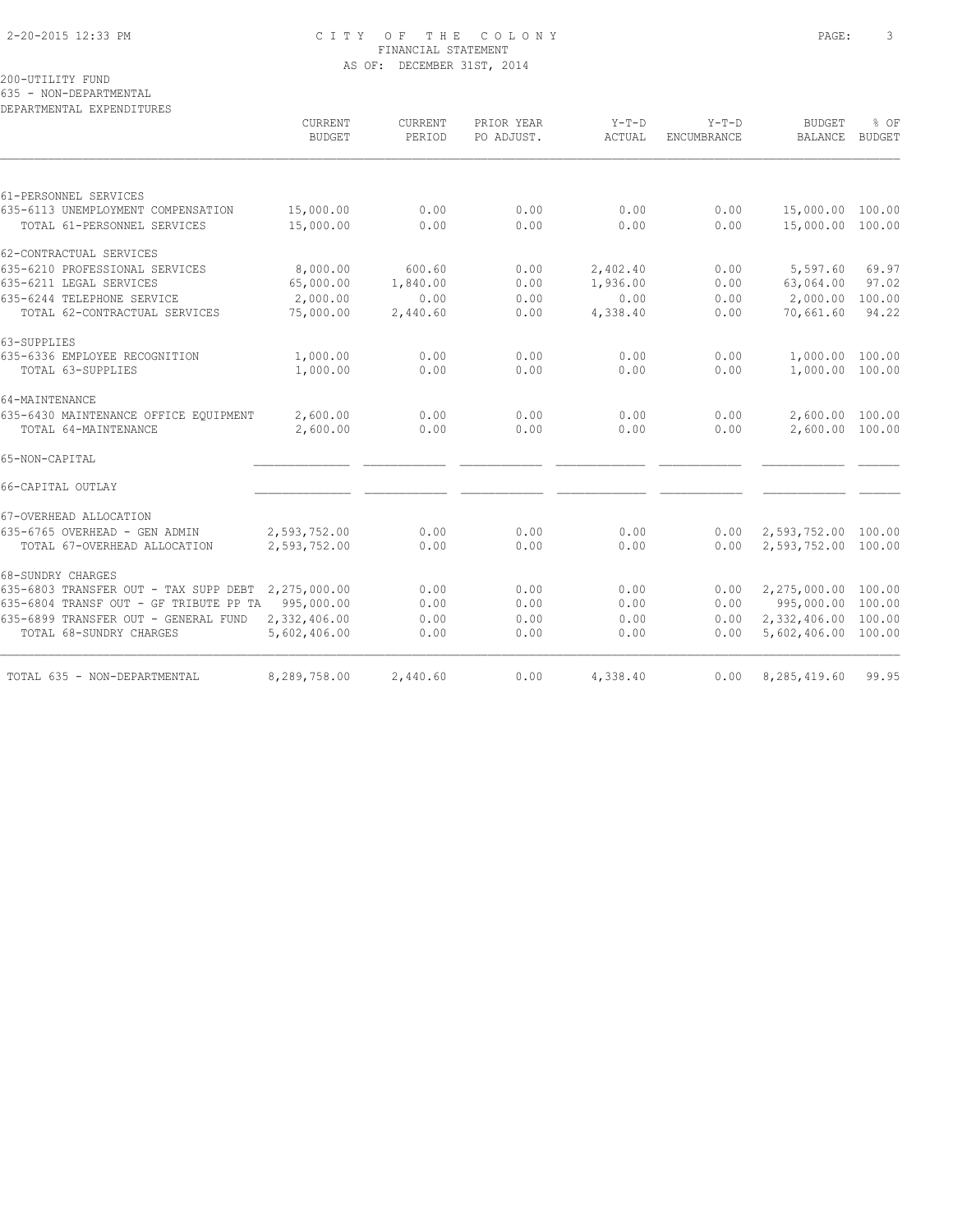# CITY OF THE COLONY
## FINANCIAL STATEMENT
### AS OF: DECEMBER 31ST, 2014

200-UTILITY FUND
635 - NON-DEPARTMENTAL
DEPARTMENTAL EXPENDITURES

| | CURRENT BUDGET | CURRENT PERIOD | PRIOR YEAR PO ADJUST. | Y-T-D ACTUAL | Y-T-D ENCUMBRANCE | BUDGET BALANCE | % OF BUDGET |
|---|---|---|---|---|---|---|---|
| **61-PERSONNEL SERVICES** | | | | | | | |
| 635-6113 UNEMPLOYMENT COMPENSATION | 15,000.00 | 0.00 | 0.00 | 0.00 | 0.00 | 15,000.00 | 100.00 |
| TOTAL 61-PERSONNEL SERVICES | 15,000.00 | 0.00 | 0.00 | 0.00 | 0.00 | 15,000.00 | 100.00 |
| **62-CONTRACTUAL SERVICES** | | | | | | | |
| 635-6210 PROFESSIONAL SERVICES | 8,000.00 | 600.60 | 0.00 | 2,402.40 | 0.00 | 5,597.60 | 69.97 |
| 635-6211 LEGAL SERVICES | 65,000.00 | 1,840.00 | 0.00 | 1,936.00 | 0.00 | 63,064.00 | 97.02 |
| 635-6244 TELEPHONE SERVICE | 2,000.00 | 0.00 | 0.00 | 0.00 | 0.00 | 2,000.00 | 100.00 |
| TOTAL 62-CONTRACTUAL SERVICES | 75,000.00 | 2,440.60 | 0.00 | 4,338.40 | 0.00 | 70,661.60 | 94.22 |
| **63-SUPPLIES** | | | | | | | |
| 635-6336 EMPLOYEE RECOGNITION | 1,000.00 | 0.00 | 0.00 | 0.00 | 0.00 | 1,000.00 | 100.00 |
| TOTAL 63-SUPPLIES | 1,000.00 | 0.00 | 0.00 | 0.00 | 0.00 | 1,000.00 | 100.00 |
| **64-MAINTENANCE** | | | | | | | |
| 635-6430 MAINTENANCE OFFICE EQUIPMENT | 2,600.00 | 0.00 | 0.00 | 0.00 | 0.00 | 2,600.00 | 100.00 |
| TOTAL 64-MAINTENANCE | 2,600.00 | 0.00 | 0.00 | 0.00 | 0.00 | 2,600.00 | 100.00 |
| **65-NON-CAPITAL** | | | | | | | |
| **66-CAPITAL OUTLAY** | | | | | | | |
| **67-OVERHEAD ALLOCATION** | | | | | | | |
| 635-6765 OVERHEAD - GEN ADMIN | 2,593,752.00 | 0.00 | 0.00 | 0.00 | 0.00 | 2,593,752.00 | 100.00 |
| TOTAL 67-OVERHEAD ALLOCATION | 2,593,752.00 | 0.00 | 0.00 | 0.00 | 0.00 | 2,593,752.00 | 100.00 |
| **68-SUNDRY CHARGES** | | | | | | | |
| 635-6803 TRANSFER OUT - TAX SUPP DEBT | 2,275,000.00 | 0.00 | 0.00 | 0.00 | 0.00 | 2,275,000.00 | 100.00 |
| 635-6804 TRANSF OUT - GF TRIBUTE PP TA | 995,000.00 | 0.00 | 0.00 | 0.00 | 0.00 | 995,000.00 | 100.00 |
| 635-6899 TRANSFER OUT - GENERAL FUND | 2,332,406.00 | 0.00 | 0.00 | 0.00 | 0.00 | 2,332,406.00 | 100.00 |
| TOTAL 68-SUNDRY CHARGES | 5,602,406.00 | 0.00 | 0.00 | 0.00 | 0.00 | 5,602,406.00 | 100.00 |
| **TOTAL 635 - NON-DEPARTMENTAL** | 8,289,758.00 | 2,440.60 | 0.00 | 4,338.40 | 0.00 | 8,285,419.60 | 99.95 |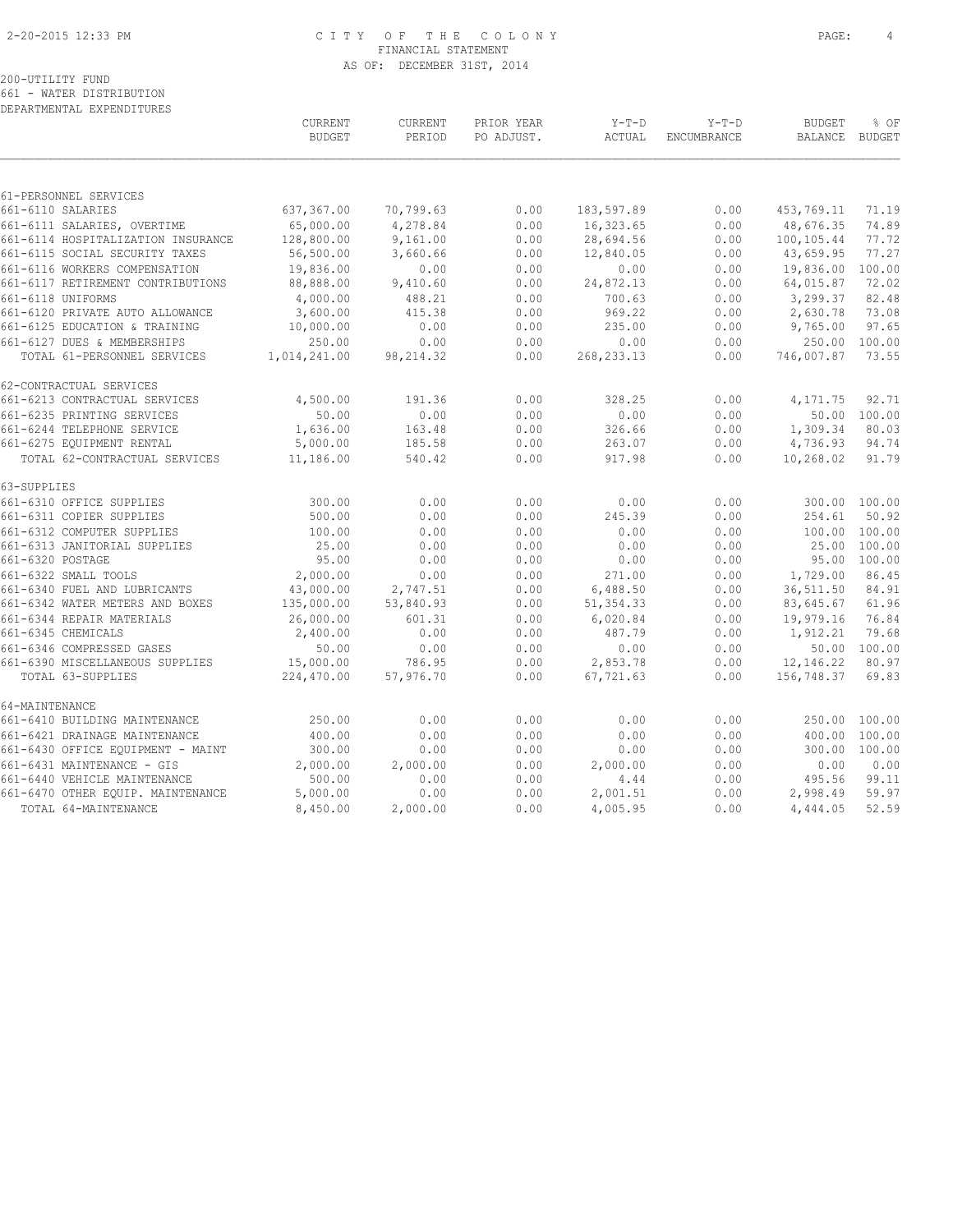200-UTILITY FUND
661 - WATER DISTRIBUTION
DEPARTMENTAL EXPENDITURES

| | CURRENT BUDGET | CURRENT PERIOD | PRIOR YEAR PO ADJUST. | Y-T-D ACTUAL | Y-T-D ENCUMBRANCE | BUDGET BALANCE | % OF BUDGET |
|---|---|---|---|---|---|---|---|
| 61-PERSONNEL SERVICES | | | | | | | |
| 661-6110 SALARIES | 637,367.00 | 70,799.63 | 0.00 | 183,597.89 | 0.00 | 453,769.11 | 71.19 |
| 661-6111 SALARIES, OVERTIME | 65,000.00 | 4,278.84 | 0.00 | 16,323.65 | 0.00 | 48,676.35 | 74.89 |
| 661-6114 HOSPITALIZATION INSURANCE | 128,800.00 | 9,161.00 | 0.00 | 28,694.56 | 0.00 | 100,105.44 | 77.72 |
| 661-6115 SOCIAL SECURITY TAXES | 56,500.00 | 3,660.66 | 0.00 | 12,840.05 | 0.00 | 43,659.95 | 77.27 |
| 661-6116 WORKERS COMPENSATION | 19,836.00 | 0.00 | 0.00 | 0.00 | 0.00 | 19,836.00 | 100.00 |
| 661-6117 RETIREMENT CONTRIBUTIONS | 88,888.00 | 9,410.60 | 0.00 | 24,872.13 | 0.00 | 64,015.87 | 72.02 |
| 661-6118 UNIFORMS | 4,000.00 | 488.21 | 0.00 | 700.63 | 0.00 | 3,299.37 | 82.48 |
| 661-6120 PRIVATE AUTO ALLOWANCE | 3,600.00 | 415.38 | 0.00 | 969.22 | 0.00 | 2,630.78 | 73.08 |
| 661-6125 EDUCATION & TRAINING | 10,000.00 | 0.00 | 0.00 | 235.00 | 0.00 | 9,765.00 | 97.65 |
| 661-6127 DUES & MEMBERSHIPS | 250.00 | 0.00 | 0.00 | 0.00 | 0.00 | 250.00 | 100.00 |
| TOTAL 61-PERSONNEL SERVICES | 1,014,241.00 | 98,214.32 | 0.00 | 268,233.13 | 0.00 | 746,007.87 | 73.55 |
| 62-CONTRACTUAL SERVICES | | | | | | | |
| 661-6213 CONTRACTUAL SERVICES | 4,500.00 | 191.36 | 0.00 | 328.25 | 0.00 | 4,171.75 | 92.71 |
| 661-6235 PRINTING SERVICES | 50.00 | 0.00 | 0.00 | 0.00 | 0.00 | 50.00 | 100.00 |
| 661-6244 TELEPHONE SERVICE | 1,636.00 | 163.48 | 0.00 | 326.66 | 0.00 | 1,309.34 | 80.03 |
| 661-6275 EQUIPMENT RENTAL | 5,000.00 | 185.58 | 0.00 | 263.07 | 0.00 | 4,736.93 | 94.74 |
| TOTAL 62-CONTRACTUAL SERVICES | 11,186.00 | 540.42 | 0.00 | 917.98 | 0.00 | 10,268.02 | 91.79 |
| 63-SUPPLIES | | | | | | | |
| 661-6310 OFFICE SUPPLIES | 300.00 | 0.00 | 0.00 | 0.00 | 0.00 | 300.00 | 100.00 |
| 661-6311 COPIER SUPPLIES | 500.00 | 0.00 | 0.00 | 245.39 | 0.00 | 254.61 | 50.92 |
| 661-6312 COMPUTER SUPPLIES | 100.00 | 0.00 | 0.00 | 0.00 | 0.00 | 100.00 | 100.00 |
| 661-6313 JANITORIAL SUPPLIES | 25.00 | 0.00 | 0.00 | 0.00 | 0.00 | 25.00 | 100.00 |
| 661-6320 POSTAGE | 95.00 | 0.00 | 0.00 | 0.00 | 0.00 | 95.00 | 100.00 |
| 661-6322 SMALL TOOLS | 2,000.00 | 0.00 | 0.00 | 271.00 | 0.00 | 1,729.00 | 86.45 |
| 661-6340 FUEL AND LUBRICANTS | 43,000.00 | 2,747.51 | 0.00 | 6,488.50 | 0.00 | 36,511.50 | 84.91 |
| 661-6342 WATER METERS AND BOXES | 135,000.00 | 53,840.93 | 0.00 | 51,354.33 | 0.00 | 83,645.67 | 61.96 |
| 661-6344 REPAIR MATERIALS | 26,000.00 | 601.31 | 0.00 | 6,020.84 | 0.00 | 19,979.16 | 76.84 |
| 661-6345 CHEMICALS | 2,400.00 | 0.00 | 0.00 | 487.79 | 0.00 | 1,912.21 | 79.68 |
| 661-6346 COMPRESSED GASES | 50.00 | 0.00 | 0.00 | 0.00 | 0.00 | 50.00 | 100.00 |
| 661-6390 MISCELLANEOUS SUPPLIES | 15,000.00 | 786.95 | 0.00 | 2,853.78 | 0.00 | 12,146.22 | 80.97 |
| TOTAL 63-SUPPLIES | 224,470.00 | 57,976.70 | 0.00 | 67,721.63 | 0.00 | 156,748.37 | 69.83 |
| 64-MAINTENANCE | | | | | | | |
| 661-6410 BUILDING MAINTENANCE | 250.00 | 0.00 | 0.00 | 0.00 | 0.00 | 250.00 | 100.00 |
| 661-6421 DRAINAGE MAINTENANCE | 400.00 | 0.00 | 0.00 | 0.00 | 0.00 | 400.00 | 100.00 |
| 661-6430 OFFICE EQUIPMENT - MAINT | 300.00 | 0.00 | 0.00 | 0.00 | 0.00 | 300.00 | 100.00 |
| 661-6431 MAINTENANCE - GIS | 2,000.00 | 2,000.00 | 0.00 | 2,000.00 | 0.00 | 0.00 | 0.00 |
| 661-6440 VEHICLE MAINTENANCE | 500.00 | 0.00 | 0.00 | 4.44 | 0.00 | 495.56 | 99.11 |
| 661-6470 OTHER EQUIP. MAINTENANCE | 5,000.00 | 0.00 | 0.00 | 2,001.51 | 0.00 | 2,998.49 | 59.97 |
| TOTAL 64-MAINTENANCE | 8,450.00 | 2,000.00 | 0.00 | 4,005.95 | 0.00 | 4,444.05 | 52.59 |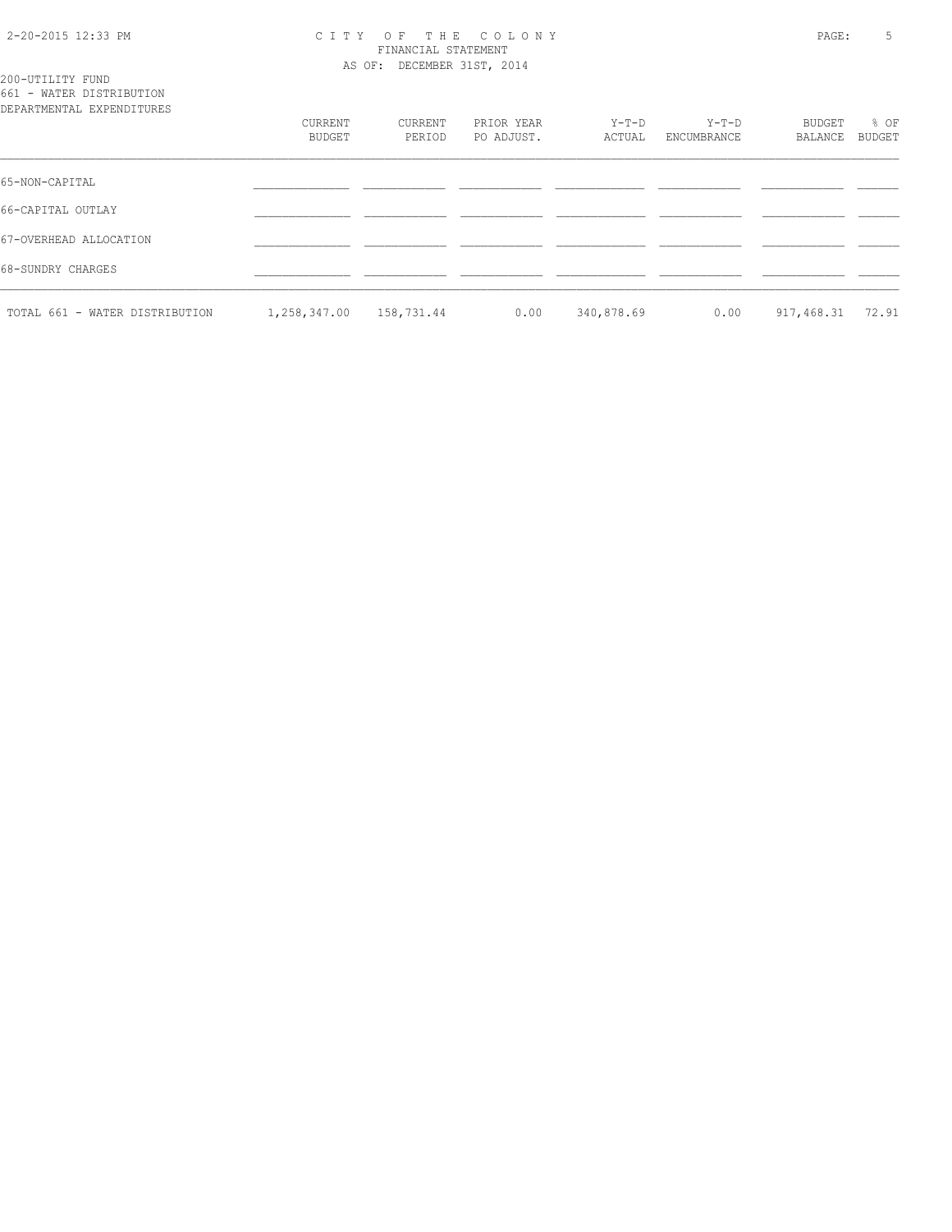CITY OF THE COLONY
FINANCIAL STATEMENT
AS OF: DECEMBER 31ST, 2014

200-UTILITY FUND
661 - WATER DISTRIBUTION
DEPARTMENTAL EXPENDITURES

| | CURRENT BUDGET | CURRENT PERIOD | PRIOR YEAR PO ADJUST. | Y-T-D ACTUAL | Y-T-D ENCUMBRANCE | BUDGET BALANCE | % OF BUDGET |
|---|---|---|---|---|---|---|---|
| 65-NON-CAPITAL | | | | | | | |
| 66-CAPITAL OUTLAY | | | | | | | |
| 67-OVERHEAD ALLOCATION | | | | | | | |
| 68-SUNDRY CHARGES | | | | | | | |
| TOTAL 661 - WATER DISTRIBUTION | 1,258,347.00 | 158,731.44 | 0.00 | 340,878.69 | 0.00 | 917,468.31 | 72.91 |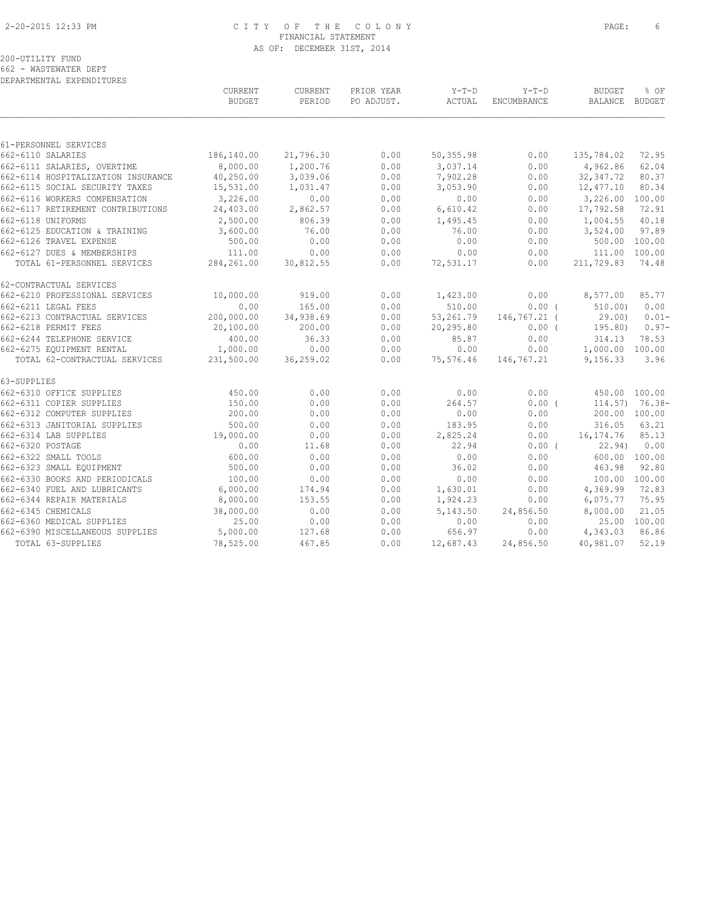FINANCIAL STATEMENT

AS OF: DECEMBER 31ST, 2014

200-UTILITY FUND

662 - WASTEWATER DEPT

DEPARTMENTAL EXPENDITURES

| | CURRENT BUDGET | CURRENT PERIOD | PRIOR YEAR PO ADJUST. | Y-T-D ACTUAL | Y-T-D ENCUMBRANCE | BUDGET BALANCE | % OF BUDGET |
|---|---|---|---|---|---|---|---|
| 61-PERSONNEL SERVICES | | | | | | | |
| 662-6110 SALARIES | 186,140.00 | 21,796.30 | 0.00 | 50,355.98 | 0.00 | 135,784.02 | 72.95 |
| 662-6111 SALARIES, OVERTIME | 8,000.00 | 1,200.76 | 0.00 | 3,037.14 | 0.00 | 4,962.86 | 62.04 |
| 662-6114 HOSPITALIZATION INSURANCE | 40,250.00 | 3,039.06 | 0.00 | 7,902.28 | 0.00 | 32,347.72 | 80.37 |
| 662-6115 SOCIAL SECURITY TAXES | 15,531.00 | 1,031.47 | 0.00 | 3,053.90 | 0.00 | 12,477.10 | 80.34 |
| 662-6116 WORKERS COMPENSATION | 3,226.00 | 0.00 | 0.00 | 0.00 | 0.00 | 3,226.00 | 100.00 |
| 662-6117 RETIREMENT CONTRIBUTIONS | 24,403.00 | 2,862.57 | 0.00 | 6,610.42 | 0.00 | 17,792.58 | 72.91 |
| 662-6118 UNIFORMS | 2,500.00 | 806.39 | 0.00 | 1,495.45 | 0.00 | 1,004.55 | 40.18 |
| 662-6125 EDUCATION & TRAINING | 3,600.00 | 76.00 | 0.00 | 76.00 | 0.00 | 3,524.00 | 97.89 |
| 662-6126 TRAVEL EXPENSE | 500.00 | 0.00 | 0.00 | 0.00 | 0.00 | 500.00 | 100.00 |
| 662-6127 DUES & MEMBERSHIPS | 111.00 | 0.00 | 0.00 | 0.00 | 0.00 | 111.00 | 100.00 |
| TOTAL 61-PERSONNEL SERVICES | 284,261.00 | 30,812.55 | 0.00 | 72,531.17 | 0.00 | 211,729.83 | 74.48 |
| 62-CONTRACTUAL SERVICES | | | | | | | |
| 662-6210 PROFESSIONAL SERVICES | 10,000.00 | 919.00 | 0.00 | 1,423.00 | 0.00 | 8,577.00 | 85.77 |
| 662-6211 LEGAL FEES | 0.00 | 165.00 | 0.00 | 510.00 | 0.00 | ( 510.00) | 0.00 |
| 662-6213 CONTRACTUAL SERVICES | 200,000.00 | 34,938.69 | 0.00 | 53,261.79 | 146,767.21 | ( 29.00) | 0.01- |
| 662-6218 PERMIT FEES | 20,100.00 | 200.00 | 0.00 | 20,295.80 | 0.00 | ( 195.80) | 0.97- |
| 662-6244 TELEPHONE SERVICE | 400.00 | 36.33 | 0.00 | 85.87 | 0.00 | 314.13 | 78.53 |
| 662-6275 EQUIPMENT RENTAL | 1,000.00 | 0.00 | 0.00 | 0.00 | 0.00 | 1,000.00 | 100.00 |
| TOTAL 62-CONTRACTUAL SERVICES | 231,500.00 | 36,259.02 | 0.00 | 75,576.46 | 146,767.21 | 9,156.33 | 3.96 |
| 63-SUPPLIES | | | | | | | |
| 662-6310 OFFICE SUPPLIES | 450.00 | 0.00 | 0.00 | 0.00 | 0.00 | 450.00 | 100.00 |
| 662-6311 COPIER SUPPLIES | 150.00 | 0.00 | 0.00 | 264.57 | 0.00 | ( 114.57) | 76.38- |
| 662-6312 COMPUTER SUPPLIES | 200.00 | 0.00 | 0.00 | 0.00 | 0.00 | 200.00 | 100.00 |
| 662-6313 JANITORIAL SUPPLIES | 500.00 | 0.00 | 0.00 | 183.95 | 0.00 | 316.05 | 63.21 |
| 662-6314 LAB SUPPLIES | 19,000.00 | 0.00 | 0.00 | 2,825.24 | 0.00 | 16,174.76 | 85.13 |
| 662-6320 POSTAGE | 0.00 | 11.68 | 0.00 | 22.94 | 0.00 | ( 22.94) | 0.00 |
| 662-6322 SMALL TOOLS | 600.00 | 0.00 | 0.00 | 0.00 | 0.00 | 600.00 | 100.00 |
| 662-6323 SMALL EQUIPMENT | 500.00 | 0.00 | 0.00 | 36.02 | 0.00 | 463.98 | 92.80 |
| 662-6330 BOOKS AND PERIODICALS | 100.00 | 0.00 | 0.00 | 0.00 | 0.00 | 100.00 | 100.00 |
| 662-6340 FUEL AND LUBRICANTS | 6,000.00 | 174.94 | 0.00 | 1,630.01 | 0.00 | 4,369.99 | 72.83 |
| 662-6344 REPAIR MATERIALS | 8,000.00 | 153.55 | 0.00 | 1,924.23 | 0.00 | 6,075.77 | 75.95 |
| 662-6345 CHEMICALS | 38,000.00 | 0.00 | 0.00 | 5,143.50 | 24,856.50 | 8,000.00 | 21.05 |
| 662-6360 MEDICAL SUPPLIES | 25.00 | 0.00 | 0.00 | 0.00 | 0.00 | 25.00 | 100.00 |
| 662-6390 MISCELLANEOUS SUPPLIES | 5,000.00 | 127.68 | 0.00 | 656.97 | 0.00 | 4,343.03 | 86.86 |
| TOTAL 63-SUPPLIES | 78,525.00 | 467.85 | 0.00 | 12,687.43 | 24,856.50 | 40,981.07 | 52.19 |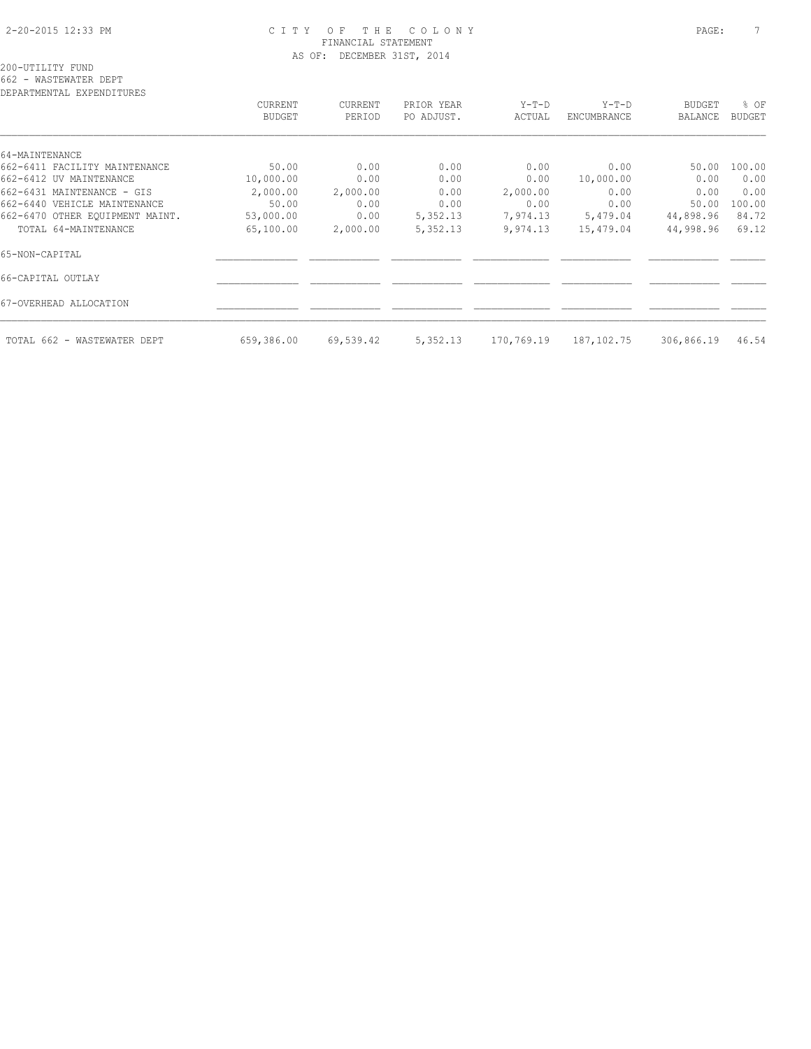CITY OF THE COLONY
FINANCIAL STATEMENT
AS OF: DECEMBER 31ST, 2014

200-UTILITY FUND
662 - WASTEWATER DEPT
DEPARTMENTAL EXPENDITURES

| | CURRENT BUDGET | CURRENT PERIOD | PRIOR YEAR PO ADJUST. | Y-T-D ACTUAL | Y-T-D ENCUMBRANCE | BUDGET BALANCE | % OF BUDGET |
|---|---|---|---|---|---|---|---|
| 64-MAINTENANCE | | | | | | | |
| 662-6411 FACILITY MAINTENANCE | 50.00 | 0.00 | 0.00 | 0.00 | 0.00 | 50.00 | 100.00 |
| 662-6412 UV MAINTENANCE | 10,000.00 | 0.00 | 0.00 | 0.00 | 10,000.00 | 0.00 | 0.00 |
| 662-6431 MAINTENANCE - GIS | 2,000.00 | 2,000.00 | 0.00 | 2,000.00 | 0.00 | 0.00 | 0.00 |
| 662-6440 VEHICLE MAINTENANCE | 50.00 | 0.00 | 0.00 | 0.00 | 0.00 | 50.00 | 100.00 |
| 662-6470 OTHER EQUIPMENT MAINT. | 53,000.00 | 0.00 | 5,352.13 | 7,974.13 | 5,479.04 | 44,898.96 | 84.72 |
| TOTAL 64-MAINTENANCE | 65,100.00 | 2,000.00 | 5,352.13 | 9,974.13 | 15,479.04 | 44,998.96 | 69.12 |
| 65-NON-CAPITAL | | | | | | | |
| 66-CAPITAL OUTLAY | | | | | | | |
| 67-OVERHEAD ALLOCATION | | | | | | | |
| TOTAL 662 - WASTEWATER DEPT | 659,386.00 | 69,539.42 | 5,352.13 | 170,769.19 | 187,102.75 | 306,866.19 | 46.54 |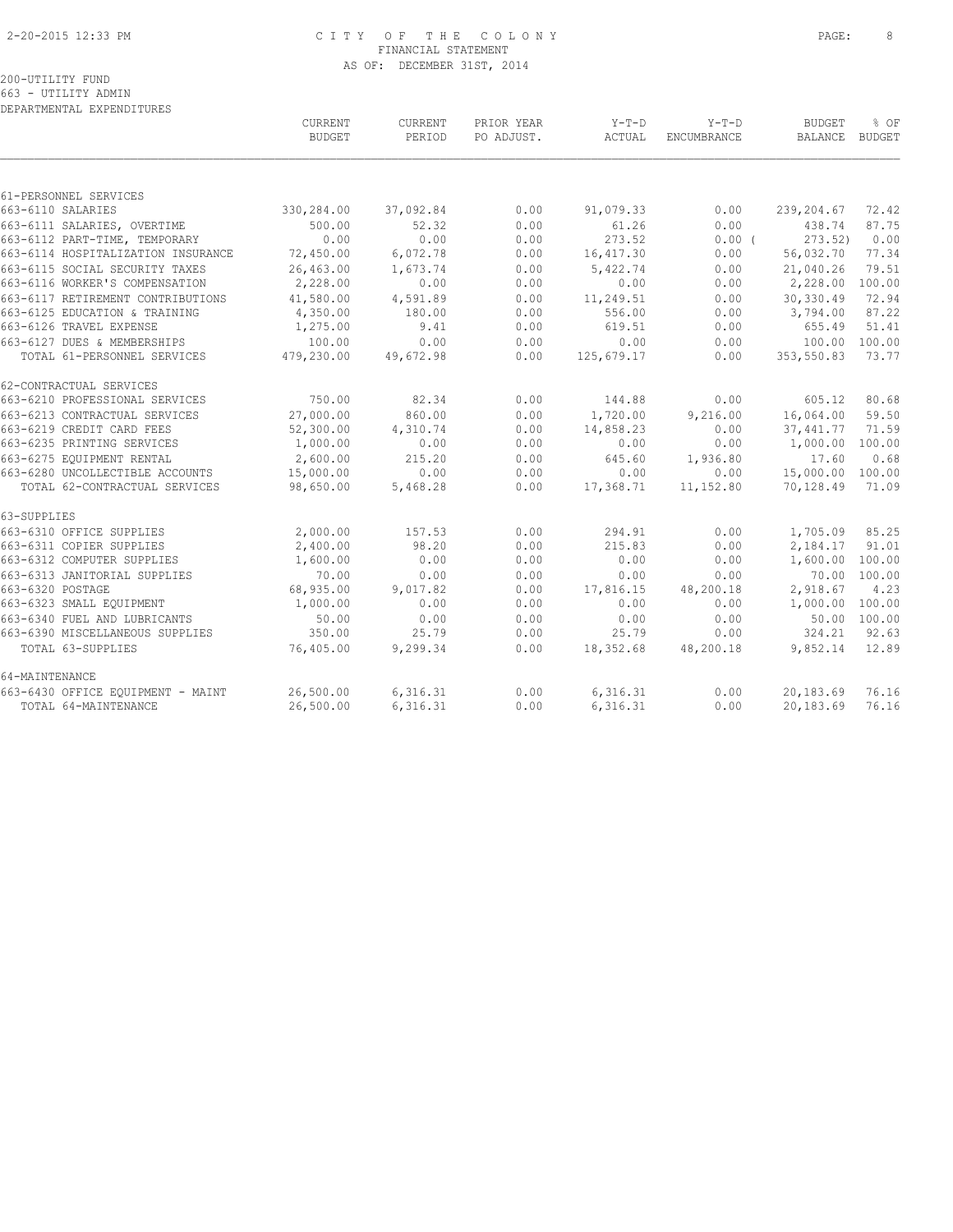# CITY OF THE COLONY
## FINANCIAL STATEMENT
### AS OF: DECEMBER 31ST, 2014

200-UTILITY FUND
663 - UTILITY ADMIN
DEPARTMENTAL EXPENDITURES

| | CURRENT BUDGET | CURRENT PERIOD | PRIOR YEAR PO ADJUST. | Y-T-D ACTUAL | Y-T-D ENCUMBRANCE | BUDGET BALANCE | % OF BUDGET |
|---|---|---|---|---|---|---|---|
| **61-PERSONNEL SERVICES** | | | | | | | |
| 663-6110 SALARIES | 330,284.00 | 37,092.84 | 0.00 | 91,079.33 | 0.00 | 239,204.67 | 72.42 |
| 663-6111 SALARIES, OVERTIME | 500.00 | 52.32 | 0.00 | 61.26 | 0.00 | 438.74 | 87.75 |
| 663-6112 PART-TIME, TEMPORARY | 0.00 | 0.00 | 0.00 | 273.52 | 0.00 ( | 273.52) | 0.00 |
| 663-6114 HOSPITALIZATION INSURANCE | 72,450.00 | 6,072.78 | 0.00 | 16,417.30 | 0.00 | 56,032.70 | 77.34 |
| 663-6115 SOCIAL SECURITY TAXES | 26,463.00 | 1,673.74 | 0.00 | 5,422.74 | 0.00 | 21,040.26 | 79.51 |
| 663-6116 WORKER'S COMPENSATION | 2,228.00 | 0.00 | 0.00 | 0.00 | 0.00 | 2,228.00 | 100.00 |
| 663-6117 RETIREMENT CONTRIBUTIONS | 41,580.00 | 4,591.89 | 0.00 | 11,249.51 | 0.00 | 30,330.49 | 72.94 |
| 663-6125 EDUCATION & TRAINING | 4,350.00 | 180.00 | 0.00 | 556.00 | 0.00 | 3,794.00 | 87.22 |
| 663-6126 TRAVEL EXPENSE | 1,275.00 | 9.41 | 0.00 | 619.51 | 0.00 | 655.49 | 51.41 |
| 663-6127 DUES & MEMBERSHIPS | 100.00 | 0.00 | 0.00 | 0.00 | 0.00 | 100.00 | 100.00 |
| TOTAL 61-PERSONNEL SERVICES | 479,230.00 | 49,672.98 | 0.00 | 125,679.17 | 0.00 | 353,550.83 | 73.77 |
| **62-CONTRACTUAL SERVICES** | | | | | | | |
| 663-6210 PROFESSIONAL SERVICES | 750.00 | 82.34 | 0.00 | 144.88 | 0.00 | 605.12 | 80.68 |
| 663-6213 CONTRACTUAL SERVICES | 27,000.00 | 860.00 | 0.00 | 1,720.00 | 9,216.00 | 16,064.00 | 59.50 |
| 663-6219 CREDIT CARD FEES | 52,300.00 | 4,310.74 | 0.00 | 14,858.23 | 0.00 | 37,441.77 | 71.59 |
| 663-6235 PRINTING SERVICES | 1,000.00 | 0.00 | 0.00 | 0.00 | 0.00 | 1,000.00 | 100.00 |
| 663-6275 EQUIPMENT RENTAL | 2,600.00 | 215.20 | 0.00 | 645.60 | 1,936.80 | 17.60 | 0.68 |
| 663-6280 UNCOLLECTIBLE ACCOUNTS | 15,000.00 | 0.00 | 0.00 | 0.00 | 0.00 | 15,000.00 | 100.00 |
| TOTAL 62-CONTRACTUAL SERVICES | 98,650.00 | 5,468.28 | 0.00 | 17,368.71 | 11,152.80 | 70,128.49 | 71.09 |
| **63-SUPPLIES** | | | | | | | |
| 663-6310 OFFICE SUPPLIES | 2,000.00 | 157.53 | 0.00 | 294.91 | 0.00 | 1,705.09 | 85.25 |
| 663-6311 COPIER SUPPLIES | 2,400.00 | 98.20 | 0.00 | 215.83 | 0.00 | 2,184.17 | 91.01 |
| 663-6312 COMPUTER SUPPLIES | 1,600.00 | 0.00 | 0.00 | 0.00 | 0.00 | 1,600.00 | 100.00 |
| 663-6313 JANITORIAL SUPPLIES | 70.00 | 0.00 | 0.00 | 0.00 | 0.00 | 70.00 | 100.00 |
| 663-6320 POSTAGE | 68,935.00 | 9,017.82 | 0.00 | 17,816.15 | 48,200.18 | 2,918.67 | 4.23 |
| 663-6323 SMALL EQUIPMENT | 1,000.00 | 0.00 | 0.00 | 0.00 | 0.00 | 1,000.00 | 100.00 |
| 663-6340 FUEL AND LUBRICANTS | 50.00 | 0.00 | 0.00 | 0.00 | 0.00 | 50.00 | 100.00 |
| 663-6390 MISCELLANEOUS SUPPLIES | 350.00 | 25.79 | 0.00 | 25.79 | 0.00 | 324.21 | 92.63 |
| TOTAL 63-SUPPLIES | 76,405.00 | 9,299.34 | 0.00 | 18,352.68 | 48,200.18 | 9,852.14 | 12.89 |
| **64-MAINTENANCE** | | | | | | | |
| 663-6430 OFFICE EQUIPMENT - MAINT | 26,500.00 | 6,316.31 | 0.00 | 6,316.31 | 0.00 | 20,183.69 | 76.16 |
| TOTAL 64-MAINTENANCE | 26,500.00 | 6,316.31 | 0.00 | 6,316.31 | 0.00 | 20,183.69 | 76.16 |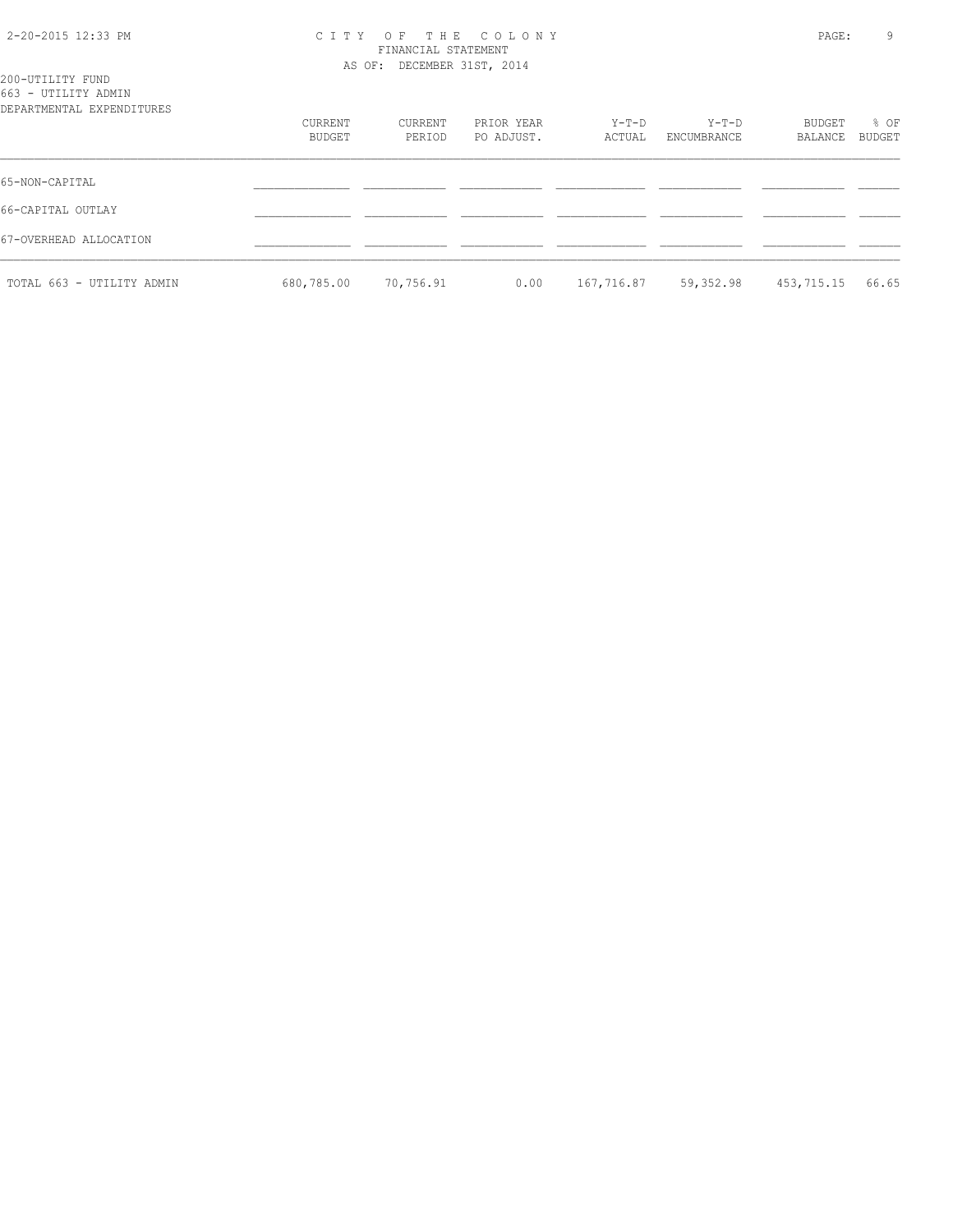200-UTILITY FUND
663 - UTILITY ADMIN
DEPARTMENTAL EXPENDITURES

| | CURRENT BUDGET | CURRENT PERIOD | PRIOR YEAR PO ADJUST. | Y-T-D ACTUAL | Y-T-D ENCUMBRANCE | BUDGET BALANCE | % OF BUDGET |
|---|---|---|---|---|---|---|---|
| 65-NON-CAPITAL | | | | | | | |
| 66-CAPITAL OUTLAY | | | | | | | |
| 67-OVERHEAD ALLOCATION | | | | | | | |
| TOTAL 663 - UTILITY ADMIN | 680,785.00 | 70,756.91 | 0.00 | 167,716.87 | 59,352.98 | 453,715.15 | 66.65 |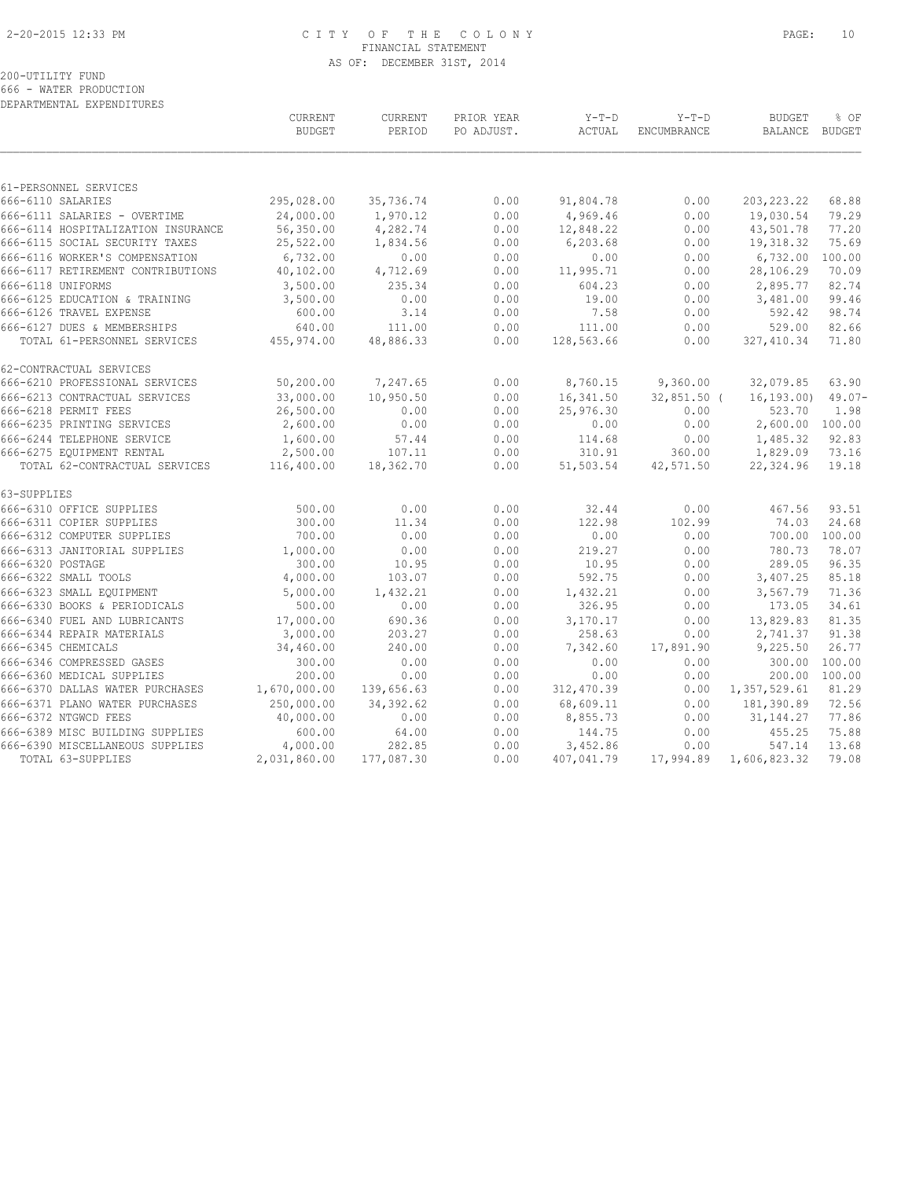# CITY OF THE COLONY
## FINANCIAL STATEMENT
### AS OF: DECEMBER 31ST, 2014

200-UTILITY FUND
666 - WATER PRODUCTION
DEPARTMENTAL EXPENDITURES

| | CURRENT BUDGET | CURRENT PERIOD | PRIOR YEAR PO ADJUST. | Y-T-D ACTUAL | Y-T-D ENCUMBRANCE | BUDGET BALANCE | % OF BUDGET |
|---|---|---|---|---|---|---|---|
| **61-PERSONNEL SERVICES** | | | | | | | |
| 666-6110 SALARIES | 295,028.00 | 35,736.74 | 0.00 | 91,804.78 | 0.00 | 203,223.22 | 68.88 |
| 666-6111 SALARIES - OVERTIME | 24,000.00 | 1,970.12 | 0.00 | 4,969.46 | 0.00 | 19,030.54 | 79.29 |
| 666-6114 HOSPITALIZATION INSURANCE | 56,350.00 | 4,282.74 | 0.00 | 12,848.22 | 0.00 | 43,501.78 | 77.20 |
| 666-6115 SOCIAL SECURITY TAXES | 25,522.00 | 1,834.56 | 0.00 | 6,203.68 | 0.00 | 19,318.32 | 75.69 |
| 666-6116 WORKER'S COMPENSATION | 6,732.00 | 0.00 | 0.00 | 0.00 | 0.00 | 6,732.00 | 100.00 |
| 666-6117 RETIREMENT CONTRIBUTIONS | 40,102.00 | 4,712.69 | 0.00 | 11,995.71 | 0.00 | 28,106.29 | 70.09 |
| 666-6118 UNIFORMS | 3,500.00 | 235.34 | 0.00 | 604.23 | 0.00 | 2,895.77 | 82.74 |
| 666-6125 EDUCATION & TRAINING | 3,500.00 | 0.00 | 0.00 | 19.00 | 0.00 | 3,481.00 | 99.46 |
| 666-6126 TRAVEL EXPENSE | 600.00 | 3.14 | 0.00 | 7.58 | 0.00 | 592.42 | 98.74 |
| 666-6127 DUES & MEMBERSHIPS | 640.00 | 111.00 | 0.00 | 111.00 | 0.00 | 529.00 | 82.66 |
| TOTAL 61-PERSONNEL SERVICES | 455,974.00 | 48,886.33 | 0.00 | 128,563.66 | 0.00 | 327,410.34 | 71.80 |
| **62-CONTRACTUAL SERVICES** | | | | | | | |
| 666-6210 PROFESSIONAL SERVICES | 50,200.00 | 7,247.65 | 0.00 | 8,760.15 | 9,360.00 | 32,079.85 | 63.90 |
| 666-6213 CONTRACTUAL SERVICES | 33,000.00 | 10,950.50 | 0.00 | 16,341.50 | 32,851.50 | ( 16,193.00) | 49.07- |
| 666-6218 PERMIT FEES | 26,500.00 | 0.00 | 0.00 | 25,976.30 | 0.00 | 523.70 | 1.98 |
| 666-6235 PRINTING SERVICES | 2,600.00 | 0.00 | 0.00 | 0.00 | 0.00 | 2,600.00 | 100.00 |
| 666-6244 TELEPHONE SERVICE | 1,600.00 | 57.44 | 0.00 | 114.68 | 0.00 | 1,485.32 | 92.83 |
| 666-6275 EQUIPMENT RENTAL | 2,500.00 | 107.11 | 0.00 | 310.91 | 360.00 | 1,829.09 | 73.16 |
| TOTAL 62-CONTRACTUAL SERVICES | 116,400.00 | 18,362.70 | 0.00 | 51,503.54 | 42,571.50 | 22,324.96 | 19.18 |
| **63-SUPPLIES** | | | | | | | |
| 666-6310 OFFICE SUPPLIES | 500.00 | 0.00 | 0.00 | 32.44 | 0.00 | 467.56 | 93.51 |
| 666-6311 COPIER SUPPLIES | 300.00 | 11.34 | 0.00 | 122.98 | 102.99 | 74.03 | 24.68 |
| 666-6312 COMPUTER SUPPLIES | 700.00 | 0.00 | 0.00 | 0.00 | 0.00 | 700.00 | 100.00 |
| 666-6313 JANITORIAL SUPPLIES | 1,000.00 | 0.00 | 0.00 | 219.27 | 0.00 | 780.73 | 78.07 |
| 666-6320 POSTAGE | 300.00 | 10.95 | 0.00 | 10.95 | 0.00 | 289.05 | 96.35 |
| 666-6322 SMALL TOOLS | 4,000.00 | 103.07 | 0.00 | 592.75 | 0.00 | 3,407.25 | 85.18 |
| 666-6323 SMALL EQUIPMENT | 5,000.00 | 1,432.21 | 0.00 | 1,432.21 | 0.00 | 3,567.79 | 71.36 |
| 666-6330 BOOKS & PERIODICALS | 500.00 | 0.00 | 0.00 | 326.95 | 0.00 | 173.05 | 34.61 |
| 666-6340 FUEL AND LUBRICANTS | 17,000.00 | 690.36 | 0.00 | 3,170.17 | 0.00 | 13,829.83 | 81.35 |
| 666-6344 REPAIR MATERIALS | 3,000.00 | 203.27 | 0.00 | 258.63 | 0.00 | 2,741.37 | 91.38 |
| 666-6345 CHEMICALS | 34,460.00 | 240.00 | 0.00 | 7,342.60 | 17,891.90 | 9,225.50 | 26.77 |
| 666-6346 COMPRESSED GASES | 300.00 | 0.00 | 0.00 | 0.00 | 0.00 | 300.00 | 100.00 |
| 666-6360 MEDICAL SUPPLIES | 200.00 | 0.00 | 0.00 | 0.00 | 0.00 | 200.00 | 100.00 |
| 666-6370 DALLAS WATER PURCHASES | 1,670,000.00 | 139,656.63 | 0.00 | 312,470.39 | 0.00 | 1,357,529.61 | 81.29 |
| 666-6371 PLANO WATER PURCHASES | 250,000.00 | 34,392.62 | 0.00 | 68,609.11 | 0.00 | 181,390.89 | 72.56 |
| 666-6372 NTGWCD FEES | 40,000.00 | 0.00 | 0.00 | 8,855.73 | 0.00 | 31,144.27 | 77.86 |
| 666-6389 MISC BUILDING SUPPLIES | 600.00 | 64.00 | 0.00 | 144.75 | 0.00 | 455.25 | 75.88 |
| 666-6390 MISCELLANEOUS SUPPLIES | 4,000.00 | 282.85 | 0.00 | 3,452.86 | 0.00 | 547.14 | 13.68 |
| TOTAL 63-SUPPLIES | 2,031,860.00 | 177,087.30 | 0.00 | 407,041.79 | 17,994.89 | 1,606,823.32 | 79.08 |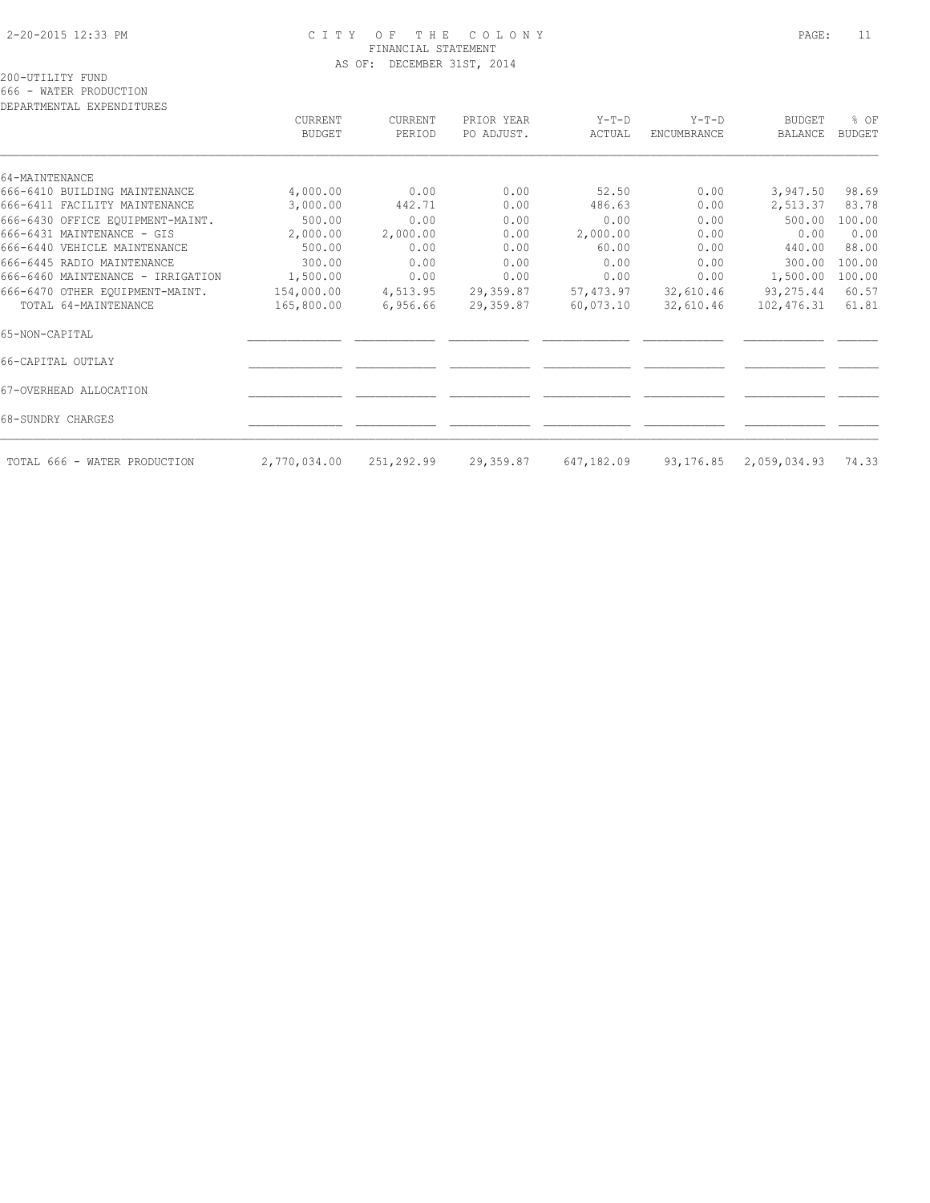CITY OF THE COLONY
FINANCIAL STATEMENT
AS OF: DECEMBER 31ST, 2014

200-UTILITY FUND
666 - WATER PRODUCTION
DEPARTMENTAL EXPENDITURES

| | CURRENT BUDGET | CURRENT PERIOD | PRIOR YEAR PO ADJUST. | Y-T-D ACTUAL | Y-T-D ENCUMBRANCE | BUDGET BALANCE | % OF BUDGET |
|---|---|---|---|---|---|---|---|
| 64-MAINTENANCE | | | | | | | |
| 666-6410 BUILDING MAINTENANCE | 4,000.00 | 0.00 | 0.00 | 52.50 | 0.00 | 3,947.50 | 98.69 |
| 666-6411 FACILITY MAINTENANCE | 3,000.00 | 442.71 | 0.00 | 486.63 | 0.00 | 2,513.37 | 83.78 |
| 666-6430 OFFICE EQUIPMENT-MAINT. | 500.00 | 0.00 | 0.00 | 0.00 | 0.00 | 500.00 | 100.00 |
| 666-6431 MAINTENANCE - GIS | 2,000.00 | 2,000.00 | 0.00 | 2,000.00 | 0.00 | 0.00 | 0.00 |
| 666-6440 VEHICLE MAINTENANCE | 500.00 | 0.00 | 0.00 | 60.00 | 0.00 | 440.00 | 88.00 |
| 666-6445 RADIO MAINTENANCE | 300.00 | 0.00 | 0.00 | 0.00 | 0.00 | 300.00 | 100.00 |
| 666-6460 MAINTENANCE - IRRIGATION | 1,500.00 | 0.00 | 0.00 | 0.00 | 0.00 | 1,500.00 | 100.00 |
| 666-6470 OTHER EQUIPMENT-MAINT. | 154,000.00 | 4,513.95 | 29,359.87 | 57,473.97 | 32,610.46 | 93,275.44 | 60.57 |
| TOTAL 64-MAINTENANCE | 165,800.00 | 6,956.66 | 29,359.87 | 60,073.10 | 32,610.46 | 102,476.31 | 61.81 |
| 65-NON-CAPITAL | | | | | | | |
| 66-CAPITAL OUTLAY | | | | | | | |
| 67-OVERHEAD ALLOCATION | | | | | | | |
| 68-SUNDRY CHARGES | | | | | | | |
| TOTAL 666 - WATER PRODUCTION | 2,770,034.00 | 251,292.99 | 29,359.87 | 647,182.09 | 93,176.85 | 2,059,034.93 | 74.33 |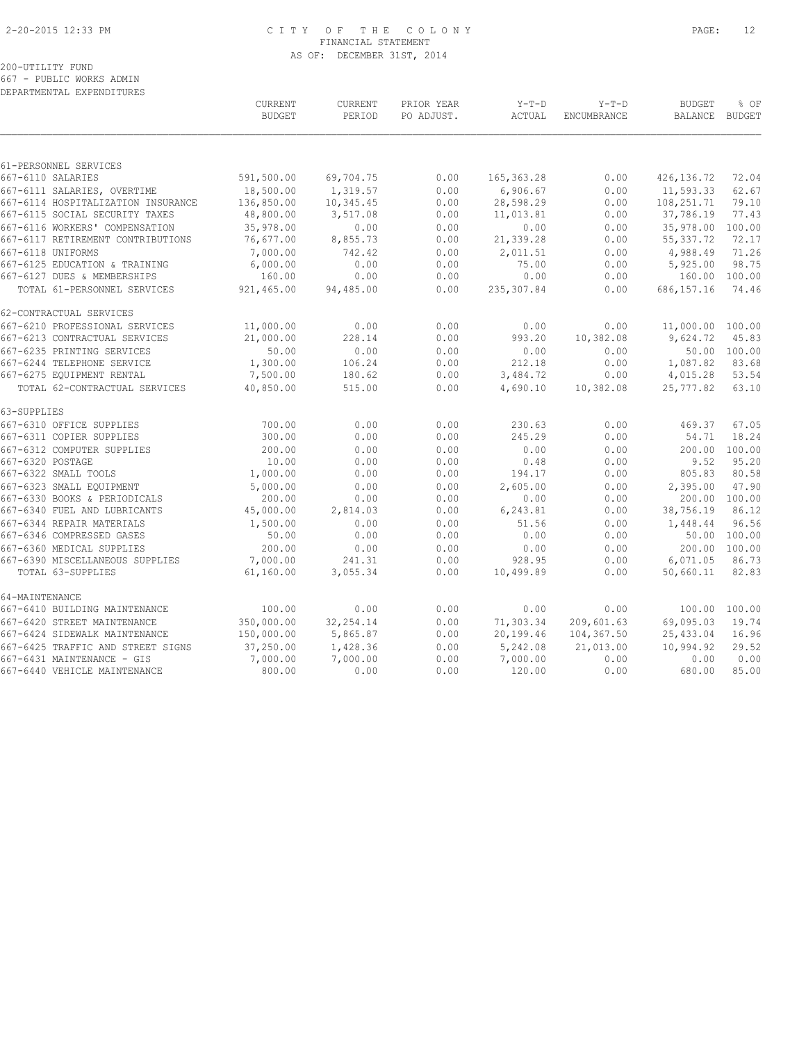200-UTILITY FUND
667 - PUBLIC WORKS ADMIN
DEPARTMENTAL EXPENDITURES

| | CURRENT BUDGET | CURRENT PERIOD | PRIOR YEAR PO ADJUST. | Y-T-D ACTUAL | Y-T-D ENCUMBRANCE | BUDGET BALANCE | % OF BUDGET |
|---|---|---|---|---|---|---|---|
| 61-PERSONNEL SERVICES | | | | | | | |
| 667-6110 SALARIES | 591,500.00 | 69,704.75 | 0.00 | 165,363.28 | 0.00 | 426,136.72 | 72.04 |
| 667-6111 SALARIES, OVERTIME | 18,500.00 | 1,319.57 | 0.00 | 6,906.67 | 0.00 | 11,593.33 | 62.67 |
| 667-6114 HOSPITALIZATION INSURANCE | 136,850.00 | 10,345.45 | 0.00 | 28,598.29 | 0.00 | 108,251.71 | 79.10 |
| 667-6115 SOCIAL SECURITY TAXES | 48,800.00 | 3,517.08 | 0.00 | 11,013.81 | 0.00 | 37,786.19 | 77.43 |
| 667-6116 WORKERS' COMPENSATION | 35,978.00 | 0.00 | 0.00 | 0.00 | 0.00 | 35,978.00 | 100.00 |
| 667-6117 RETIREMENT CONTRIBUTIONS | 76,677.00 | 8,855.73 | 0.00 | 21,339.28 | 0.00 | 55,337.72 | 72.17 |
| 667-6118 UNIFORMS | 7,000.00 | 742.42 | 0.00 | 2,011.51 | 0.00 | 4,988.49 | 71.26 |
| 667-6125 EDUCATION & TRAINING | 6,000.00 | 0.00 | 0.00 | 75.00 | 0.00 | 5,925.00 | 98.75 |
| 667-6127 DUES & MEMBERSHIPS | 160.00 | 0.00 | 0.00 | 0.00 | 0.00 | 160.00 | 100.00 |
| TOTAL 61-PERSONNEL SERVICES | 921,465.00 | 94,485.00 | 0.00 | 235,307.84 | 0.00 | 686,157.16 | 74.46 |
| 62-CONTRACTUAL SERVICES | | | | | | | |
| 667-6210 PROFESSIONAL SERVICES | 11,000.00 | 0.00 | 0.00 | 0.00 | 0.00 | 11,000.00 | 100.00 |
| 667-6213 CONTRACTUAL SERVICES | 21,000.00 | 228.14 | 0.00 | 993.20 | 10,382.08 | 9,624.72 | 45.83 |
| 667-6235 PRINTING SERVICES | 50.00 | 0.00 | 0.00 | 0.00 | 0.00 | 50.00 | 100.00 |
| 667-6244 TELEPHONE SERVICE | 1,300.00 | 106.24 | 0.00 | 212.18 | 0.00 | 1,087.82 | 83.68 |
| 667-6275 EQUIPMENT RENTAL | 7,500.00 | 180.62 | 0.00 | 3,484.72 | 0.00 | 4,015.28 | 53.54 |
| TOTAL 62-CONTRACTUAL SERVICES | 40,850.00 | 515.00 | 0.00 | 4,690.10 | 10,382.08 | 25,777.82 | 63.10 |
| 63-SUPPLIES | | | | | | | |
| 667-6310 OFFICE SUPPLIES | 700.00 | 0.00 | 0.00 | 230.63 | 0.00 | 469.37 | 67.05 |
| 667-6311 COPIER SUPPLIES | 300.00 | 0.00 | 0.00 | 245.29 | 0.00 | 54.71 | 18.24 |
| 667-6312 COMPUTER SUPPLIES | 200.00 | 0.00 | 0.00 | 0.00 | 0.00 | 200.00 | 100.00 |
| 667-6320 POSTAGE | 10.00 | 0.00 | 0.00 | 0.48 | 0.00 | 9.52 | 95.20 |
| 667-6322 SMALL TOOLS | 1,000.00 | 0.00 | 0.00 | 194.17 | 0.00 | 805.83 | 80.58 |
| 667-6323 SMALL EQUIPMENT | 5,000.00 | 0.00 | 0.00 | 2,605.00 | 0.00 | 2,395.00 | 47.90 |
| 667-6330 BOOKS & PERIODICALS | 200.00 | 0.00 | 0.00 | 0.00 | 0.00 | 200.00 | 100.00 |
| 667-6340 FUEL AND LUBRICANTS | 45,000.00 | 2,814.03 | 0.00 | 6,243.81 | 0.00 | 38,756.19 | 86.12 |
| 667-6344 REPAIR MATERIALS | 1,500.00 | 0.00 | 0.00 | 51.56 | 0.00 | 1,448.44 | 96.56 |
| 667-6346 COMPRESSED GASES | 50.00 | 0.00 | 0.00 | 0.00 | 0.00 | 50.00 | 100.00 |
| 667-6360 MEDICAL SUPPLIES | 200.00 | 0.00 | 0.00 | 0.00 | 0.00 | 200.00 | 100.00 |
| 667-6390 MISCELLANEOUS SUPPLIES | 7,000.00 | 241.31 | 0.00 | 928.95 | 0.00 | 6,071.05 | 86.73 |
| TOTAL 63-SUPPLIES | 61,160.00 | 3,055.34 | 0.00 | 10,499.89 | 0.00 | 50,660.11 | 82.83 |
| 64-MAINTENANCE | | | | | | | |
| 667-6410 BUILDING MAINTENANCE | 100.00 | 0.00 | 0.00 | 0.00 | 0.00 | 100.00 | 100.00 |
| 667-6420 STREET MAINTENANCE | 350,000.00 | 32,254.14 | 0.00 | 71,303.34 | 209,601.63 | 69,095.03 | 19.74 |
| 667-6424 SIDEWALK MAINTENANCE | 150,000.00 | 5,865.87 | 0.00 | 20,199.46 | 104,367.50 | 25,433.04 | 16.96 |
| 667-6425 TRAFFIC AND STREET SIGNS | 37,250.00 | 1,428.36 | 0.00 | 5,242.08 | 21,013.00 | 10,994.92 | 29.52 |
| 667-6431 MAINTENANCE - GIS | 7,000.00 | 7,000.00 | 0.00 | 7,000.00 | 0.00 | 0.00 | 0.00 |
| 667-6440 VEHICLE MAINTENANCE | 800.00 | 0.00 | 0.00 | 120.00 | 0.00 | 680.00 | 85.00 |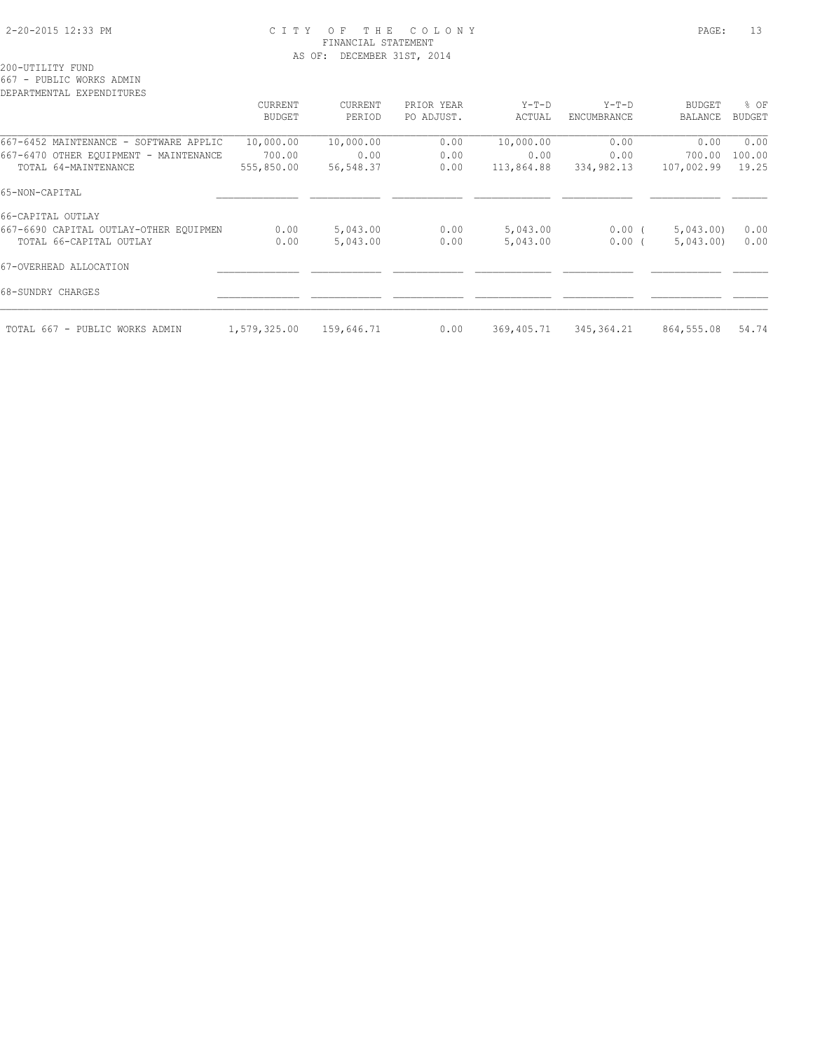# CITY OF THE COLONY
## FINANCIAL STATEMENT
### AS OF: DECEMBER 31ST, 2014

200-UTILITY FUND
667 - PUBLIC WORKS ADMIN
DEPARTMENTAL EXPENDITURES

| | CURRENT BUDGET | CURRENT PERIOD | PRIOR YEAR PO ADJUST. | Y-T-D ACTUAL | Y-T-D ENCUMBRANCE | BUDGET BALANCE | % OF BUDGET |
|---|---|---|---|---|---|---|---|
| 667-6452 MAINTENANCE - SOFTWARE APPLIC | 10,000.00 | 10,000.00 | 0.00 | 10,000.00 | 0.00 | 0.00 | 0.00 |
| 667-6470 OTHER EQUIPMENT - MAINTENANCE | 700.00 | 0.00 | 0.00 | 0.00 | 0.00 | 700.00 | 100.00 |
| TOTAL 64-MAINTENANCE | 555,850.00 | 56,548.37 | 0.00 | 113,864.88 | 334,982.13 | 107,002.99 | 19.25 |
| 65-NON-CAPITAL | | | | | | | |
| 66-CAPITAL OUTLAY | | | | | | | |
| 667-6690 CAPITAL OUTLAY-OTHER EQUIPMEN | 0.00 | 5,043.00 | 0.00 | 5,043.00 | 0.00 | ( 5,043.00) | 0.00 |
| TOTAL 66-CAPITAL OUTLAY | 0.00 | 5,043.00 | 0.00 | 5,043.00 | 0.00 | ( 5,043.00) | 0.00 |
| 67-OVERHEAD ALLOCATION | | | | | | | |
| 68-SUNDRY CHARGES | | | | | | | |
| TOTAL 667 - PUBLIC WORKS ADMIN | 1,579,325.00 | 159,646.71 | 0.00 | 369,405.71 | 345,364.21 | 864,555.08 | 54.74 |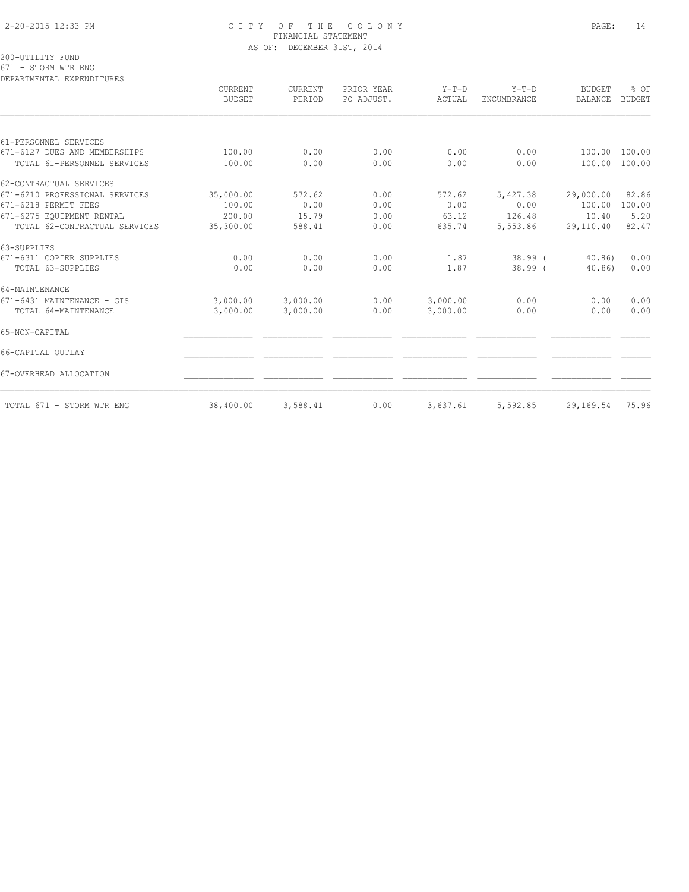CITY OF THE COLONY
FINANCIAL STATEMENT
AS OF: DECEMBER 31ST, 2014

200-UTILITY FUND
671 - STORM WTR ENG
DEPARTMENTAL EXPENDITURES

| | CURRENT BUDGET | CURRENT PERIOD | PRIOR YEAR PO ADJUST. | Y-T-D ACTUAL | Y-T-D ENCUMBRANCE | BUDGET BALANCE | % OF BUDGET |
|---|---|---|---|---|---|---|---|
| 61-PERSONNEL SERVICES | | | | | | | |
| 671-6127 DUES AND MEMBERSHIPS | 100.00 | 0.00 | 0.00 | 0.00 | 0.00 | 100.00 | 100.00 |
| TOTAL 61-PERSONNEL SERVICES | 100.00 | 0.00 | 0.00 | 0.00 | 0.00 | 100.00 | 100.00 |
| 62-CONTRACTUAL SERVICES | | | | | | | |
| 671-6210 PROFESSIONAL SERVICES | 35,000.00 | 572.62 | 0.00 | 572.62 | 5,427.38 | 29,000.00 | 82.86 |
| 671-6218 PERMIT FEES | 100.00 | 0.00 | 0.00 | 0.00 | 0.00 | 100.00 | 100.00 |
| 671-6275 EQUIPMENT RENTAL | 200.00 | 15.79 | 0.00 | 63.12 | 126.48 | 10.40 | 5.20 |
| TOTAL 62-CONTRACTUAL SERVICES | 35,300.00 | 588.41 | 0.00 | 635.74 | 5,553.86 | 29,110.40 | 82.47 |
| 63-SUPPLIES | | | | | | | |
| 671-6311 COPIER SUPPLIES | 0.00 | 0.00 | 0.00 | 1.87 | 38.99 | ( 40.86) | 0.00 |
| TOTAL 63-SUPPLIES | 0.00 | 0.00 | 0.00 | 1.87 | 38.99 | ( 40.86) | 0.00 |
| 64-MAINTENANCE | | | | | | | |
| 671-6431 MAINTENANCE - GIS | 3,000.00 | 3,000.00 | 0.00 | 3,000.00 | 0.00 | 0.00 | 0.00 |
| TOTAL 64-MAINTENANCE | 3,000.00 | 3,000.00 | 0.00 | 3,000.00 | 0.00 | 0.00 | 0.00 |
| 65-NON-CAPITAL | | | | | | | |
| 66-CAPITAL OUTLAY | | | | | | | |
| 67-OVERHEAD ALLOCATION | | | | | | | |
| TOTAL 671 - STORM WTR ENG | 38,400.00 | 3,588.41 | 0.00 | 3,637.61 | 5,592.85 | 29,169.54 | 75.96 |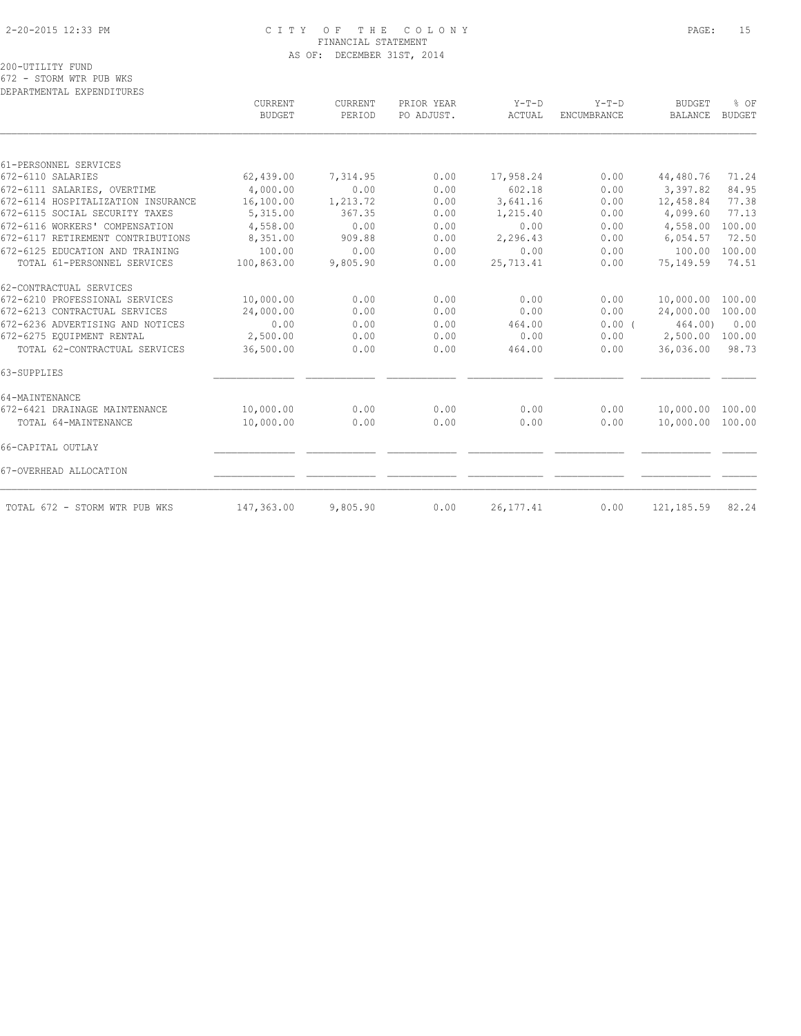CITY OF THE COLONY
FINANCIAL STATEMENT
AS OF: DECEMBER 31ST, 2014

200-UTILITY FUND
672 - STORM WTR PUB WKS
DEPARTMENTAL EXPENDITURES

| | CURRENT BUDGET | CURRENT PERIOD | PRIOR YEAR PO ADJUST. | Y-T-D ACTUAL | Y-T-D ENCUMBRANCE | BUDGET BALANCE | % OF BUDGET |
|---|---|---|---|---|---|---|---|
| 61-PERSONNEL SERVICES | | | | | | | |
| 672-6110 SALARIES | 62,439.00 | 7,314.95 | 0.00 | 17,958.24 | 0.00 | 44,480.76 | 71.24 |
| 672-6111 SALARIES, OVERTIME | 4,000.00 | 0.00 | 0.00 | 602.18 | 0.00 | 3,397.82 | 84.95 |
| 672-6114 HOSPITALIZATION INSURANCE | 16,100.00 | 1,213.72 | 0.00 | 3,641.16 | 0.00 | 12,458.84 | 77.38 |
| 672-6115 SOCIAL SECURITY TAXES | 5,315.00 | 367.35 | 0.00 | 1,215.40 | 0.00 | 4,099.60 | 77.13 |
| 672-6116 WORKERS' COMPENSATION | 4,558.00 | 0.00 | 0.00 | 0.00 | 0.00 | 4,558.00 | 100.00 |
| 672-6117 RETIREMENT CONTRIBUTIONS | 8,351.00 | 909.88 | 0.00 | 2,296.43 | 0.00 | 6,054.57 | 72.50 |
| 672-6125 EDUCATION AND TRAINING | 100.00 | 0.00 | 0.00 | 0.00 | 0.00 | 100.00 | 100.00 |
| TOTAL 61-PERSONNEL SERVICES | 100,863.00 | 9,805.90 | 0.00 | 25,713.41 | 0.00 | 75,149.59 | 74.51 |
| 62-CONTRACTUAL SERVICES | | | | | | | |
| 672-6210 PROFESSIONAL SERVICES | 10,000.00 | 0.00 | 0.00 | 0.00 | 0.00 | 10,000.00 | 100.00 |
| 672-6213 CONTRACTUAL SERVICES | 24,000.00 | 0.00 | 0.00 | 0.00 | 0.00 | 24,000.00 | 100.00 |
| 672-6236 ADVERTISING AND NOTICES | 0.00 | 0.00 | 0.00 | 464.00 | 0.00 | ( 464.00) | 0.00 |
| 672-6275 EQUIPMENT RENTAL | 2,500.00 | 0.00 | 0.00 | 0.00 | 0.00 | 2,500.00 | 100.00 |
| TOTAL 62-CONTRACTUAL SERVICES | 36,500.00 | 0.00 | 0.00 | 464.00 | 0.00 | 36,036.00 | 98.73 |
| 63-SUPPLIES | | | | | | | |
| 64-MAINTENANCE | | | | | | | |
| 672-6421 DRAINAGE MAINTENANCE | 10,000.00 | 0.00 | 0.00 | 0.00 | 0.00 | 10,000.00 | 100.00 |
| TOTAL 64-MAINTENANCE | 10,000.00 | 0.00 | 0.00 | 0.00 | 0.00 | 10,000.00 | 100.00 |
| 66-CAPITAL OUTLAY | | | | | | | |
| 67-OVERHEAD ALLOCATION | | | | | | | |
| TOTAL 672 - STORM WTR PUB WKS | 147,363.00 | 9,805.90 | 0.00 | 26,177.41 | 0.00 | 121,185.59 | 82.24 |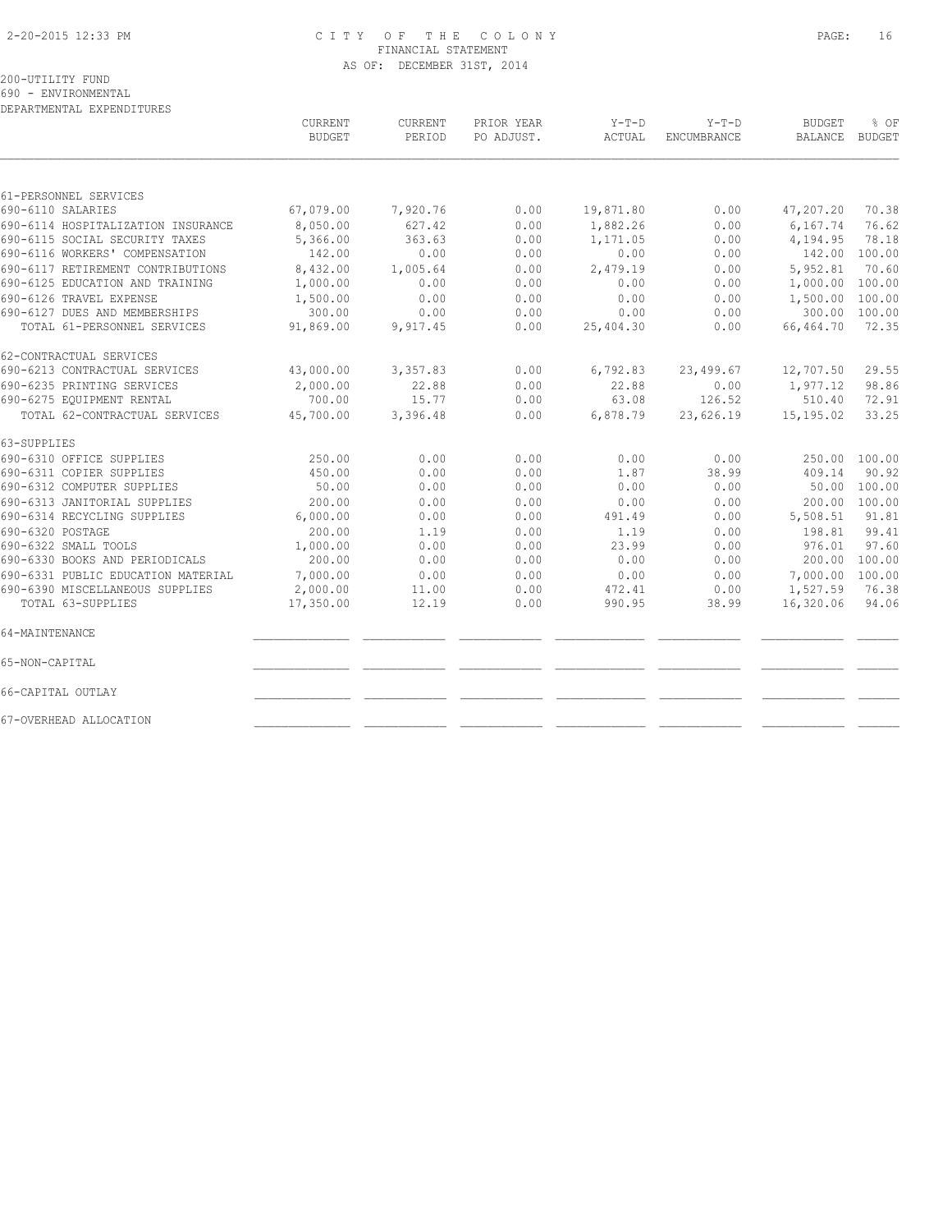CITY OF THE COLONY
FINANCIAL STATEMENT
AS OF: DECEMBER 31ST, 2014

200-UTILITY FUND
690 - ENVIRONMENTAL
DEPARTMENTAL EXPENDITURES

| | CURRENT BUDGET | CURRENT PERIOD | PRIOR YEAR PO ADJUST. | Y-T-D ACTUAL | Y-T-D ENCUMBRANCE | BUDGET BALANCE | % OF BUDGET |
|---|---|---|---|---|---|---|---|
| 61-PERSONNEL SERVICES | | | | | | | |
| 690-6110 SALARIES | 67,079.00 | 7,920.76 | 0.00 | 19,871.80 | 0.00 | 47,207.20 | 70.38 |
| 690-6114 HOSPITALIZATION INSURANCE | 8,050.00 | 627.42 | 0.00 | 1,882.26 | 0.00 | 6,167.74 | 76.62 |
| 690-6115 SOCIAL SECURITY TAXES | 5,366.00 | 363.63 | 0.00 | 1,171.05 | 0.00 | 4,194.95 | 78.18 |
| 690-6116 WORKERS' COMPENSATION | 142.00 | 0.00 | 0.00 | 0.00 | 0.00 | 142.00 | 100.00 |
| 690-6117 RETIREMENT CONTRIBUTIONS | 8,432.00 | 1,005.64 | 0.00 | 2,479.19 | 0.00 | 5,952.81 | 70.60 |
| 690-6125 EDUCATION AND TRAINING | 1,000.00 | 0.00 | 0.00 | 0.00 | 0.00 | 1,000.00 | 100.00 |
| 690-6126 TRAVEL EXPENSE | 1,500.00 | 0.00 | 0.00 | 0.00 | 0.00 | 1,500.00 | 100.00 |
| 690-6127 DUES AND MEMBERSHIPS | 300.00 | 0.00 | 0.00 | 0.00 | 0.00 | 300.00 | 100.00 |
| TOTAL 61-PERSONNEL SERVICES | 91,869.00 | 9,917.45 | 0.00 | 25,404.30 | 0.00 | 66,464.70 | 72.35 |
| 62-CONTRACTUAL SERVICES | | | | | | | |
| 690-6213 CONTRACTUAL SERVICES | 43,000.00 | 3,357.83 | 0.00 | 6,792.83 | 23,499.67 | 12,707.50 | 29.55 |
| 690-6235 PRINTING SERVICES | 2,000.00 | 22.88 | 0.00 | 22.88 | 0.00 | 1,977.12 | 98.86 |
| 690-6275 EQUIPMENT RENTAL | 700.00 | 15.77 | 0.00 | 63.08 | 126.52 | 510.40 | 72.91 |
| TOTAL 62-CONTRACTUAL SERVICES | 45,700.00 | 3,396.48 | 0.00 | 6,878.79 | 23,626.19 | 15,195.02 | 33.25 |
| 63-SUPPLIES | | | | | | | |
| 690-6310 OFFICE SUPPLIES | 250.00 | 0.00 | 0.00 | 0.00 | 0.00 | 250.00 | 100.00 |
| 690-6311 COPIER SUPPLIES | 450.00 | 0.00 | 0.00 | 1.87 | 38.99 | 409.14 | 90.92 |
| 690-6312 COMPUTER SUPPLIES | 50.00 | 0.00 | 0.00 | 0.00 | 0.00 | 50.00 | 100.00 |
| 690-6313 JANITORIAL SUPPLIES | 200.00 | 0.00 | 0.00 | 0.00 | 0.00 | 200.00 | 100.00 |
| 690-6314 RECYCLING SUPPLIES | 6,000.00 | 0.00 | 0.00 | 491.49 | 0.00 | 5,508.51 | 91.81 |
| 690-6320 POSTAGE | 200.00 | 1.19 | 0.00 | 1.19 | 0.00 | 198.81 | 99.41 |
| 690-6322 SMALL TOOLS | 1,000.00 | 0.00 | 0.00 | 23.99 | 0.00 | 976.01 | 97.60 |
| 690-6330 BOOKS AND PERIODICALS | 200.00 | 0.00 | 0.00 | 0.00 | 0.00 | 200.00 | 100.00 |
| 690-6331 PUBLIC EDUCATION MATERIAL | 7,000.00 | 0.00 | 0.00 | 0.00 | 0.00 | 7,000.00 | 100.00 |
| 690-6390 MISCELLANEOUS SUPPLIES | 2,000.00 | 11.00 | 0.00 | 472.41 | 0.00 | 1,527.59 | 76.38 |
| TOTAL 63-SUPPLIES | 17,350.00 | 12.19 | 0.00 | 990.95 | 38.99 | 16,320.06 | 94.06 |
| 64-MAINTENANCE | | | | | | | |
| 65-NON-CAPITAL | | | | | | | |
| 66-CAPITAL OUTLAY | | | | | | | |
| 67-OVERHEAD ALLOCATION | | | | | | | |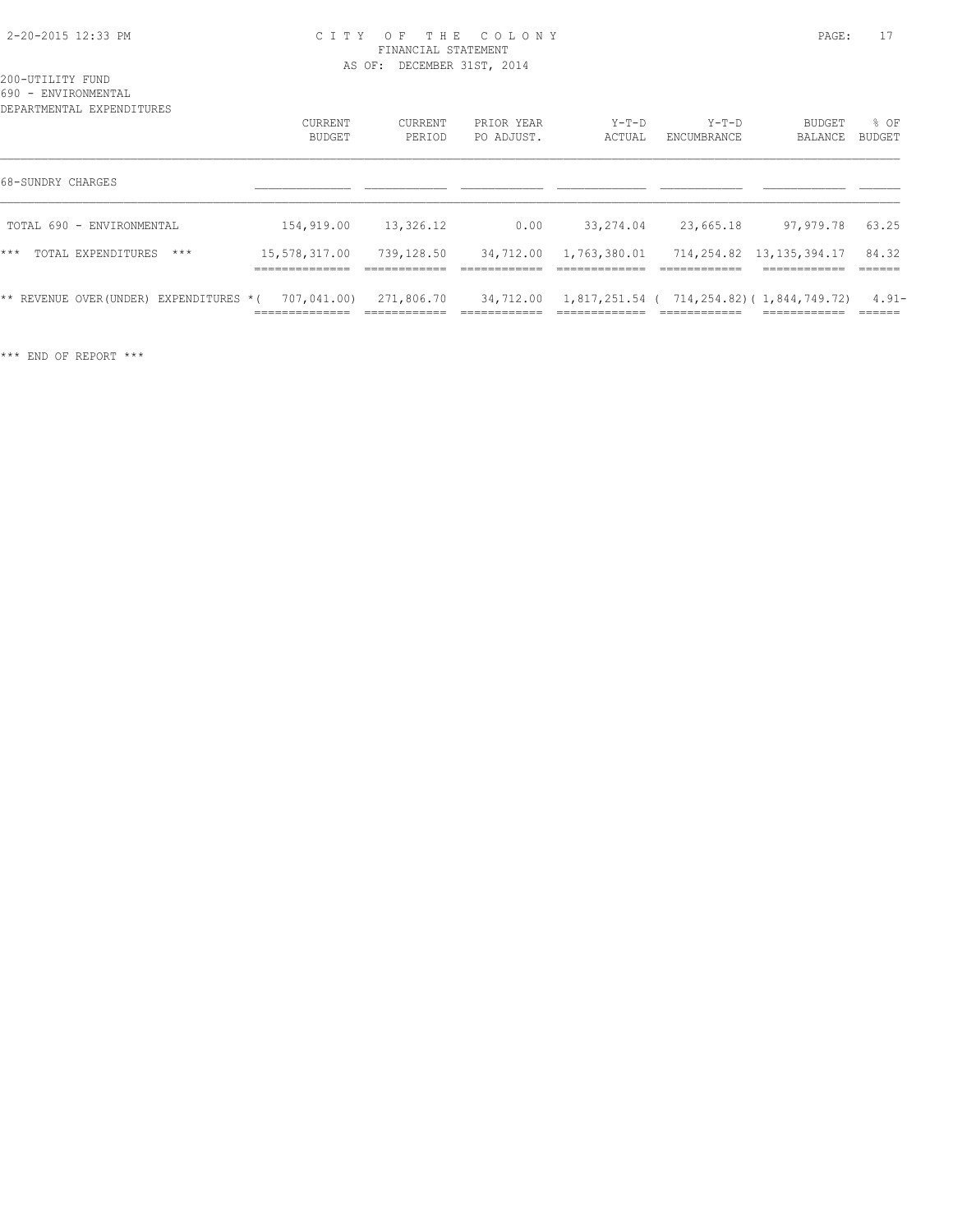200-UTILITY FUND
690 - ENVIRONMENTAL
DEPARTMENTAL EXPENDITURES

| | CURRENT BUDGET | CURRENT PERIOD | PRIOR YEAR PO ADJUST. | Y-T-D ACTUAL | Y-T-D ENCUMBRANCE | BUDGET BALANCE | % OF BUDGET |
|---|---|---|---|---|---|---|---|
| 68-SUNDRY CHARGES | | | | | | | |
| TOTAL 690 - ENVIRONMENTAL | 154,919.00 | 13,326.12 | 0.00 | 33,274.04 | 23,665.18 | 97,979.78 | 63.25 |
| *** TOTAL EXPENDITURES *** | 15,578,317.00 | 739,128.50 | 34,712.00 | 1,763,380.01 | 714,254.82 | 13,135,394.17 | 84.32 |
| ** REVENUE OVER(UNDER) EXPENDITURES * | ( 707,041.00) | 271,806.70 | 34,712.00 | 1,817,251.54 | ( 714,254.82) | ( 1,844,749.72) | 4.91- |

*** END OF REPORT ***